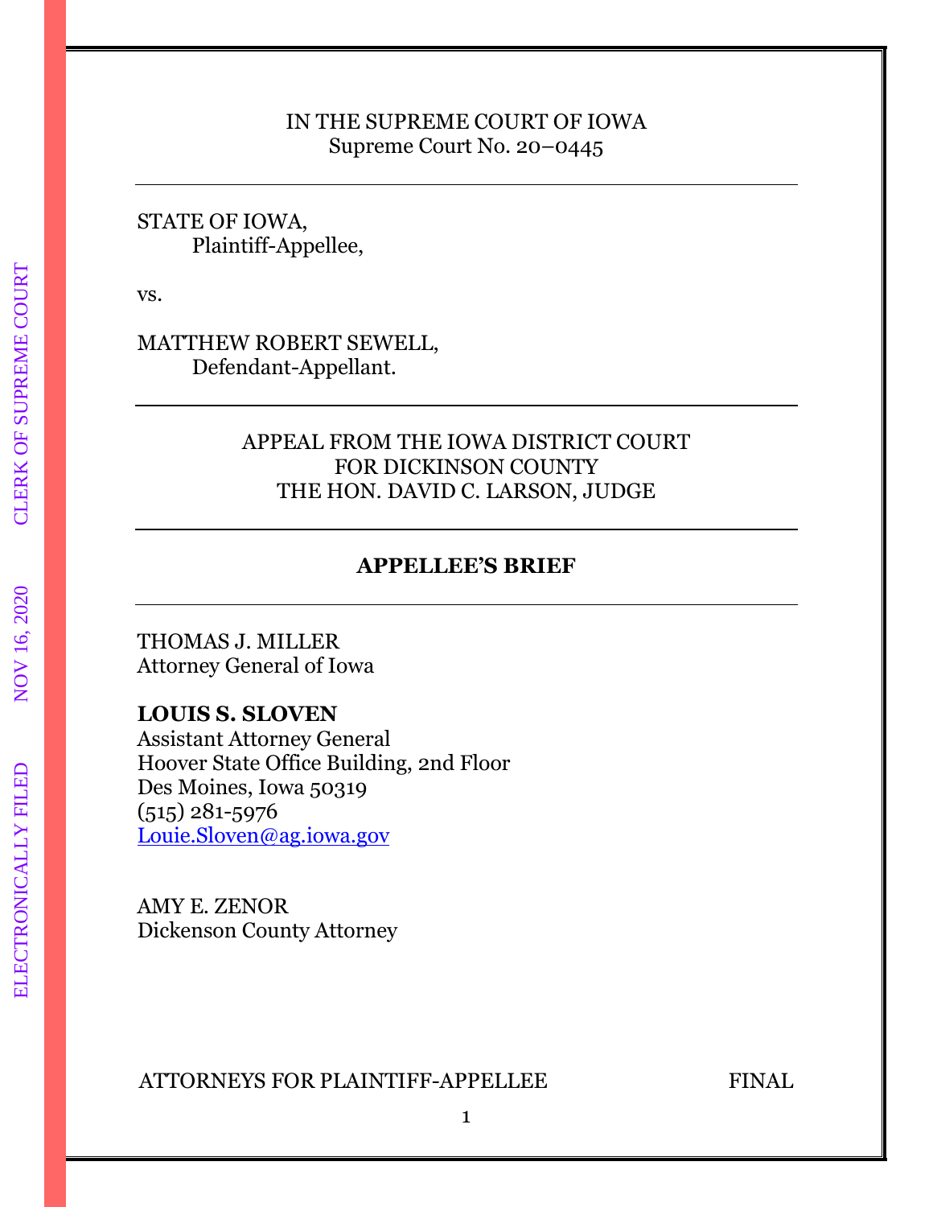IN THE SUPREME COURT OF IOWA
Supreme Court No. 20–0445

---

STATE OF IOWA,
Plaintiff-Appellee,

vs.

MATTHEW ROBERT SEWELL,
Defendant-Appellant.

---

APPEAL FROM THE IOWA DISTRICT COURT
FOR DICKINSON COUNTY
THE HON. DAVID C. LARSON, JUDGE

---

**APPELLEE'S BRIEF**

---

THOMAS J. MILLER
Attorney General of Iowa

**LOUIS S. SLOVEN**
Assistant Attorney General
Hoover State Office Building, 2nd Floor
Des Moines, Iowa 50319
(515) 281-5976
Louie.Sloven@ag.iowa.gov

AMY E. ZENOR
Dickenson County Attorney

ATTORNEYS FOR PLAINTIFF-APPELLEE FINAL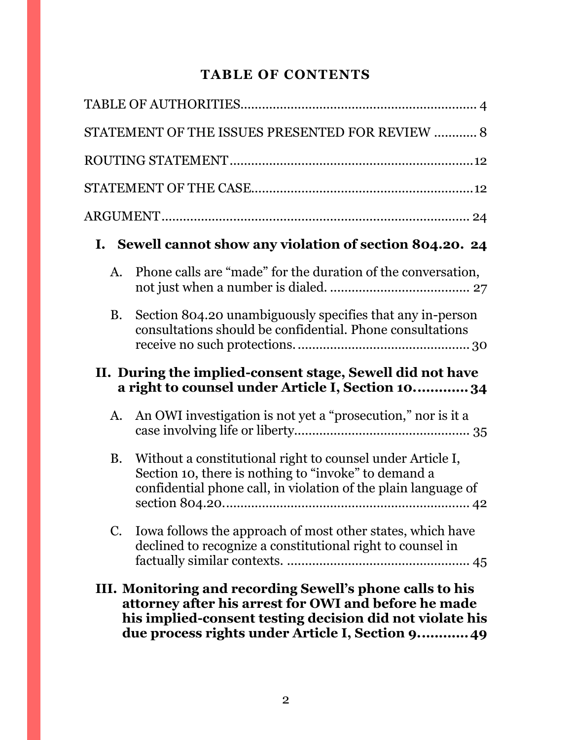# TABLE OF CONTENTS

TABLE OF AUTHORITIES ........................................................ 4

STATEMENT OF THE ISSUES PRESENTED FOR REVIEW ........... 8

ROUTING STATEMENT ........................................................ 12

STATEMENT OF THE CASE .................................................. 12

ARGUMENT ........................................................................ 24

**I. Sewell cannot show any violation of section 804.20. 24**

A. Phone calls are "made" for the duration of the conversation, not just when a number is dialed. ...................................... 27

B. Section 804.20 unambiguously specifies that any in-person consultations should be confidential. Phone consultations receive no such protections. ............................................... 30

**II. During the implied-consent stage, Sewell did not have a right to counsel under Article I, Section 10............ 34**

A. An OWI investigation is not yet a "prosecution," nor is it a case involving life or liberty ................................................ 35

B. Without a constitutional right to counsel under Article I, Section 10, there is nothing to "invoke" to demand a confidential phone call, in violation of the plain language of section 804.20. .................................................................. 42

C. Iowa follows the approach of most other states, which have declined to recognize a constitutional right to counsel in factually similar contexts. .................................................. 45

**III. Monitoring and recording Sewell's phone calls to his attorney after his arrest for OWI and before he made his implied-consent testing decision did not violate his due process rights under Article I, Section 9........... 49**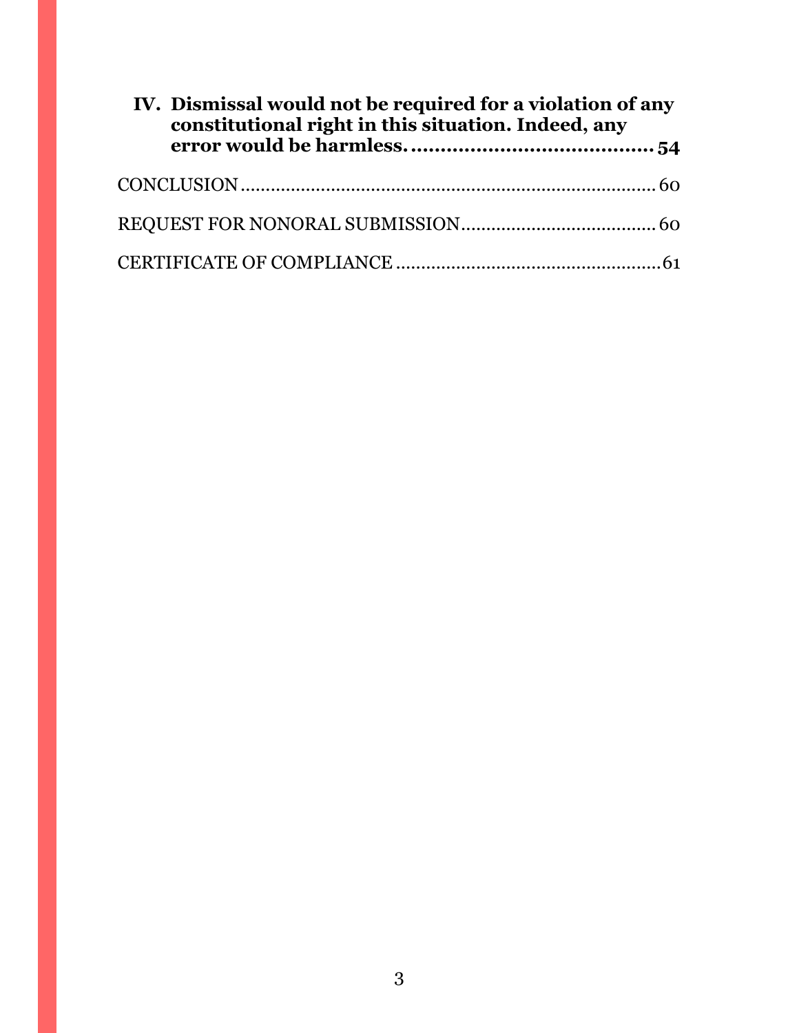**IV. Dismissal would not be required for a violation of any constitutional right in this situation. Indeed, any error would be harmless. .......................................... 54**

CONCLUSION ........................................................................... 60

REQUEST FOR NONORAL SUBMISSION ....................................... 60

CERTIFICATE OF COMPLIANCE ..................................................... 61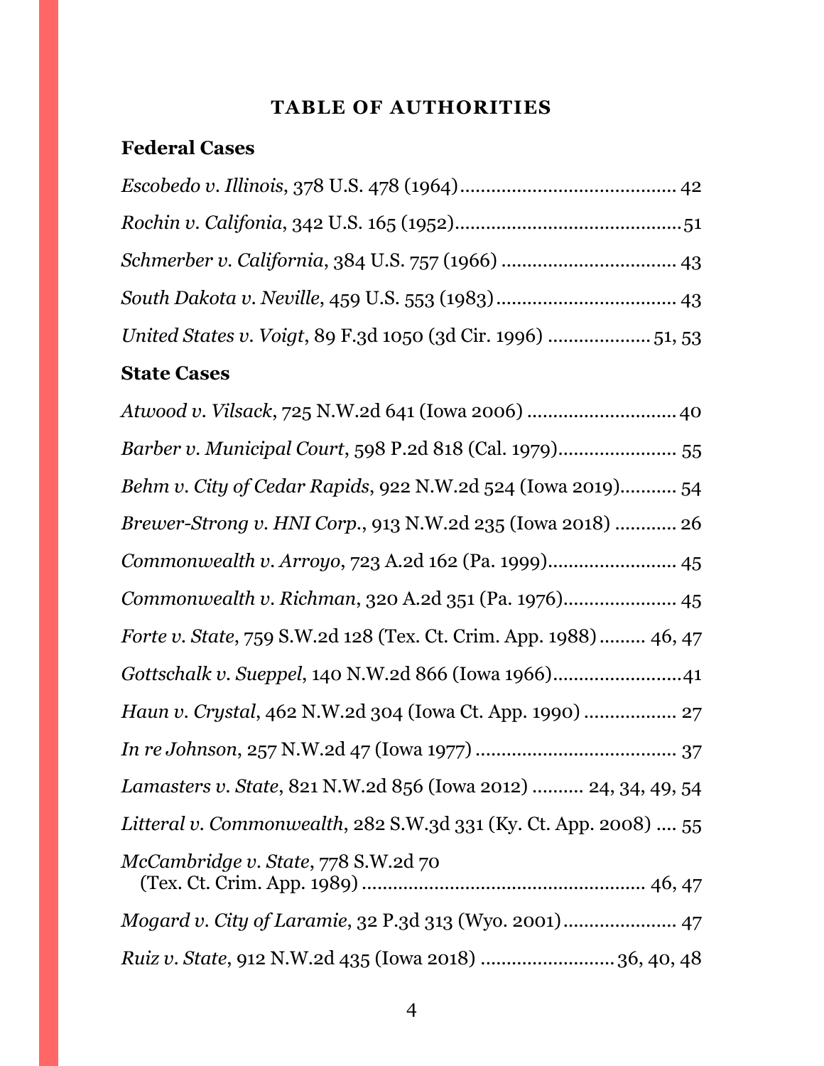# TABLE OF AUTHORITIES

## Federal Cases

*Escobedo v. Illinois*, 378 U.S. 478 (1964) .......................................... 42

*Rochin v. Califonia*, 342 U.S. 165 (1952) ............................................ 51

*Schmerber v. California*, 384 U.S. 757 (1966) .................................. 43

*South Dakota v. Neville*, 459 U.S. 553 (1983) ................................... 43

*United States v. Voigt*, 89 F.3d 1050 (3d Cir. 1996) .................... 51, 53

## State Cases

*Atwood v. Vilsack*, 725 N.W.2d 641 (Iowa 2006) ............................. 40

*Barber v. Municipal Court*, 598 P.2d 818 (Cal. 1979) ....................... 55

*Behm v. City of Cedar Rapids*, 922 N.W.2d 524 (Iowa 2019) ........... 54

*Brewer-Strong v. HNI Corp.*, 913 N.W.2d 235 (Iowa 2018) ............ 26

*Commonwealth v. Arroyo*, 723 A.2d 162 (Pa. 1999) ......................... 45

*Commonwealth v. Richman*, 320 A.2d 351 (Pa. 1976) ...................... 45

*Forte v. State*, 759 S.W.2d 128 (Tex. Ct. Crim. App. 1988) ......... 46, 47

*Gottschalk v. Sueppel*, 140 N.W.2d 866 (Iowa 1966) ......................... 41

*Haun v. Crystal*, 462 N.W.2d 304 (Iowa Ct. App. 1990) .................. 27

*In re Johnson*, 257 N.W.2d 47 (Iowa 1977) ....................................... 37

*Lamasters v. State*, 821 N.W.2d 856 (Iowa 2012) .......... 24, 34, 49, 54

*Litteral v. Commonwealth*, 282 S.W.3d 331 (Ky. Ct. App. 2008) .... 55

*McCambridge v. State*, 778 S.W.2d 70 (Tex. Ct. Crim. App. 1989) ....................................................... 46, 47

*Mogard v. City of Laramie*, 32 P.3d 313 (Wyo. 2001) ...................... 47

*Ruiz v. State*, 912 N.W.2d 435 (Iowa 2018) .......................... 36, 40, 48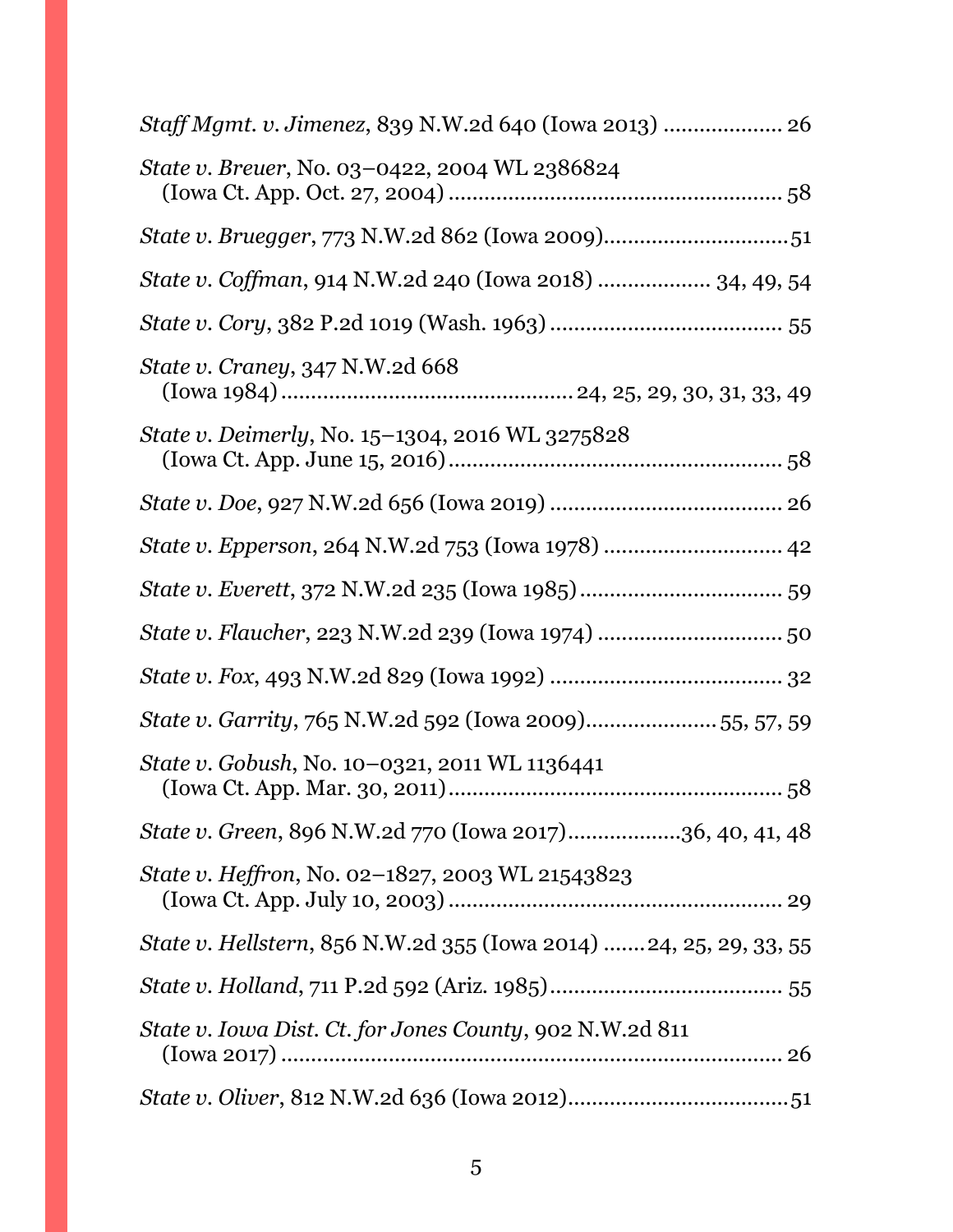*Staff Mgmt. v. Jimenez*, 839 N.W.2d 640 (Iowa 2013) .................... 26

*State v. Breuer*, No. 03–0422, 2004 WL 2386824 (Iowa Ct. App. Oct. 27, 2004) ........................................................ 58

*State v. Bruegger*, 773 N.W.2d 862 (Iowa 2009)...............................51

*State v. Coffman*, 914 N.W.2d 240 (Iowa 2018) .................. 34, 49, 54

*State v. Cory*, 382 P.2d 1019 (Wash. 1963) ....................................... 55

*State v. Craney*, 347 N.W.2d 668 (Iowa 1984) ................................................ 24, 25, 29, 30, 31, 33, 49

*State v. Deimerly*, No. 15–1304, 2016 WL 3275828 (Iowa Ct. App. June 15, 2016)........................................................ 58

*State v. Doe*, 927 N.W.2d 656 (Iowa 2019) ....................................... 26

*State v. Epperson*, 264 N.W.2d 753 (Iowa 1978) .............................. 42

*State v. Everett*, 372 N.W.2d 235 (Iowa 1985).................................. 59

*State v. Flaucher*, 223 N.W.2d 239 (Iowa 1974) ............................... 50

*State v. Fox*, 493 N.W.2d 829 (Iowa 1992) ....................................... 32

*State v. Garrity*, 765 N.W.2d 592 (Iowa 2009)...................... 55, 57, 59

*State v. Gobush*, No. 10–0321, 2011 WL 1136441 (Iowa Ct. App. Mar. 30, 2011)........................................................ 58

*State v. Green*, 896 N.W.2d 770 (Iowa 2017)...................36, 40, 41, 48

*State v. Heffron*, No. 02–1827, 2003 WL 21543823 (Iowa Ct. App. July 10, 2003) ........................................................ 29

*State v. Hellstern*, 856 N.W.2d 355 (Iowa 2014) .......24, 25, 29, 33, 55

*State v. Holland*, 711 P.2d 592 (Ariz. 1985)....................................... 55

*State v. Iowa Dist. Ct. for Jones County*, 902 N.W.2d 811 (Iowa 2017) ..................................................................... 26

*State v. Oliver*, 812 N.W.2d 636 (Iowa 2012).....................................51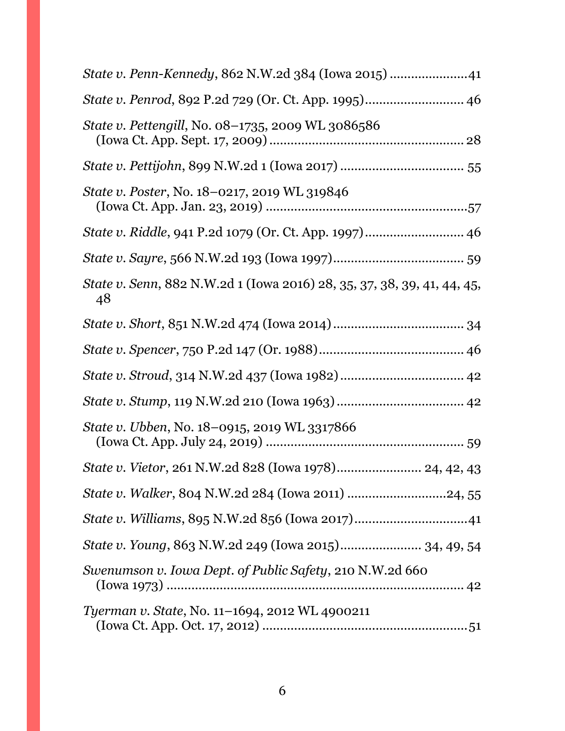*State v. Penn-Kennedy*, 862 N.W.2d 384 (Iowa 2015) ......................41

*State v. Penrod*, 892 P.2d 729 (Or. Ct. App. 1995)............................ 46

*State v. Pettengill*, No. 08–1735, 2009 WL 3086586 (Iowa Ct. App. Sept. 17, 2009) ....................................................... 28

*State v. Pettijohn*, 899 N.W.2d 1 (Iowa 2017) ................................... 55

*State v. Poster*, No. 18–0217, 2019 WL 319846 (Iowa Ct. App. Jan. 23, 2019) .........................................................57

*State v. Riddle*, 941 P.2d 1079 (Or. Ct. App. 1997)............................ 46

*State v. Sayre*, 566 N.W.2d 193 (Iowa 1997)..................................... 59

*State v. Senn*, 882 N.W.2d 1 (Iowa 2016) 28, 35, 37, 38, 39, 41, 44, 45, 48

*State v. Short*, 851 N.W.2d 474 (Iowa 2014)..................................... 34

*State v. Spencer*, 750 P.2d 147 (Or. 1988)......................................... 46

*State v. Stroud*, 314 N.W.2d 437 (Iowa 1982).................................. 42

*State v. Stump*, 119 N.W.2d 210 (Iowa 1963)................................... 42

*State v. Ubben*, No. 18–0915, 2019 WL 3317866 (Iowa Ct. App. July 24, 2019) ........................................................ 59

*State v. Vietor*, 261 N.W.2d 828 (Iowa 1978)........................ 24, 42, 43

*State v. Walker*, 804 N.W.2d 284 (Iowa 2011) ............................24, 55

*State v. Williams*, 895 N.W.2d 856 (Iowa 2017)................................41

*State v. Young*, 863 N.W.2d 249 (Iowa 2015)....................... 34, 49, 54

*Swenumson v. Iowa Dept. of Public Safety*, 210 N.W.2d 660 (Iowa 1973) ...................................................................................... 42

*Tyerman v. State*, No. 11–1694, 2012 WL 4900211 (Iowa Ct. App. Oct. 17, 2012) ...........................................................51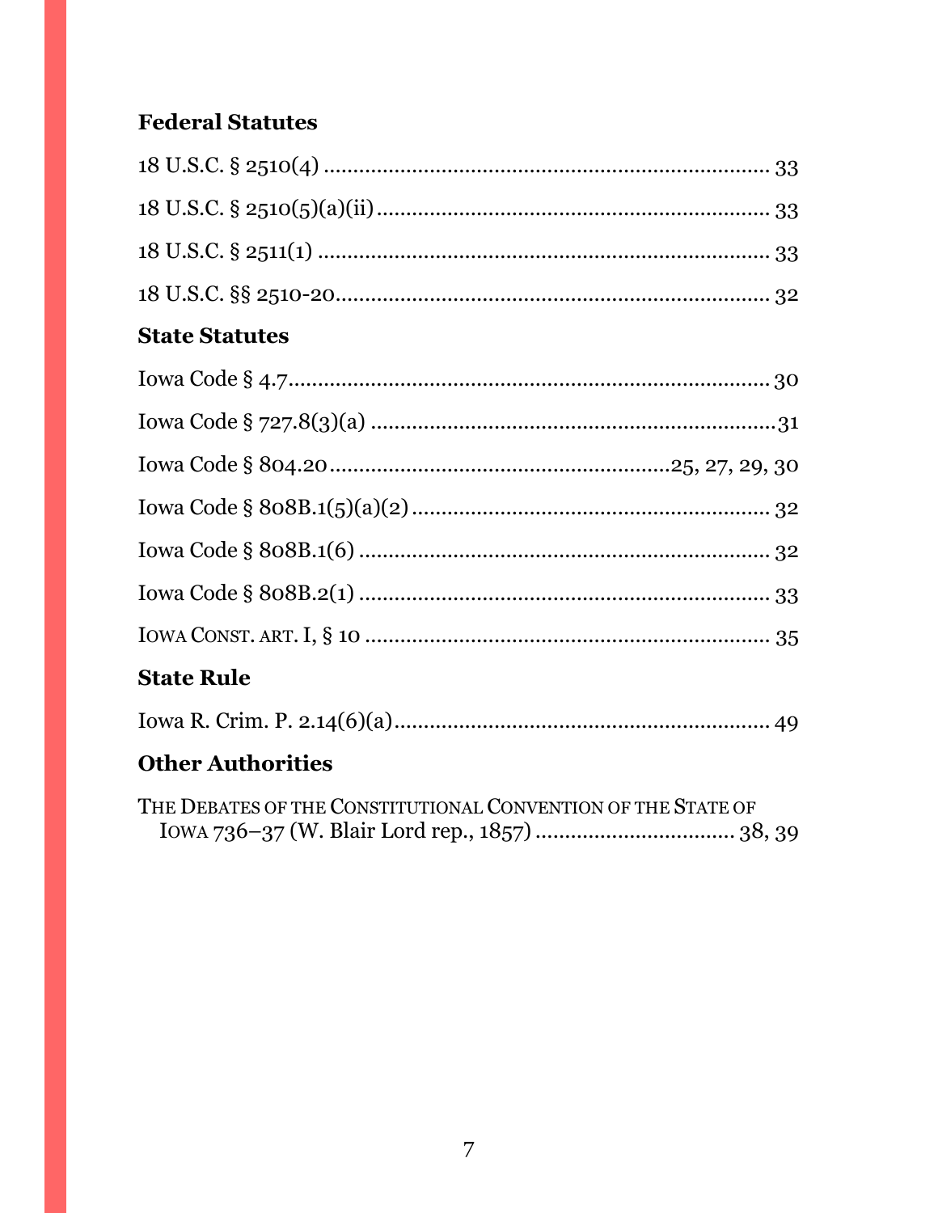### Federal Statutes

18 U.S.C. § 2510(4) .......................................................................... 33

18 U.S.C. § 2510(5)(a)(ii) ................................................................. 33

18 U.S.C. § 2511(1) .......................................................................... 33

18 U.S.C. §§ 2510-20 ......................................................................... 32

### State Statutes

Iowa Code § 4.7 ................................................................................ 30

Iowa Code § 727.8(3)(a) ....................................................................31

Iowa Code § 804.20 ........................................................ 25, 27, 29, 30

Iowa Code § 808B.1(5)(a)(2) .......................................................... 32

Iowa Code § 808B.1(6) ..................................................................... 32

Iowa Code § 808B.2(1) ..................................................................... 33

IOWA CONST. ART. I, § 10 ................................................................... 35

### State Rule

Iowa R. Crim. P. 2.14(6)(a) .............................................................. 49

### Other Authorities

THE DEBATES OF THE CONSTITUTIONAL CONVENTION OF THE STATE OF IOWA 736–37 (W. Blair Lord rep., 1857) ................................. 38, 39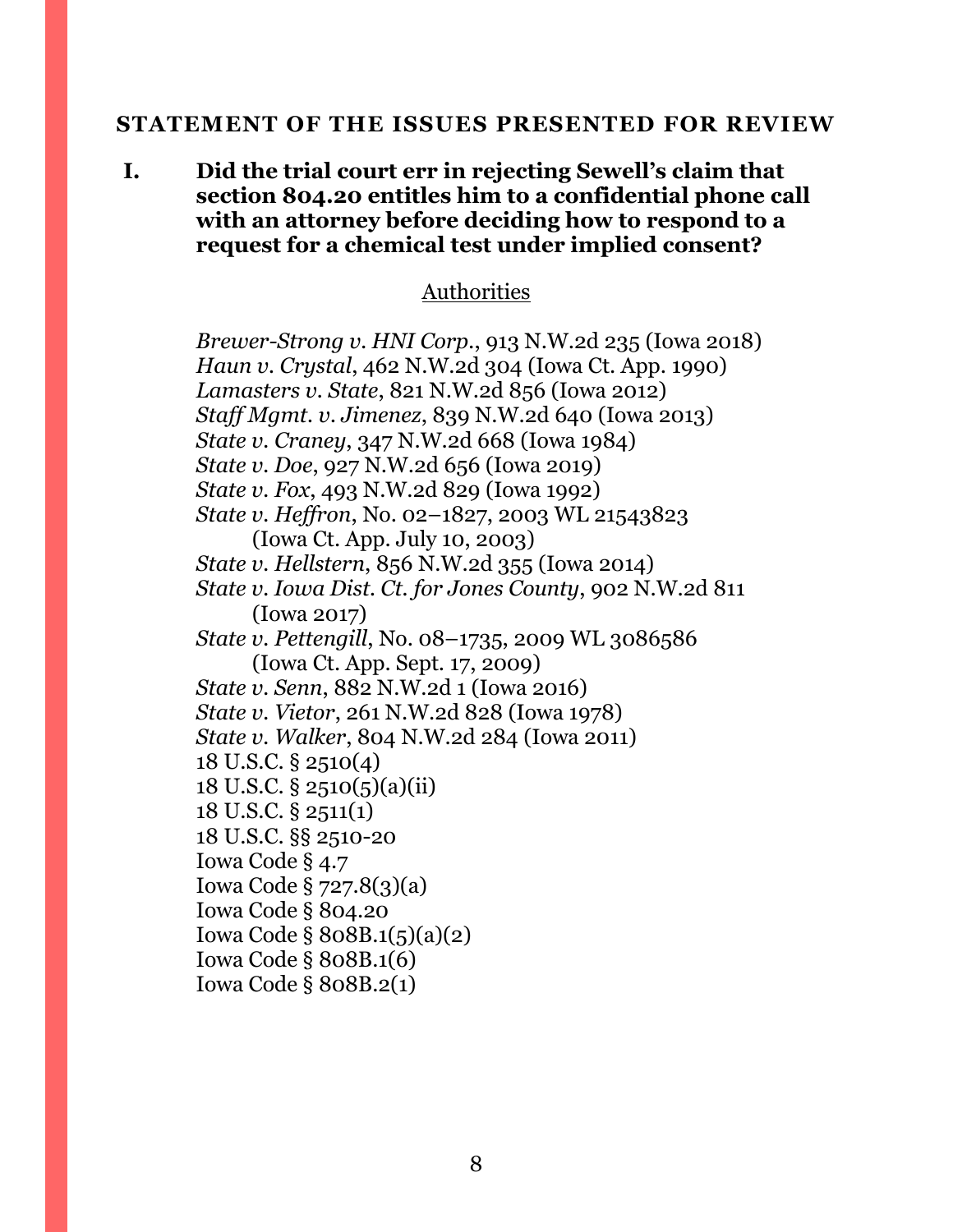## STATEMENT OF THE ISSUES PRESENTED FOR REVIEW

**I. Did the trial court err in rejecting Sewell's claim that section 804.20 entitles him to a confidential phone call with an attorney before deciding how to respond to a request for a chemical test under implied consent?**

Authorities

*Brewer-Strong v. HNI Corp.*, 913 N.W.2d 235 (Iowa 2018)
*Haun v. Crystal*, 462 N.W.2d 304 (Iowa Ct. App. 1990)
*Lamasters v. State*, 821 N.W.2d 856 (Iowa 2012)
*Staff Mgmt. v. Jimenez*, 839 N.W.2d 640 (Iowa 2013)
*State v. Craney*, 347 N.W.2d 668 (Iowa 1984)
*State v. Doe*, 927 N.W.2d 656 (Iowa 2019)
*State v. Fox*, 493 N.W.2d 829 (Iowa 1992)
*State v. Heffron*, No. 02–1827, 2003 WL 21543823 (Iowa Ct. App. July 10, 2003)
*State v. Hellstern*, 856 N.W.2d 355 (Iowa 2014)
*State v. Iowa Dist. Ct. for Jones County*, 902 N.W.2d 811 (Iowa 2017)
*State v. Pettengill*, No. 08–1735, 2009 WL 3086586 (Iowa Ct. App. Sept. 17, 2009)
*State v. Senn*, 882 N.W.2d 1 (Iowa 2016)
*State v. Vietor*, 261 N.W.2d 828 (Iowa 1978)
*State v. Walker*, 804 N.W.2d 284 (Iowa 2011)
18 U.S.C. § 2510(4)
18 U.S.C. § 2510(5)(a)(ii)
18 U.S.C. § 2511(1)
18 U.S.C. §§ 2510-20
Iowa Code § 4.7
Iowa Code § 727.8(3)(a)
Iowa Code § 804.20
Iowa Code § 808B.1(5)(a)(2)
Iowa Code § 808B.1(6)
Iowa Code § 808B.2(1)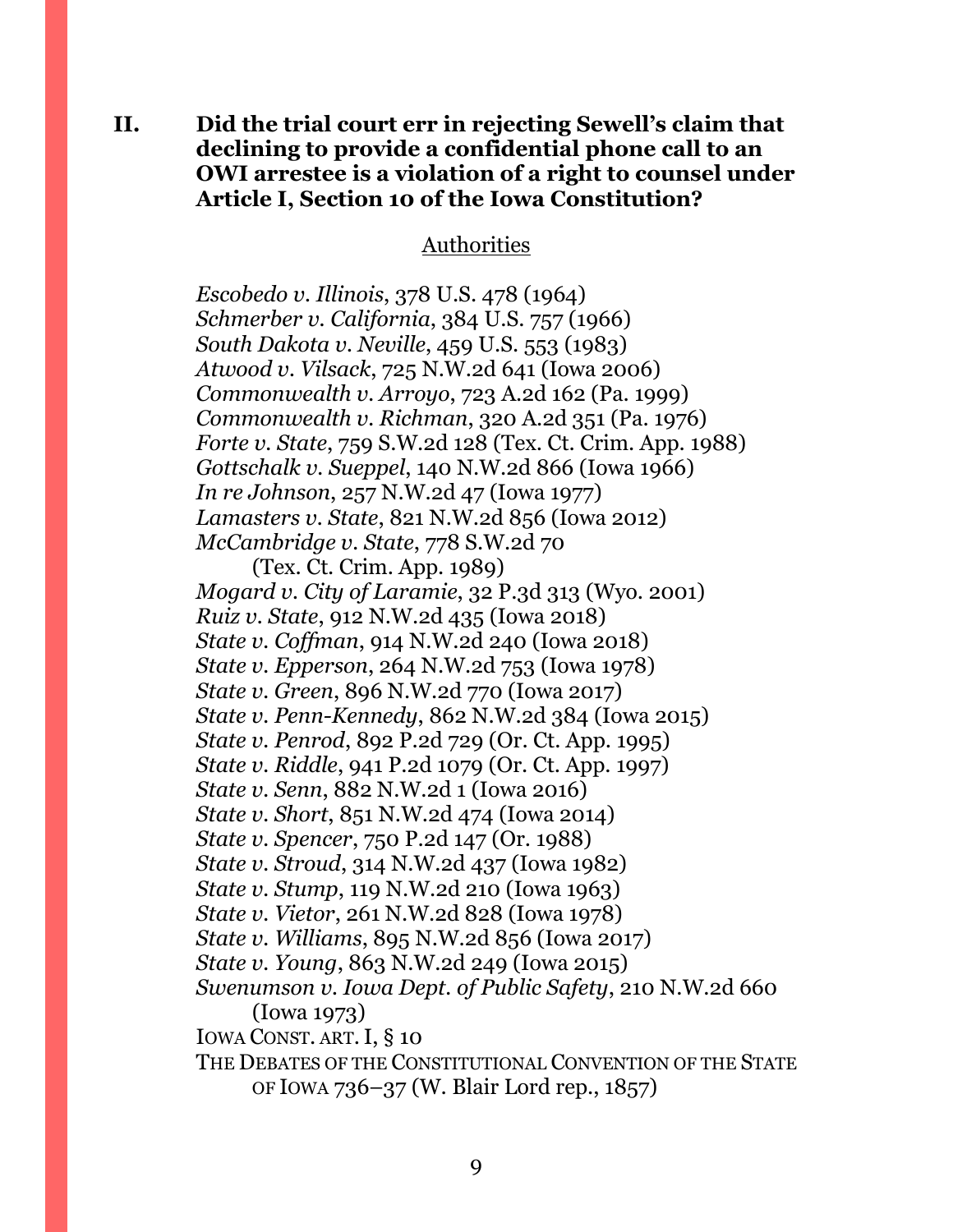## II. Did the trial court err in rejecting Sewell's claim that declining to provide a confidential phone call to an OWI arrestee is a violation of a right to counsel under Article I, Section 10 of the Iowa Constitution?

Authorities

*Escobedo v. Illinois*, 378 U.S. 478 (1964)
*Schmerber v. California*, 384 U.S. 757 (1966)
*South Dakota v. Neville*, 459 U.S. 553 (1983)
*Atwood v. Vilsack*, 725 N.W.2d 641 (Iowa 2006)
*Commonwealth v. Arroyo*, 723 A.2d 162 (Pa. 1999)
*Commonwealth v. Richman*, 320 A.2d 351 (Pa. 1976)
*Forte v. State*, 759 S.W.2d 128 (Tex. Ct. Crim. App. 1988)
*Gottschalk v. Sueppel*, 140 N.W.2d 866 (Iowa 1966)
*In re Johnson*, 257 N.W.2d 47 (Iowa 1977)
*Lamasters v. State*, 821 N.W.2d 856 (Iowa 2012)
*McCambridge v. State*, 778 S.W.2d 70 (Tex. Ct. Crim. App. 1989)
*Mogard v. City of Laramie*, 32 P.3d 313 (Wyo. 2001)
*Ruiz v. State*, 912 N.W.2d 435 (Iowa 2018)
*State v. Coffman*, 914 N.W.2d 240 (Iowa 2018)
*State v. Epperson*, 264 N.W.2d 753 (Iowa 1978)
*State v. Green*, 896 N.W.2d 770 (Iowa 2017)
*State v. Penn-Kennedy*, 862 N.W.2d 384 (Iowa 2015)
*State v. Penrod*, 892 P.2d 729 (Or. Ct. App. 1995)
*State v. Riddle*, 941 P.2d 1079 (Or. Ct. App. 1997)
*State v. Senn*, 882 N.W.2d 1 (Iowa 2016)
*State v. Short*, 851 N.W.2d 474 (Iowa 2014)
*State v. Spencer*, 750 P.2d 147 (Or. 1988)
*State v. Stroud*, 314 N.W.2d 437 (Iowa 1982)
*State v. Stump*, 119 N.W.2d 210 (Iowa 1963)
*State v. Vietor*, 261 N.W.2d 828 (Iowa 1978)
*State v. Williams*, 895 N.W.2d 856 (Iowa 2017)
*State v. Young*, 863 N.W.2d 249 (Iowa 2015)
*Swenumson v. Iowa Dept. of Public Safety*, 210 N.W.2d 660 (Iowa 1973)
IOWA CONST. ART. I, § 10
THE DEBATES OF THE CONSTITUTIONAL CONVENTION OF THE STATE OF IOWA 736–37 (W. Blair Lord rep., 1857)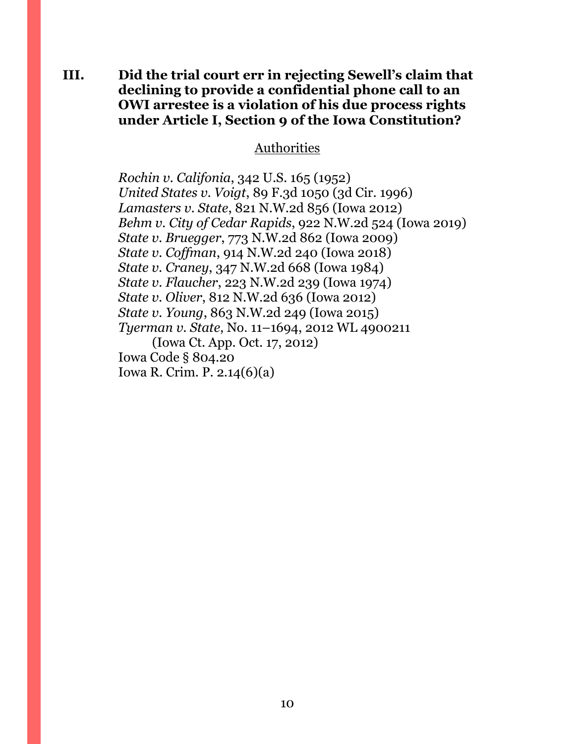**III. Did the trial court err in rejecting Sewell's claim that declining to provide a confidential phone call to an OWI arrestee is a violation of his due process rights under Article I, Section 9 of the Iowa Constitution?**

Authorities

*Rochin v. Califonia*, 342 U.S. 165 (1952)
*United States v. Voigt*, 89 F.3d 1050 (3d Cir. 1996)
*Lamasters v. State*, 821 N.W.2d 856 (Iowa 2012)
*Behm v. City of Cedar Rapids*, 922 N.W.2d 524 (Iowa 2019)
*State v. Bruegger*, 773 N.W.2d 862 (Iowa 2009)
*State v. Coffman*, 914 N.W.2d 240 (Iowa 2018)
*State v. Craney*, 347 N.W.2d 668 (Iowa 1984)
*State v. Flaucher*, 223 N.W.2d 239 (Iowa 1974)
*State v. Oliver*, 812 N.W.2d 636 (Iowa 2012)
*State v. Young*, 863 N.W.2d 249 (Iowa 2015)
*Tyerman v. State*, No. 11–1694, 2012 WL 4900211 (Iowa Ct. App. Oct. 17, 2012)
Iowa Code § 804.20
Iowa R. Crim. P. 2.14(6)(a)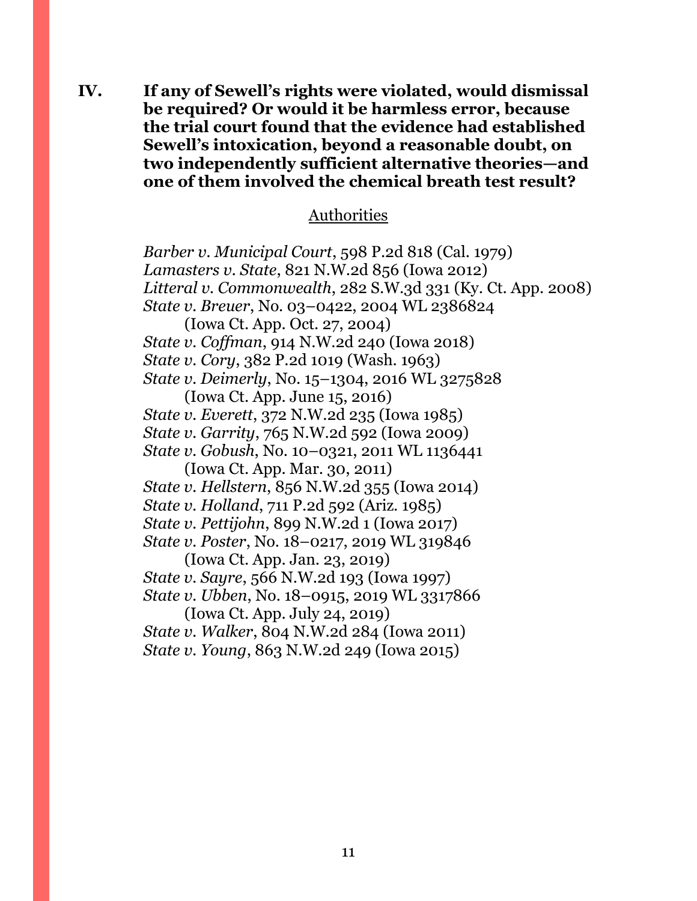**IV. If any of Sewell's rights were violated, would dismissal be required? Or would it be harmless error, because the trial court found that the evidence had established Sewell's intoxication, beyond a reasonable doubt, on two independently sufficient alternative theories—and one of them involved the chemical breath test result?**

Authorities

*Barber v. Municipal Court*, 598 P.2d 818 (Cal. 1979)
*Lamasters v. State*, 821 N.W.2d 856 (Iowa 2012)
*Litteral v. Commonwealth*, 282 S.W.3d 331 (Ky. Ct. App. 2008)
*State v. Breuer*, No. 03–0422, 2004 WL 2386824 (Iowa Ct. App. Oct. 27, 2004)
*State v. Coffman*, 914 N.W.2d 240 (Iowa 2018)
*State v. Cory*, 382 P.2d 1019 (Wash. 1963)
*State v. Deimerly*, No. 15–1304, 2016 WL 3275828 (Iowa Ct. App. June 15, 2016)
*State v. Everett*, 372 N.W.2d 235 (Iowa 1985)
*State v. Garrity*, 765 N.W.2d 592 (Iowa 2009)
*State v. Gobush*, No. 10–0321, 2011 WL 1136441 (Iowa Ct. App. Mar. 30, 2011)
*State v. Hellstern*, 856 N.W.2d 355 (Iowa 2014)
*State v. Holland*, 711 P.2d 592 (Ariz. 1985)
*State v. Pettijohn*, 899 N.W.2d 1 (Iowa 2017)
*State v. Poster*, No. 18–0217, 2019 WL 319846 (Iowa Ct. App. Jan. 23, 2019)
*State v. Sayre*, 566 N.W.2d 193 (Iowa 1997)
*State v. Ubben*, No. 18–0915, 2019 WL 3317866 (Iowa Ct. App. July 24, 2019)
*State v. Walker*, 804 N.W.2d 284 (Iowa 2011)
*State v. Young*, 863 N.W.2d 249 (Iowa 2015)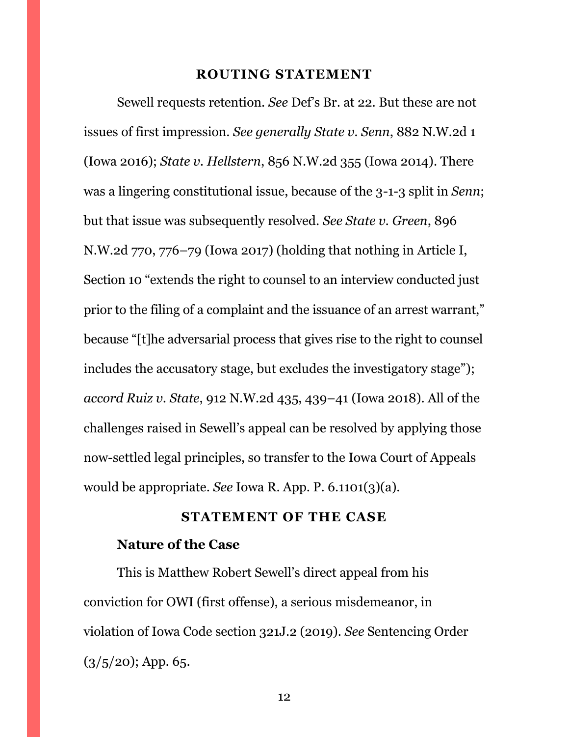## ROUTING STATEMENT

Sewell requests retention. *See* Def's Br. at 22. But these are not issues of first impression. *See generally State v. Senn*, 882 N.W.2d 1 (Iowa 2016); *State v. Hellstern*, 856 N.W.2d 355 (Iowa 2014). There was a lingering constitutional issue, because of the 3-1-3 split in *Senn*; but that issue was subsequently resolved. *See State v. Green*, 896 N.W.2d 770, 776–79 (Iowa 2017) (holding that nothing in Article I, Section 10 "extends the right to counsel to an interview conducted just prior to the filing of a complaint and the issuance of an arrest warrant," because "[t]he adversarial process that gives rise to the right to counsel includes the accusatory stage, but excludes the investigatory stage"); *accord Ruiz v. State*, 912 N.W.2d 435, 439–41 (Iowa 2018). All of the challenges raised in Sewell's appeal can be resolved by applying those now-settled legal principles, so transfer to the Iowa Court of Appeals would be appropriate. *See* Iowa R. App. P. 6.1101(3)(a).

## STATEMENT OF THE CASE

### Nature of the Case

This is Matthew Robert Sewell's direct appeal from his conviction for OWI (first offense), a serious misdemeanor, in violation of Iowa Code section 321J.2 (2019). *See* Sentencing Order (3/5/20); App. 65.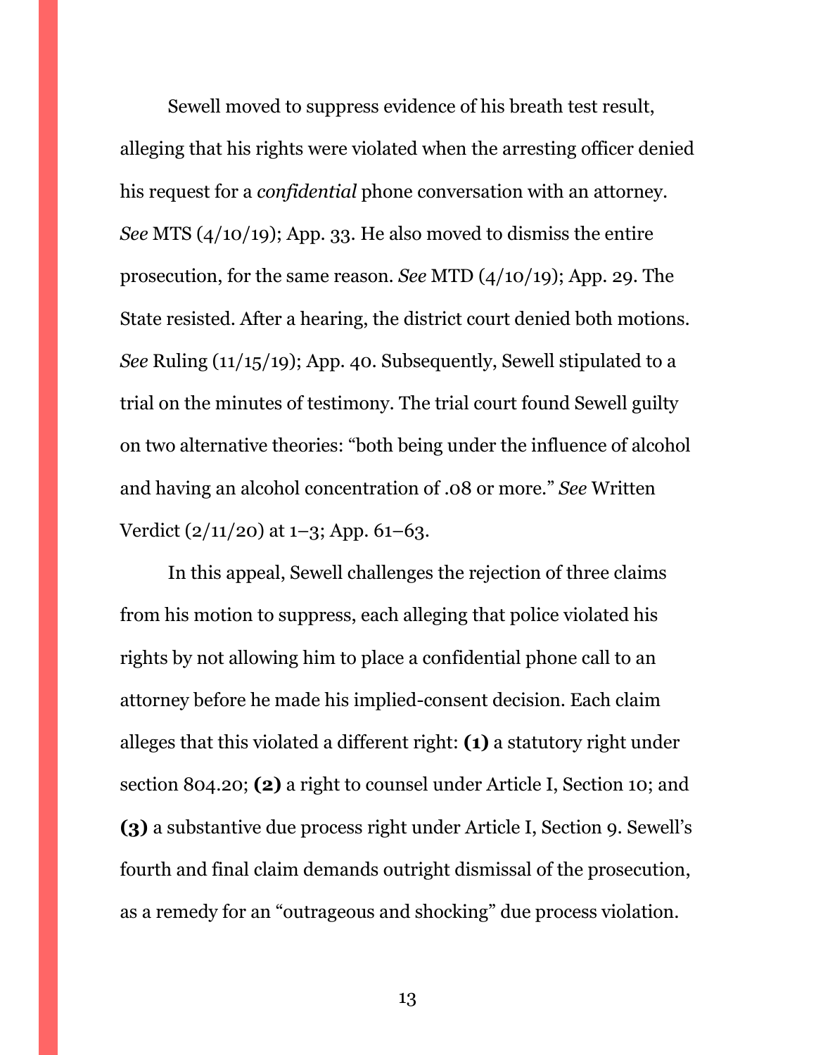Sewell moved to suppress evidence of his breath test result, alleging that his rights were violated when the arresting officer denied his request for a *confidential* phone conversation with an attorney. *See* MTS (4/10/19); App. 33. He also moved to dismiss the entire prosecution, for the same reason. *See* MTD (4/10/19); App. 29. The State resisted. After a hearing, the district court denied both motions. *See* Ruling (11/15/19); App. 40. Subsequently, Sewell stipulated to a trial on the minutes of testimony. The trial court found Sewell guilty on two alternative theories: "both being under the influence of alcohol and having an alcohol concentration of .08 or more." *See* Written Verdict (2/11/20) at 1–3; App. 61–63.

In this appeal, Sewell challenges the rejection of three claims from his motion to suppress, each alleging that police violated his rights by not allowing him to place a confidential phone call to an attorney before he made his implied-consent decision. Each claim alleges that this violated a different right: **(1)** a statutory right under section 804.20; **(2)** a right to counsel under Article I, Section 10; and **(3)** a substantive due process right under Article I, Section 9. Sewell's fourth and final claim demands outright dismissal of the prosecution, as a remedy for an "outrageous and shocking" due process violation.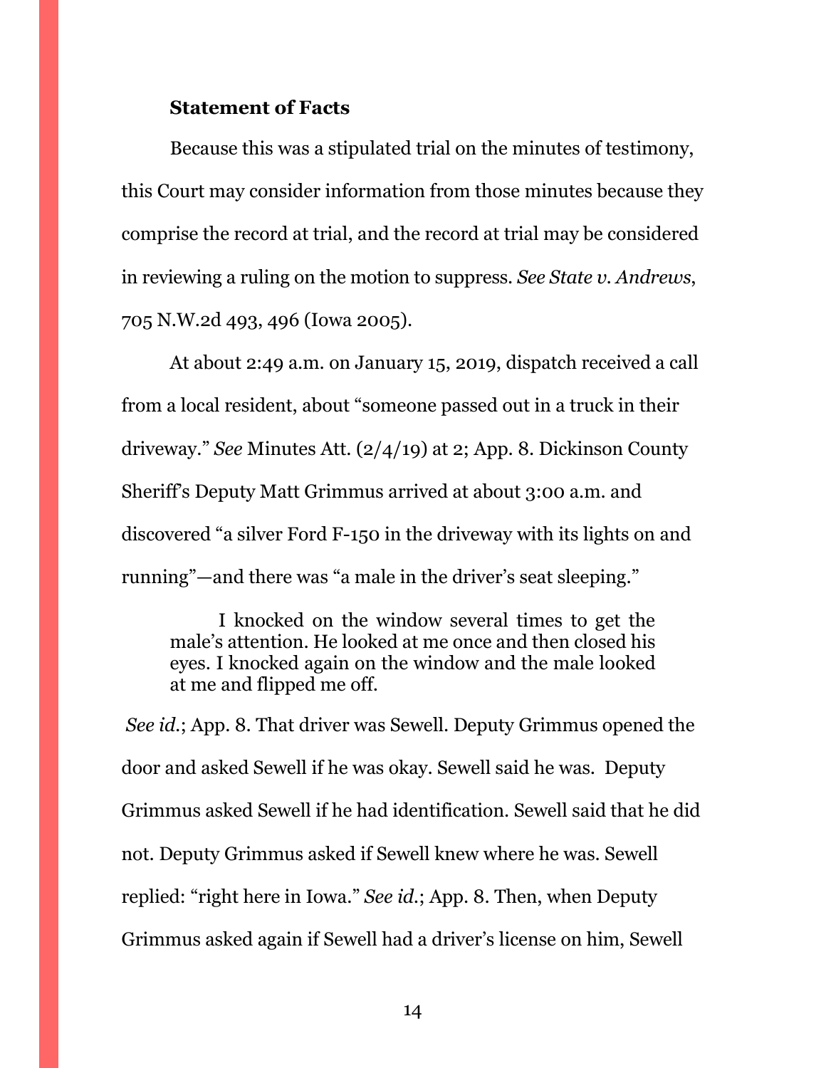### Statement of Facts

Because this was a stipulated trial on the minutes of testimony, this Court may consider information from those minutes because they comprise the record at trial, and the record at trial may be considered in reviewing a ruling on the motion to suppress. *See State v. Andrews*, 705 N.W.2d 493, 496 (Iowa 2005).

At about 2:49 a.m. on January 15, 2019, dispatch received a call from a local resident, about "someone passed out in a truck in their driveway." *See* Minutes Att. (2/4/19) at 2; App. 8. Dickinson County Sheriff's Deputy Matt Grimmus arrived at about 3:00 a.m. and discovered "a silver Ford F-150 in the driveway with its lights on and running"—and there was "a male in the driver's seat sleeping."

> I knocked on the window several times to get the male's attention. He looked at me once and then closed his eyes. I knocked again on the window and the male looked at me and flipped me off.

*See id.*; App. 8. That driver was Sewell. Deputy Grimmus opened the door and asked Sewell if he was okay. Sewell said he was. Deputy Grimmus asked Sewell if he had identification. Sewell said that he did not. Deputy Grimmus asked if Sewell knew where he was. Sewell replied: "right here in Iowa." *See id.*; App. 8. Then, when Deputy Grimmus asked again if Sewell had a driver's license on him, Sewell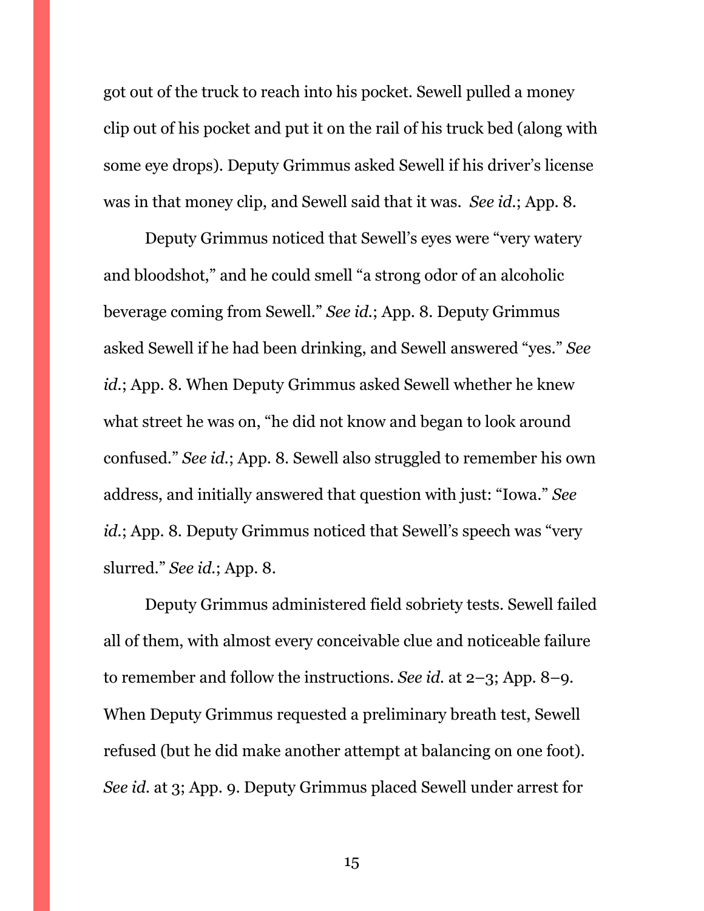got out of the truck to reach into his pocket. Sewell pulled a money clip out of his pocket and put it on the rail of his truck bed (along with some eye drops). Deputy Grimmus asked Sewell if his driver's license was in that money clip, and Sewell said that it was. *See id.*; App. 8.

Deputy Grimmus noticed that Sewell's eyes were "very watery and bloodshot," and he could smell "a strong odor of an alcoholic beverage coming from Sewell." *See id.*; App. 8. Deputy Grimmus asked Sewell if he had been drinking, and Sewell answered "yes." *See id.*; App. 8. When Deputy Grimmus asked Sewell whether he knew what street he was on, "he did not know and began to look around confused." *See id.*; App. 8. Sewell also struggled to remember his own address, and initially answered that question with just: "Iowa." *See id.*; App. 8. Deputy Grimmus noticed that Sewell's speech was "very slurred." *See id.*; App. 8.

Deputy Grimmus administered field sobriety tests. Sewell failed all of them, with almost every conceivable clue and noticeable failure to remember and follow the instructions. *See id.* at 2–3; App. 8–9. When Deputy Grimmus requested a preliminary breath test, Sewell refused (but he did make another attempt at balancing on one foot). *See id.* at 3; App. 9. Deputy Grimmus placed Sewell under arrest for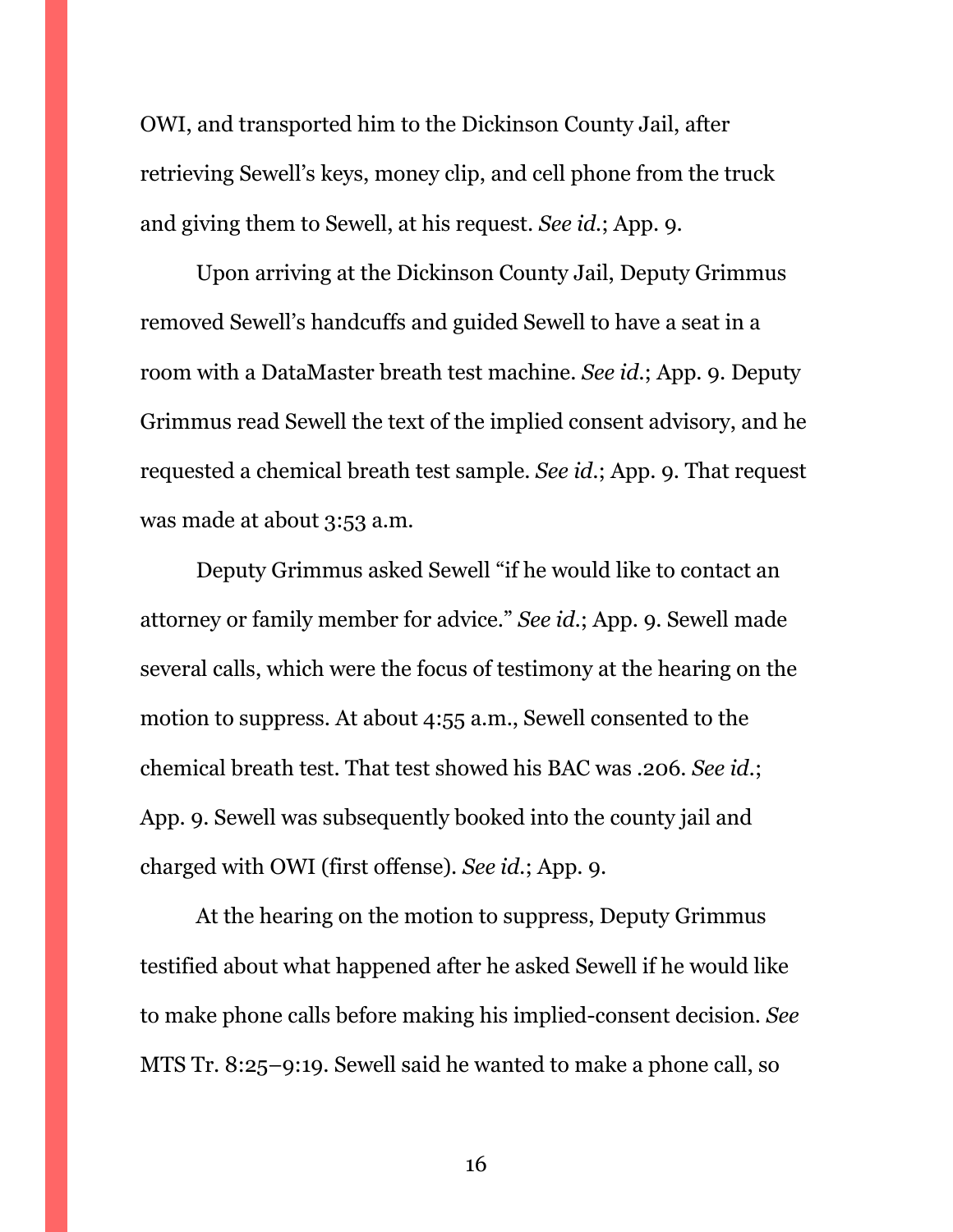OWI, and transported him to the Dickinson County Jail, after retrieving Sewell's keys, money clip, and cell phone from the truck and giving them to Sewell, at his request. *See id.*; App. 9.

Upon arriving at the Dickinson County Jail, Deputy Grimmus removed Sewell's handcuffs and guided Sewell to have a seat in a room with a DataMaster breath test machine. *See id.*; App. 9. Deputy Grimmus read Sewell the text of the implied consent advisory, and he requested a chemical breath test sample. *See id.*; App. 9. That request was made at about 3:53 a.m.

Deputy Grimmus asked Sewell "if he would like to contact an attorney or family member for advice." *See id.*; App. 9. Sewell made several calls, which were the focus of testimony at the hearing on the motion to suppress. At about 4:55 a.m., Sewell consented to the chemical breath test. That test showed his BAC was .206. *See id.*; App. 9. Sewell was subsequently booked into the county jail and charged with OWI (first offense). *See id.*; App. 9.

At the hearing on the motion to suppress, Deputy Grimmus testified about what happened after he asked Sewell if he would like to make phone calls before making his implied-consent decision. *See* MTS Tr. 8:25–9:19. Sewell said he wanted to make a phone call, so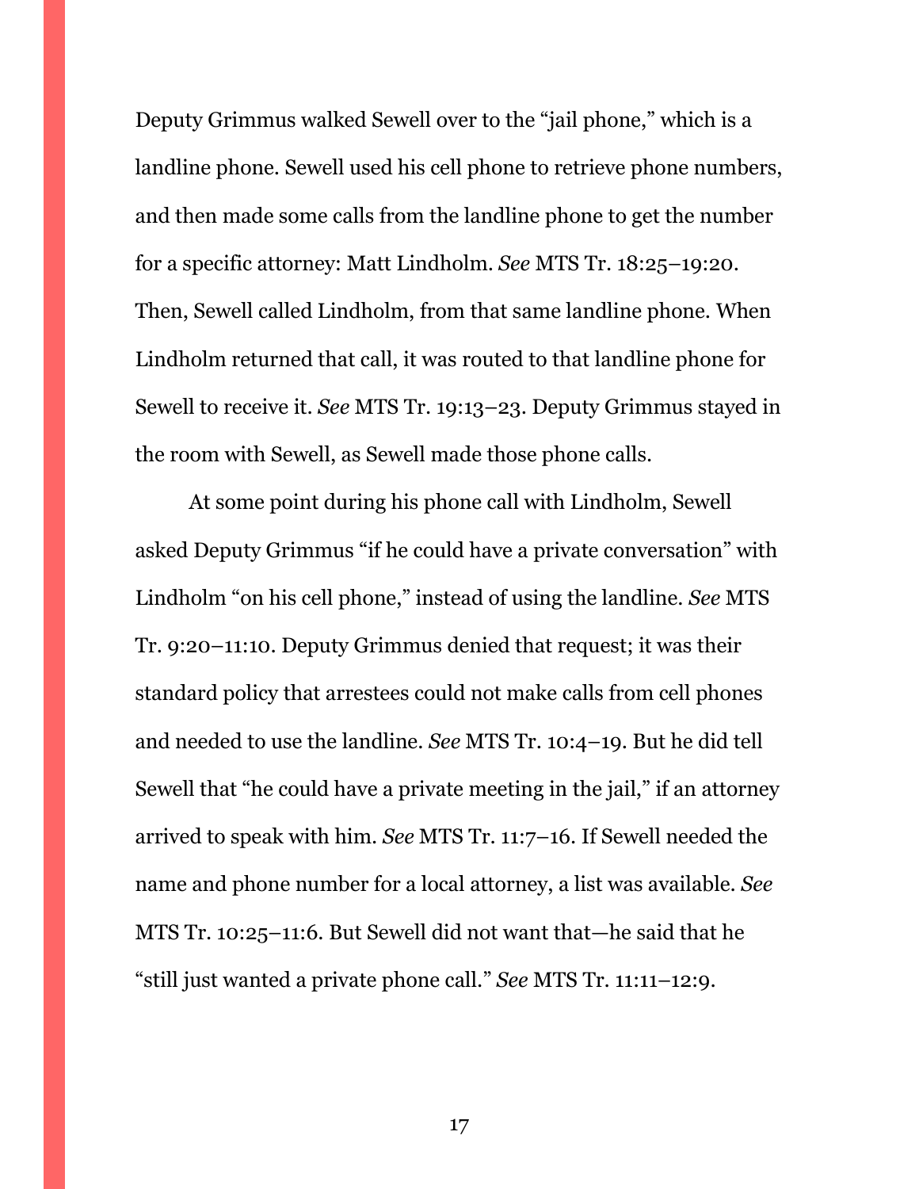Deputy Grimmus walked Sewell over to the "jail phone," which is a landline phone. Sewell used his cell phone to retrieve phone numbers, and then made some calls from the landline phone to get the number for a specific attorney: Matt Lindholm. *See* MTS Tr. 18:25–19:20. Then, Sewell called Lindholm, from that same landline phone. When Lindholm returned that call, it was routed to that landline phone for Sewell to receive it. *See* MTS Tr. 19:13–23. Deputy Grimmus stayed in the room with Sewell, as Sewell made those phone calls.

At some point during his phone call with Lindholm, Sewell asked Deputy Grimmus "if he could have a private conversation" with Lindholm "on his cell phone," instead of using the landline. *See* MTS Tr. 9:20–11:10. Deputy Grimmus denied that request; it was their standard policy that arrestees could not make calls from cell phones and needed to use the landline. *See* MTS Tr. 10:4–19. But he did tell Sewell that "he could have a private meeting in the jail," if an attorney arrived to speak with him. *See* MTS Tr. 11:7–16. If Sewell needed the name and phone number for a local attorney, a list was available. *See* MTS Tr. 10:25–11:6. But Sewell did not want that—he said that he "still just wanted a private phone call." *See* MTS Tr. 11:11–12:9.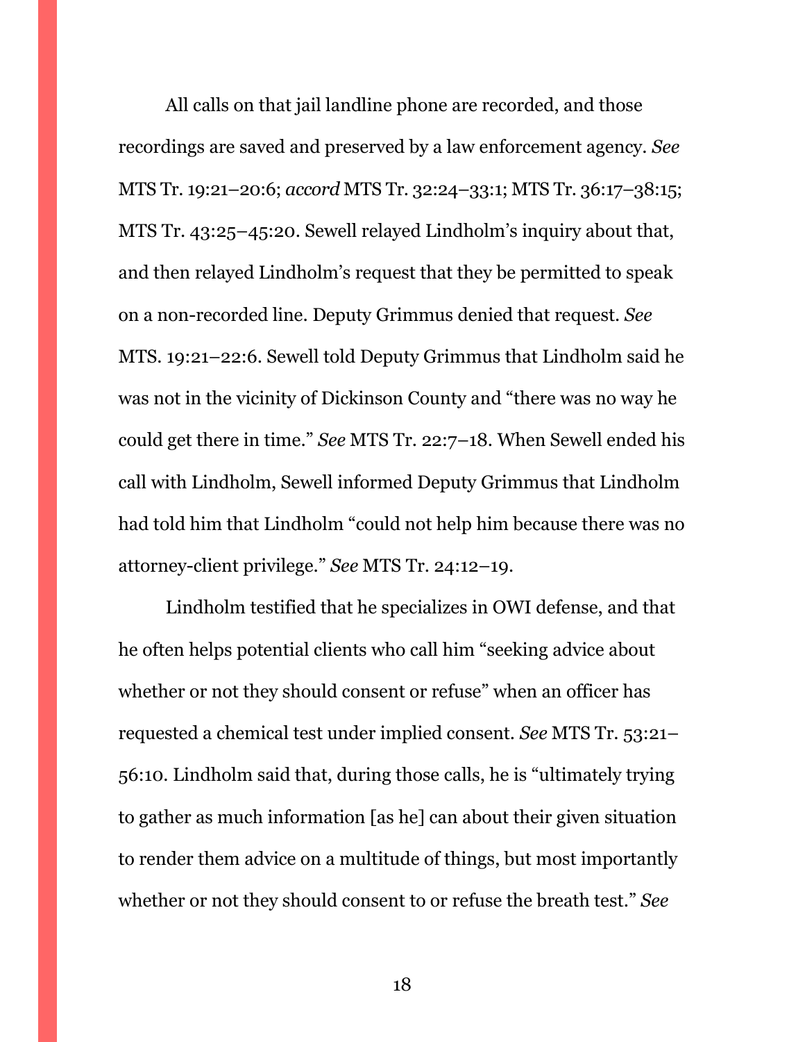All calls on that jail landline phone are recorded, and those recordings are saved and preserved by a law enforcement agency. *See* MTS Tr. 19:21–20:6; *accord* MTS Tr. 32:24–33:1; MTS Tr. 36:17–38:15; MTS Tr. 43:25–45:20. Sewell relayed Lindholm's inquiry about that, and then relayed Lindholm's request that they be permitted to speak on a non-recorded line. Deputy Grimmus denied that request. *See* MTS. 19:21–22:6. Sewell told Deputy Grimmus that Lindholm said he was not in the vicinity of Dickinson County and "there was no way he could get there in time." *See* MTS Tr. 22:7–18. When Sewell ended his call with Lindholm, Sewell informed Deputy Grimmus that Lindholm had told him that Lindholm "could not help him because there was no attorney-client privilege." *See* MTS Tr. 24:12–19.

Lindholm testified that he specializes in OWI defense, and that he often helps potential clients who call him "seeking advice about whether or not they should consent or refuse" when an officer has requested a chemical test under implied consent. *See* MTS Tr. 53:21–56:10. Lindholm said that, during those calls, he is "ultimately trying to gather as much information [as he] can about their given situation to render them advice on a multitude of things, but most importantly whether or not they should consent to or refuse the breath test." *See*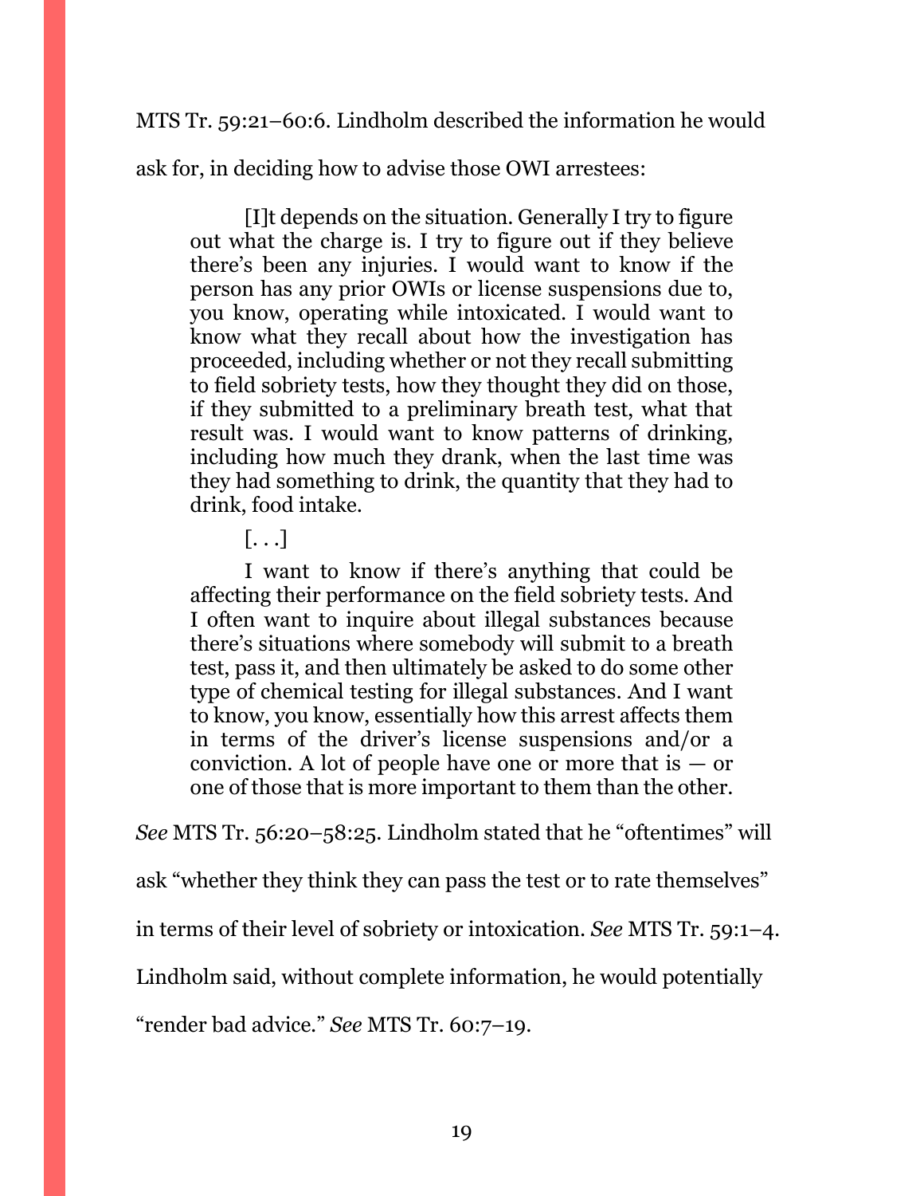MTS Tr. 59:21–60:6. Lindholm described the information he would ask for, in deciding how to advise those OWI arrestees:

> [I]t depends on the situation. Generally I try to figure out what the charge is. I try to figure out if they believe there's been any injuries. I would want to know if the person has any prior OWIs or license suspensions due to, you know, operating while intoxicated. I would want to know what they recall about how the investigation has proceeded, including whether or not they recall submitting to field sobriety tests, how they thought they did on those, if they submitted to a preliminary breath test, what that result was. I would want to know patterns of drinking, including how much they drank, when the last time was they had something to drink, the quantity that they had to drink, food intake.
>
> [. . .]
>
> I want to know if there's anything that could be affecting their performance on the field sobriety tests. And I often want to inquire about illegal substances because there's situations where somebody will submit to a breath test, pass it, and then ultimately be asked to do some other type of chemical testing for illegal substances. And I want to know, you know, essentially how this arrest affects them in terms of the driver's license suspensions and/or a conviction. A lot of people have one or more that is — or one of those that is more important to them than the other.

*See* MTS Tr. 56:20–58:25. Lindholm stated that he "oftentimes" will ask "whether they think they can pass the test or to rate themselves" in terms of their level of sobriety or intoxication. *See* MTS Tr. 59:1–4. Lindholm said, without complete information, he would potentially "render bad advice." *See* MTS Tr. 60:7–19.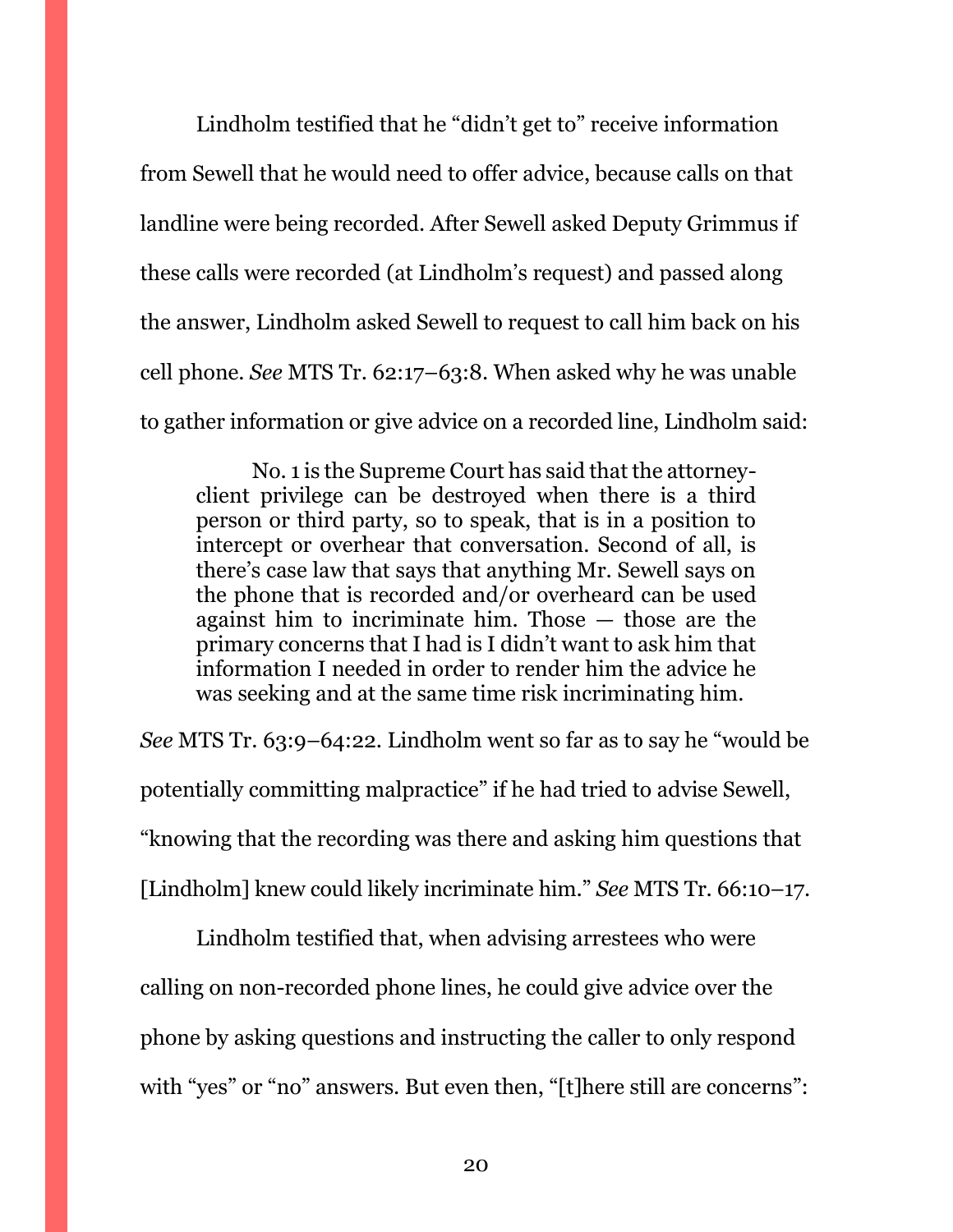Lindholm testified that he "didn't get to" receive information from Sewell that he would need to offer advice, because calls on that landline were being recorded. After Sewell asked Deputy Grimmus if these calls were recorded (at Lindholm's request) and passed along the answer, Lindholm asked Sewell to request to call him back on his cell phone. *See* MTS Tr. 62:17–63:8. When asked why he was unable to gather information or give advice on a recorded line, Lindholm said:

> No. 1 is the Supreme Court has said that the attorney-client privilege can be destroyed when there is a third person or third party, so to speak, that is in a position to intercept or overhear that conversation. Second of all, is there's case law that says that anything Mr. Sewell says on the phone that is recorded and/or overheard can be used against him to incriminate him. Those — those are the primary concerns that I had is I didn't want to ask him that information I needed in order to render him the advice he was seeking and at the same time risk incriminating him.

*See* MTS Tr. 63:9–64:22. Lindholm went so far as to say he "would be potentially committing malpractice" if he had tried to advise Sewell, "knowing that the recording was there and asking him questions that [Lindholm] knew could likely incriminate him." *See* MTS Tr. 66:10–17.

Lindholm testified that, when advising arrestees who were calling on non-recorded phone lines, he could give advice over the phone by asking questions and instructing the caller to only respond with "yes" or "no" answers. But even then, "[t]here still are concerns":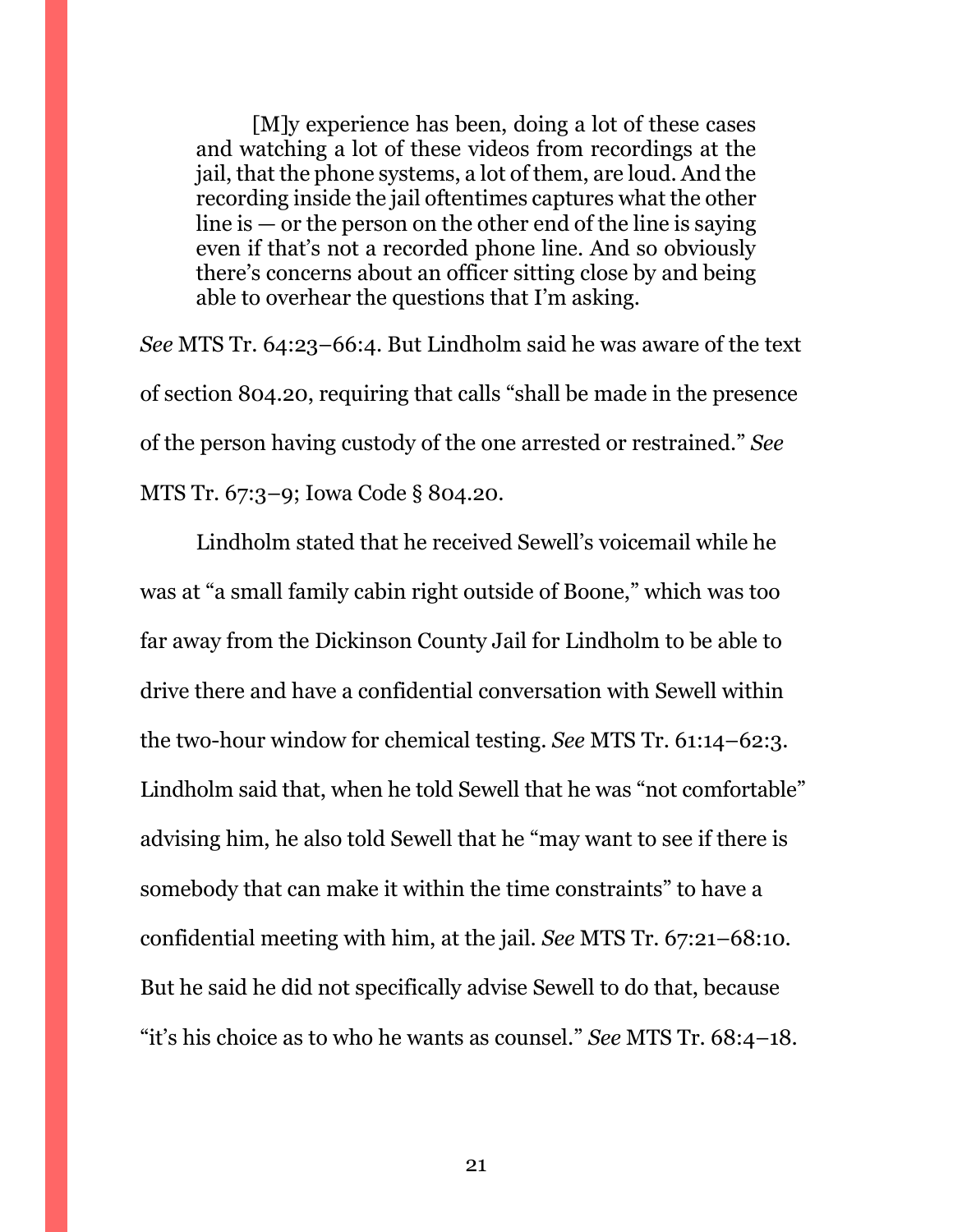> [M]y experience has been, doing a lot of these cases and watching a lot of these videos from recordings at the jail, that the phone systems, a lot of them, are loud. And the recording inside the jail oftentimes captures what the other line is — or the person on the other end of the line is saying even if that's not a recorded phone line. And so obviously there's concerns about an officer sitting close by and being able to overhear the questions that I'm asking.

*See* MTS Tr. 64:23–66:4. But Lindholm said he was aware of the text of section 804.20, requiring that calls "shall be made in the presence of the person having custody of the one arrested or restrained." *See* MTS Tr. 67:3–9; Iowa Code § 804.20.

Lindholm stated that he received Sewell's voicemail while he was at "a small family cabin right outside of Boone," which was too far away from the Dickinson County Jail for Lindholm to be able to drive there and have a confidential conversation with Sewell within the two-hour window for chemical testing. *See* MTS Tr. 61:14–62:3. Lindholm said that, when he told Sewell that he was "not comfortable" advising him, he also told Sewell that he "may want to see if there is somebody that can make it within the time constraints" to have a confidential meeting with him, at the jail. *See* MTS Tr. 67:21–68:10. But he said he did not specifically advise Sewell to do that, because "it's his choice as to who he wants as counsel." *See* MTS Tr. 68:4–18.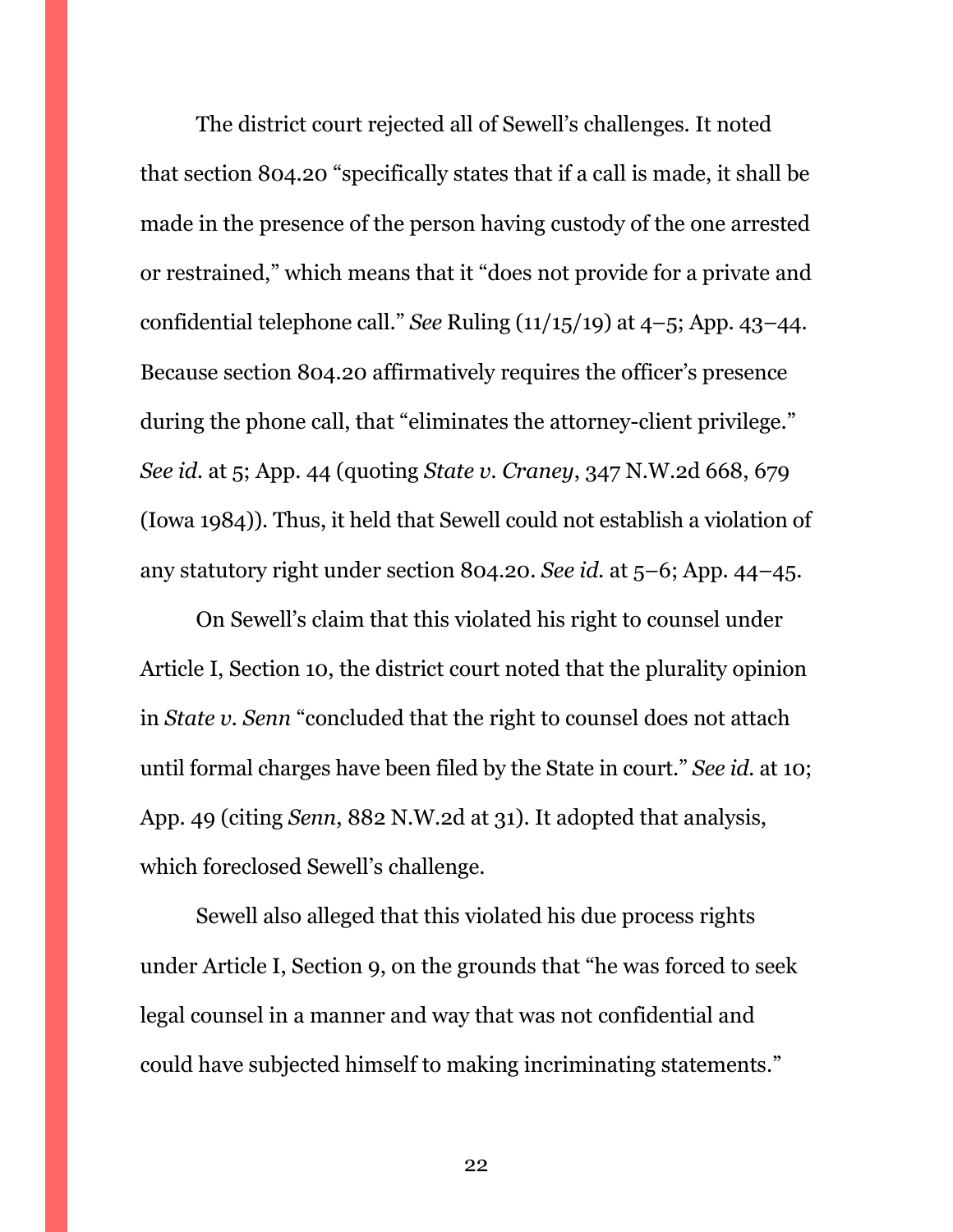The district court rejected all of Sewell's challenges. It noted that section 804.20 "specifically states that if a call is made, it shall be made in the presence of the person having custody of the one arrested or restrained," which means that it "does not provide for a private and confidential telephone call." *See* Ruling (11/15/19) at 4–5; App. 43–44. Because section 804.20 affirmatively requires the officer's presence during the phone call, that "eliminates the attorney-client privilege." *See id.* at 5; App. 44 (quoting *State v. Craney*, 347 N.W.2d 668, 679 (Iowa 1984)). Thus, it held that Sewell could not establish a violation of any statutory right under section 804.20. *See id.* at 5–6; App. 44–45.

On Sewell's claim that this violated his right to counsel under Article I, Section 10, the district court noted that the plurality opinion in *State v. Senn* "concluded that the right to counsel does not attach until formal charges have been filed by the State in court." *See id.* at 10; App. 49 (citing *Senn*, 882 N.W.2d at 31). It adopted that analysis, which foreclosed Sewell's challenge.

Sewell also alleged that this violated his due process rights under Article I, Section 9, on the grounds that "he was forced to seek legal counsel in a manner and way that was not confidential and could have subjected himself to making incriminating statements."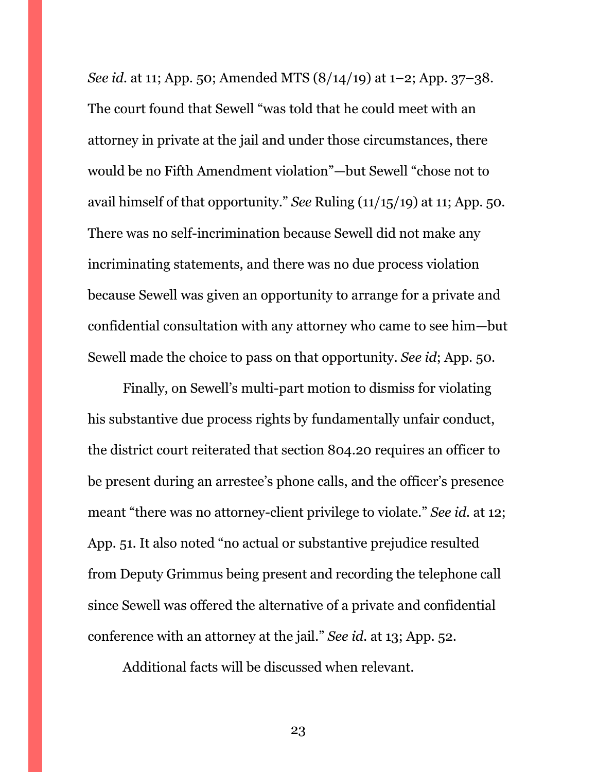*See id.* at 11; App. 50; Amended MTS (8/14/19) at 1–2; App. 37–38. The court found that Sewell "was told that he could meet with an attorney in private at the jail and under those circumstances, there would be no Fifth Amendment violation"—but Sewell "chose not to avail himself of that opportunity." *See* Ruling (11/15/19) at 11; App. 50. There was no self-incrimination because Sewell did not make any incriminating statements, and there was no due process violation because Sewell was given an opportunity to arrange for a private and confidential consultation with any attorney who came to see him—but Sewell made the choice to pass on that opportunity. *See id*; App. 50.

Finally, on Sewell's multi-part motion to dismiss for violating his substantive due process rights by fundamentally unfair conduct, the district court reiterated that section 804.20 requires an officer to be present during an arrestee's phone calls, and the officer's presence meant "there was no attorney-client privilege to violate." *See id.* at 12; App. 51. It also noted "no actual or substantive prejudice resulted from Deputy Grimmus being present and recording the telephone call since Sewell was offered the alternative of a private and confidential conference with an attorney at the jail." *See id.* at 13; App. 52.

Additional facts will be discussed when relevant.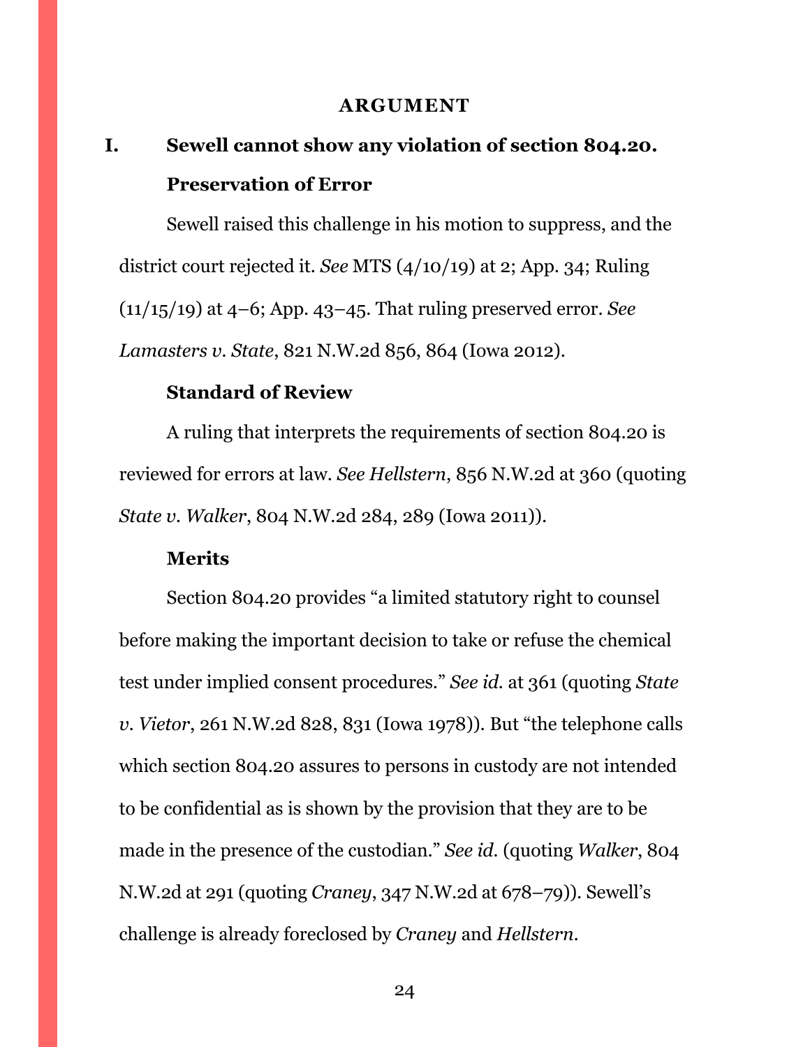## ARGUMENT

### I. Sewell cannot show any violation of section 804.20.

#### Preservation of Error

Sewell raised this challenge in his motion to suppress, and the district court rejected it. *See* MTS (4/10/19) at 2; App. 34; Ruling (11/15/19) at 4–6; App. 43–45. That ruling preserved error. *See Lamasters v. State*, 821 N.W.2d 856, 864 (Iowa 2012).

#### Standard of Review

A ruling that interprets the requirements of section 804.20 is reviewed for errors at law. *See Hellstern*, 856 N.W.2d at 360 (quoting *State v. Walker*, 804 N.W.2d 284, 289 (Iowa 2011)).

#### Merits

Section 804.20 provides "a limited statutory right to counsel before making the important decision to take or refuse the chemical test under implied consent procedures." *See id.* at 361 (quoting *State v. Vietor*, 261 N.W.2d 828, 831 (Iowa 1978)). But "the telephone calls which section 804.20 assures to persons in custody are not intended to be confidential as is shown by the provision that they are to be made in the presence of the custodian." *See id.* (quoting *Walker*, 804 N.W.2d at 291 (quoting *Craney*, 347 N.W.2d at 678–79)). Sewell's challenge is already foreclosed by *Craney* and *Hellstern*.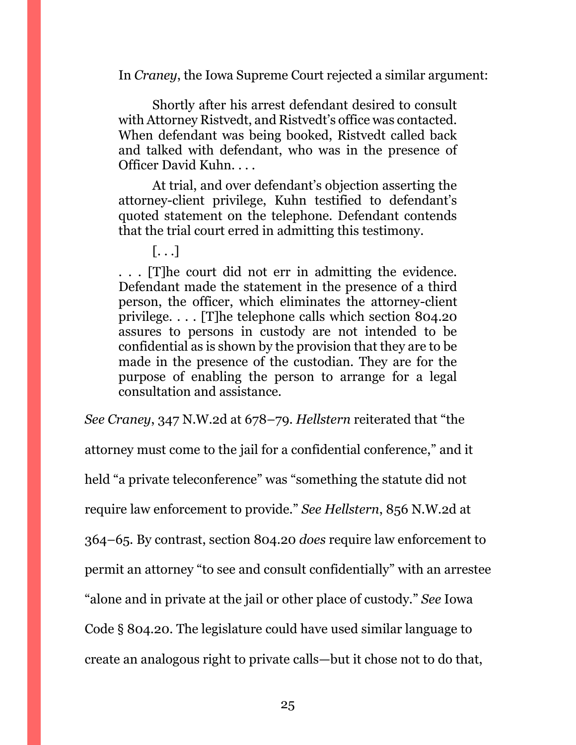In *Craney*, the Iowa Supreme Court rejected a similar argument:

> Shortly after his arrest defendant desired to consult with Attorney Ristvedt, and Ristvedt's office was contacted. When defendant was being booked, Ristvedt called back and talked with defendant, who was in the presence of Officer David Kuhn. . . .
>
> At trial, and over defendant's objection asserting the attorney-client privilege, Kuhn testified to defendant's quoted statement on the telephone. Defendant contends that the trial court erred in admitting this testimony.
>
> [. . .]
>
> . . . [T]he court did not err in admitting the evidence. Defendant made the statement in the presence of a third person, the officer, which eliminates the attorney-client privilege. . . . [T]he telephone calls which section 804.20 assures to persons in custody are not intended to be confidential as is shown by the provision that they are to be made in the presence of the custodian. They are for the purpose of enabling the person to arrange for a legal consultation and assistance.

*See Craney*, 347 N.W.2d at 678–79. *Hellstern* reiterated that "the attorney must come to the jail for a confidential conference," and it held "a private teleconference" was "something the statute did not require law enforcement to provide." *See Hellstern*, 856 N.W.2d at 364–65. By contrast, section 804.20 *does* require law enforcement to permit an attorney "to see and consult confidentially" with an arrestee "alone and in private at the jail or other place of custody." *See* Iowa Code § 804.20. The legislature could have used similar language to create an analogous right to private calls—but it chose not to do that,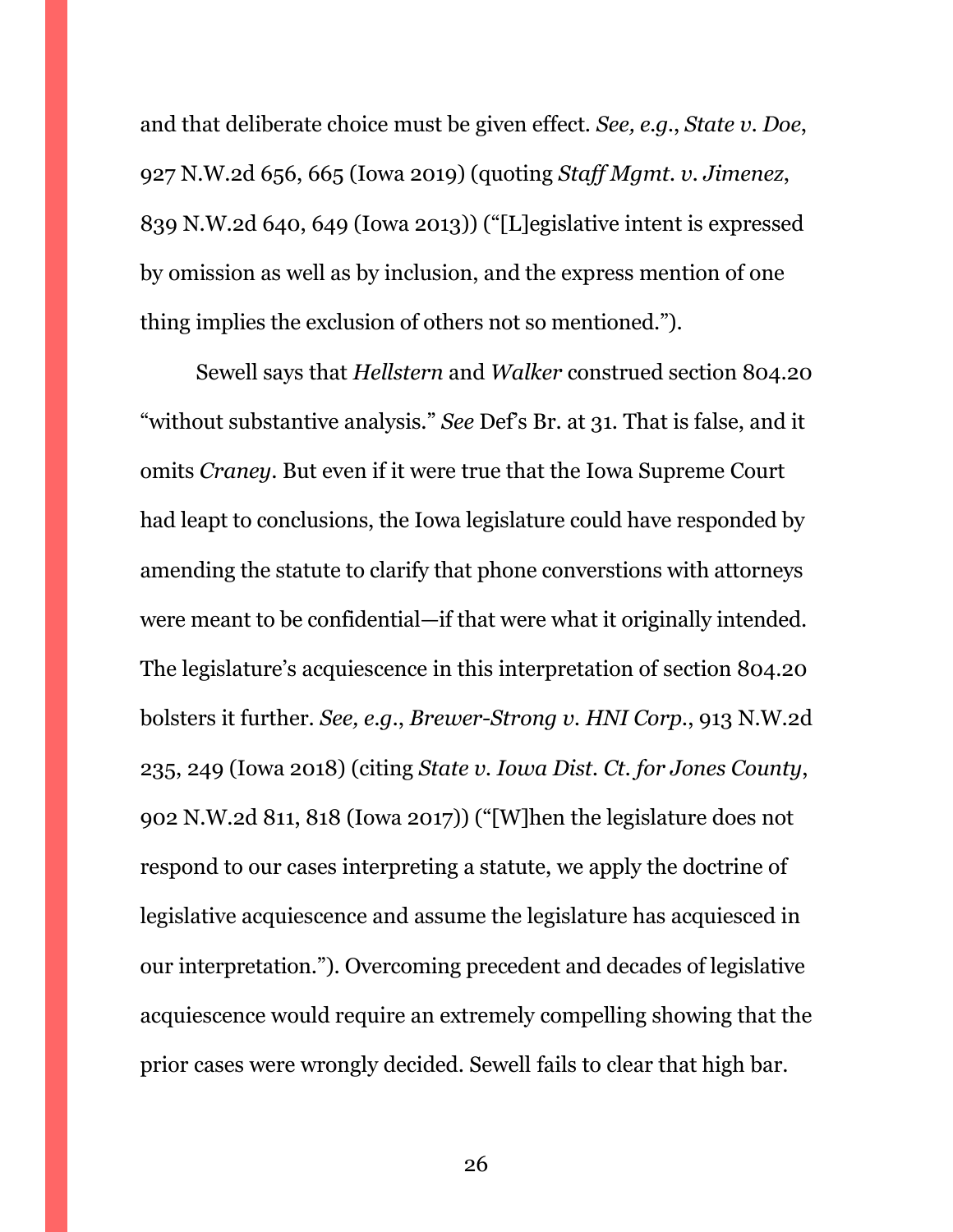and that deliberate choice must be given effect. *See, e.g.*, *State v. Doe*, 927 N.W.2d 656, 665 (Iowa 2019) (quoting *Staff Mgmt. v. Jimenez*, 839 N.W.2d 640, 649 (Iowa 2013)) ("[L]egislative intent is expressed by omission as well as by inclusion, and the express mention of one thing implies the exclusion of others not so mentioned.").

Sewell says that *Hellstern* and *Walker* construed section 804.20 "without substantive analysis." *See* Def's Br. at 31. That is false, and it omits *Craney*. But even if it were true that the Iowa Supreme Court had leapt to conclusions, the Iowa legislature could have responded by amending the statute to clarify that phone converstions with attorneys were meant to be confidential—if that were what it originally intended. The legislature's acquiescence in this interpretation of section 804.20 bolsters it further. *See, e.g.*, *Brewer-Strong v. HNI Corp.*, 913 N.W.2d 235, 249 (Iowa 2018) (citing *State v. Iowa Dist. Ct. for Jones County*, 902 N.W.2d 811, 818 (Iowa 2017)) ("[W]hen the legislature does not respond to our cases interpreting a statute, we apply the doctrine of legislative acquiescence and assume the legislature has acquiesced in our interpretation."). Overcoming precedent and decades of legislative acquiescence would require an extremely compelling showing that the prior cases were wrongly decided. Sewell fails to clear that high bar.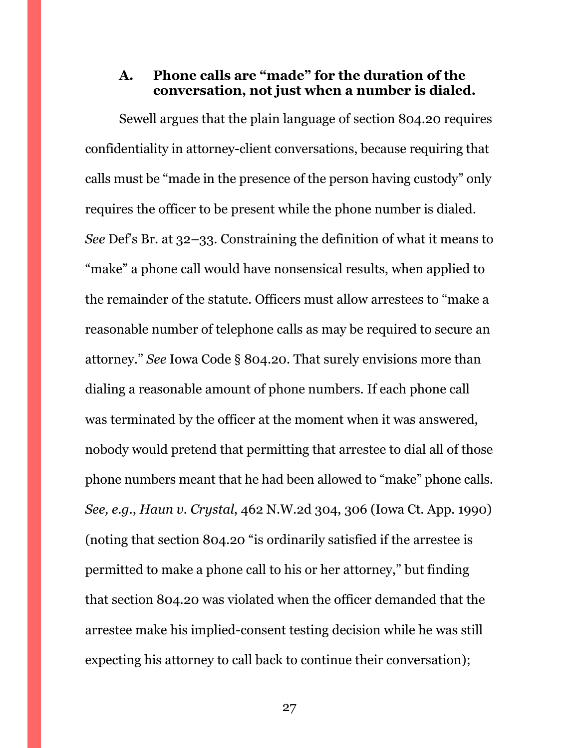### A. Phone calls are "made" for the duration of the conversation, not just when a number is dialed.

Sewell argues that the plain language of section 804.20 requires confidentiality in attorney-client conversations, because requiring that calls must be "made in the presence of the person having custody" only requires the officer to be present while the phone number is dialed. *See* Def's Br. at 32–33. Constraining the definition of what it means to "make" a phone call would have nonsensical results, when applied to the remainder of the statute. Officers must allow arrestees to "make a reasonable number of telephone calls as may be required to secure an attorney." *See* Iowa Code § 804.20. That surely envisions more than dialing a reasonable amount of phone numbers. If each phone call was terminated by the officer at the moment when it was answered, nobody would pretend that permitting that arrestee to dial all of those phone numbers meant that he had been allowed to "make" phone calls. *See, e.g.*, *Haun v. Crystal*, 462 N.W.2d 304, 306 (Iowa Ct. App. 1990) (noting that section 804.20 "is ordinarily satisfied if the arrestee is permitted to make a phone call to his or her attorney," but finding that section 804.20 was violated when the officer demanded that the arrestee make his implied-consent testing decision while he was still expecting his attorney to call back to continue their conversation);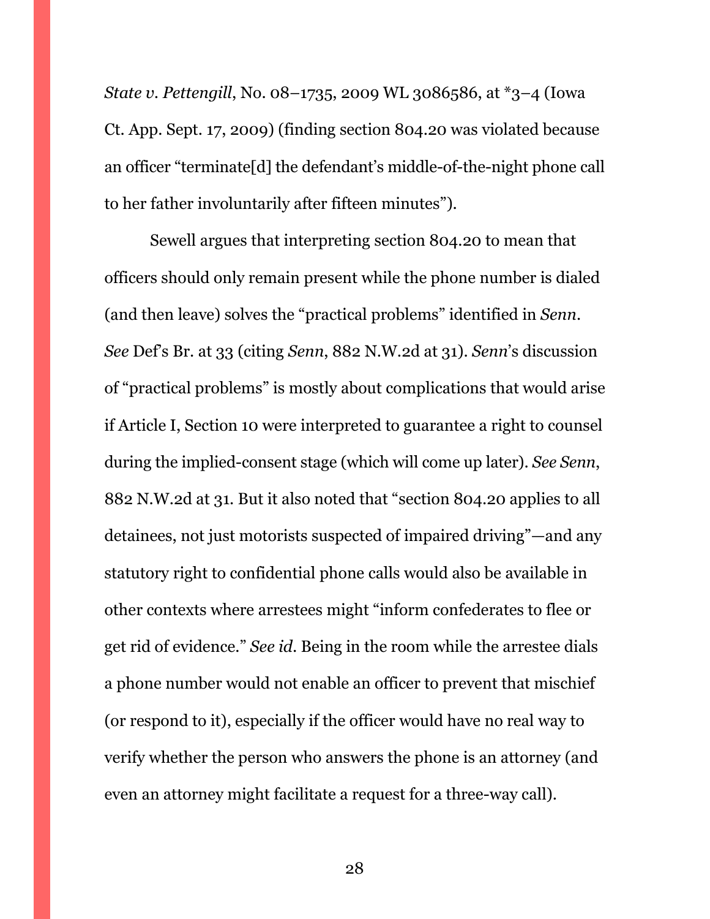*State v. Pettengill*, No. 08–1735, 2009 WL 3086586, at *3–4 (Iowa Ct. App. Sept. 17, 2009) (finding section 804.20 was violated because an officer "terminate[d] the defendant's middle-of-the-night phone call to her father involuntarily after fifteen minutes").

Sewell argues that interpreting section 804.20 to mean that officers should only remain present while the phone number is dialed (and then leave) solves the "practical problems" identified in *Senn*. *See* Def's Br. at 33 (citing *Senn*, 882 N.W.2d at 31). *Senn*'s discussion of "practical problems" is mostly about complications that would arise if Article I, Section 10 were interpreted to guarantee a right to counsel during the implied-consent stage (which will come up later). *See Senn*, 882 N.W.2d at 31. But it also noted that "section 804.20 applies to all detainees, not just motorists suspected of impaired driving"—and any statutory right to confidential phone calls would also be available in other contexts where arrestees might "inform confederates to flee or get rid of evidence." *See id.* Being in the room while the arrestee dials a phone number would not enable an officer to prevent that mischief (or respond to it), especially if the officer would have no real way to verify whether the person who answers the phone is an attorney (and even an attorney might facilitate a request for a three-way call).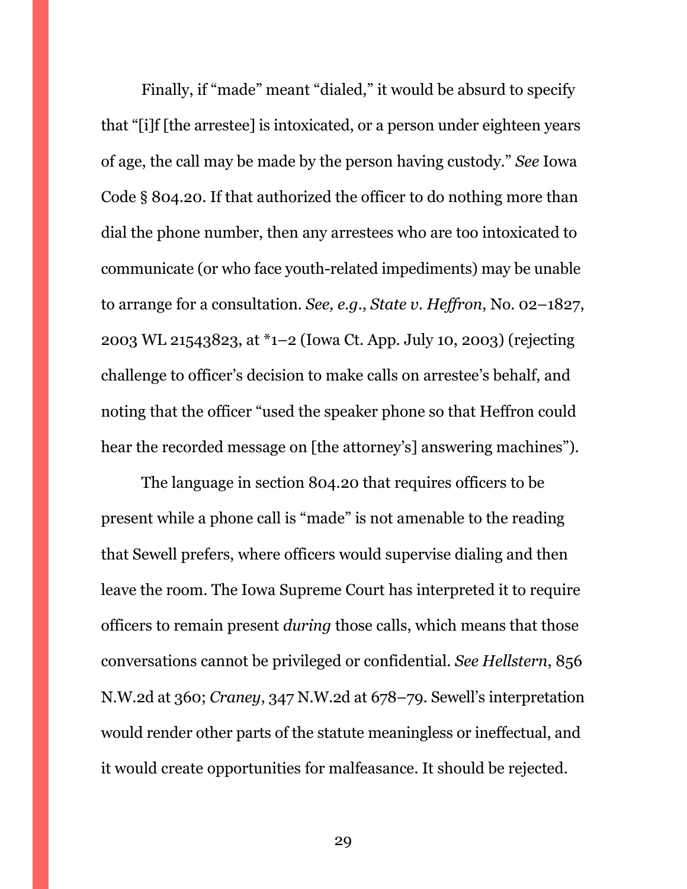Finally, if "made" meant "dialed," it would be absurd to specify that "[i]f [the arrestee] is intoxicated, or a person under eighteen years of age, the call may be made by the person having custody." *See* Iowa Code § 804.20. If that authorized the officer to do nothing more than dial the phone number, then any arrestees who are too intoxicated to communicate (or who face youth-related impediments) may be unable to arrange for a consultation. *See, e.g.*, *State v. Heffron*, No. 02–1827, 2003 WL 21543823, at *1–2 (Iowa Ct. App. July 10, 2003) (rejecting challenge to officer's decision to make calls on arrestee's behalf, and noting that the officer "used the speaker phone so that Heffron could hear the recorded message on [the attorney's] answering machines").

The language in section 804.20 that requires officers to be present while a phone call is "made" is not amenable to the reading that Sewell prefers, where officers would supervise dialing and then leave the room. The Iowa Supreme Court has interpreted it to require officers to remain present *during* those calls, which means that those conversations cannot be privileged or confidential. *See Hellstern*, 856 N.W.2d at 360; *Craney*, 347 N.W.2d at 678–79. Sewell's interpretation would render other parts of the statute meaningless or ineffectual, and it would create opportunities for malfeasance. It should be rejected.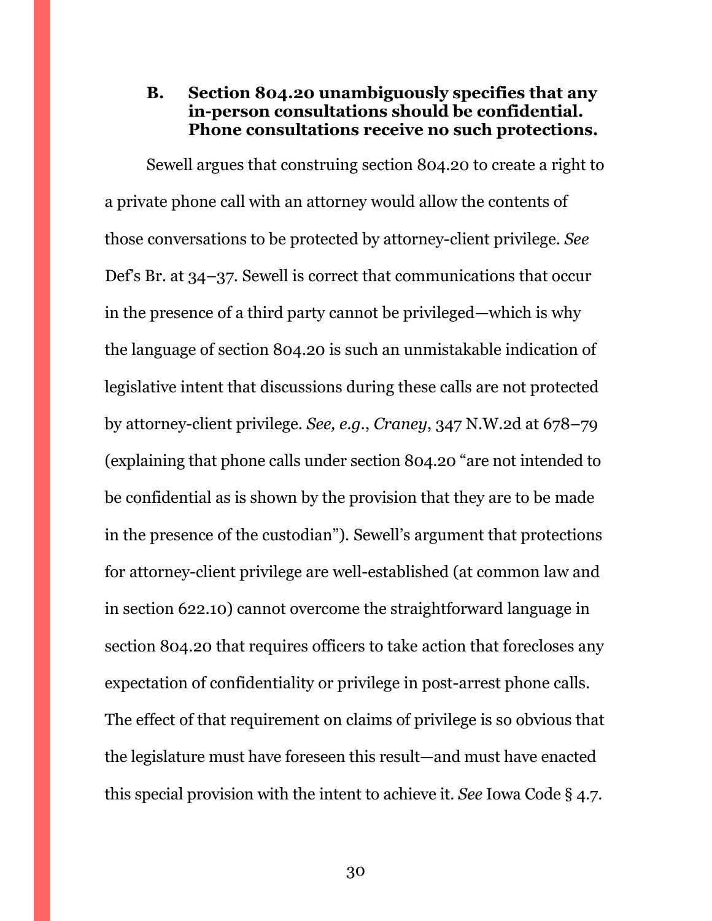### B. Section 804.20 unambiguously specifies that any in-person consultations should be confidential. Phone consultations receive no such protections.

Sewell argues that construing section 804.20 to create a right to a private phone call with an attorney would allow the contents of those conversations to be protected by attorney-client privilege. *See* Def's Br. at 34–37. Sewell is correct that communications that occur in the presence of a third party cannot be privileged—which is why the language of section 804.20 is such an unmistakable indication of legislative intent that discussions during these calls are not protected by attorney-client privilege. *See, e.g.*, *Craney*, 347 N.W.2d at 678–79 (explaining that phone calls under section 804.20 "are not intended to be confidential as is shown by the provision that they are to be made in the presence of the custodian"). Sewell's argument that protections for attorney-client privilege are well-established (at common law and in section 622.10) cannot overcome the straightforward language in section 804.20 that requires officers to take action that forecloses any expectation of confidentiality or privilege in post-arrest phone calls. The effect of that requirement on claims of privilege is so obvious that the legislature must have foreseen this result—and must have enacted this special provision with the intent to achieve it. *See* Iowa Code § 4.7.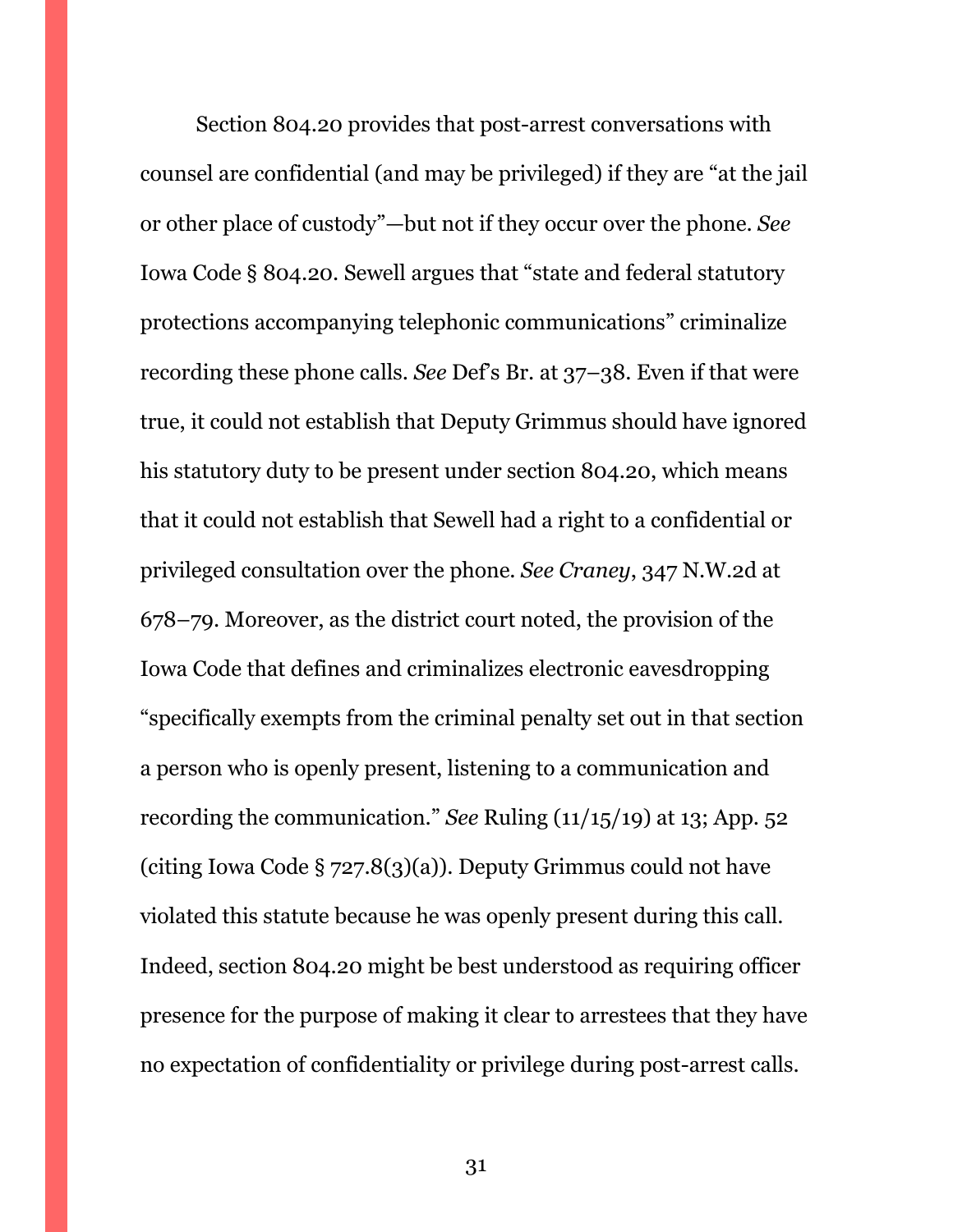Section 804.20 provides that post-arrest conversations with counsel are confidential (and may be privileged) if they are "at the jail or other place of custody"—but not if they occur over the phone. *See* Iowa Code § 804.20. Sewell argues that "state and federal statutory protections accompanying telephonic communications" criminalize recording these phone calls. *See* Def's Br. at 37–38. Even if that were true, it could not establish that Deputy Grimmus should have ignored his statutory duty to be present under section 804.20, which means that it could not establish that Sewell had a right to a confidential or privileged consultation over the phone. *See Craney*, 347 N.W.2d at 678–79. Moreover, as the district court noted, the provision of the Iowa Code that defines and criminalizes electronic eavesdropping "specifically exempts from the criminal penalty set out in that section a person who is openly present, listening to a communication and recording the communication." *See* Ruling (11/15/19) at 13; App. 52 (citing Iowa Code § 727.8(3)(a)). Deputy Grimmus could not have violated this statute because he was openly present during this call. Indeed, section 804.20 might be best understood as requiring officer presence for the purpose of making it clear to arrestees that they have no expectation of confidentiality or privilege during post-arrest calls.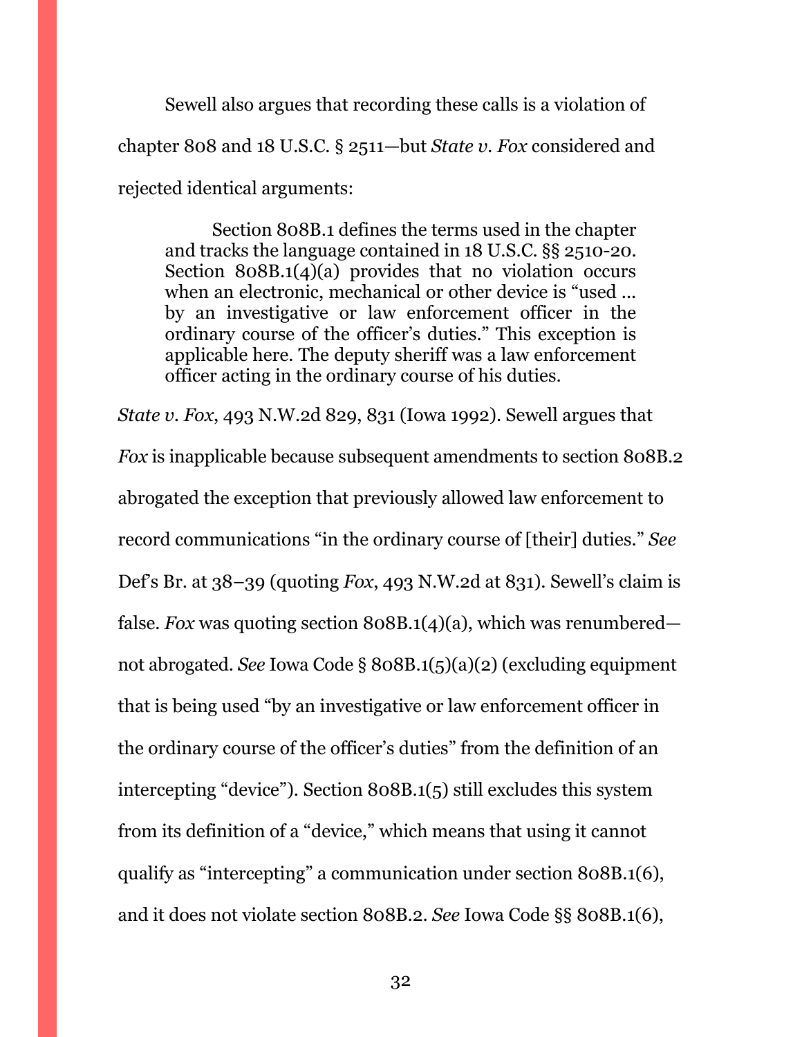Sewell also argues that recording these calls is a violation of chapter 808 and 18 U.S.C. § 2511—but *State v. Fox* considered and rejected identical arguments:

> Section 808B.1 defines the terms used in the chapter and tracks the language contained in 18 U.S.C. §§ 2510-20. Section 808B.1(4)(a) provides that no violation occurs when an electronic, mechanical or other device is "used … by an investigative or law enforcement officer in the ordinary course of the officer's duties." This exception is applicable here. The deputy sheriff was a law enforcement officer acting in the ordinary course of his duties.

*State v. Fox*, 493 N.W.2d 829, 831 (Iowa 1992). Sewell argues that *Fox* is inapplicable because subsequent amendments to section 808B.2 abrogated the exception that previously allowed law enforcement to record communications "in the ordinary course of [their] duties." *See* Def's Br. at 38–39 (quoting *Fox*, 493 N.W.2d at 831). Sewell's claim is false. *Fox* was quoting section 808B.1(4)(a), which was renumbered—not abrogated. *See* Iowa Code § 808B.1(5)(a)(2) (excluding equipment that is being used "by an investigative or law enforcement officer in the ordinary course of the officer's duties" from the definition of an intercepting "device"). Section 808B.1(5) still excludes this system from its definition of a "device," which means that using it cannot qualify as "intercepting" a communication under section 808B.1(6), and it does not violate section 808B.2. *See* Iowa Code §§ 808B.1(6),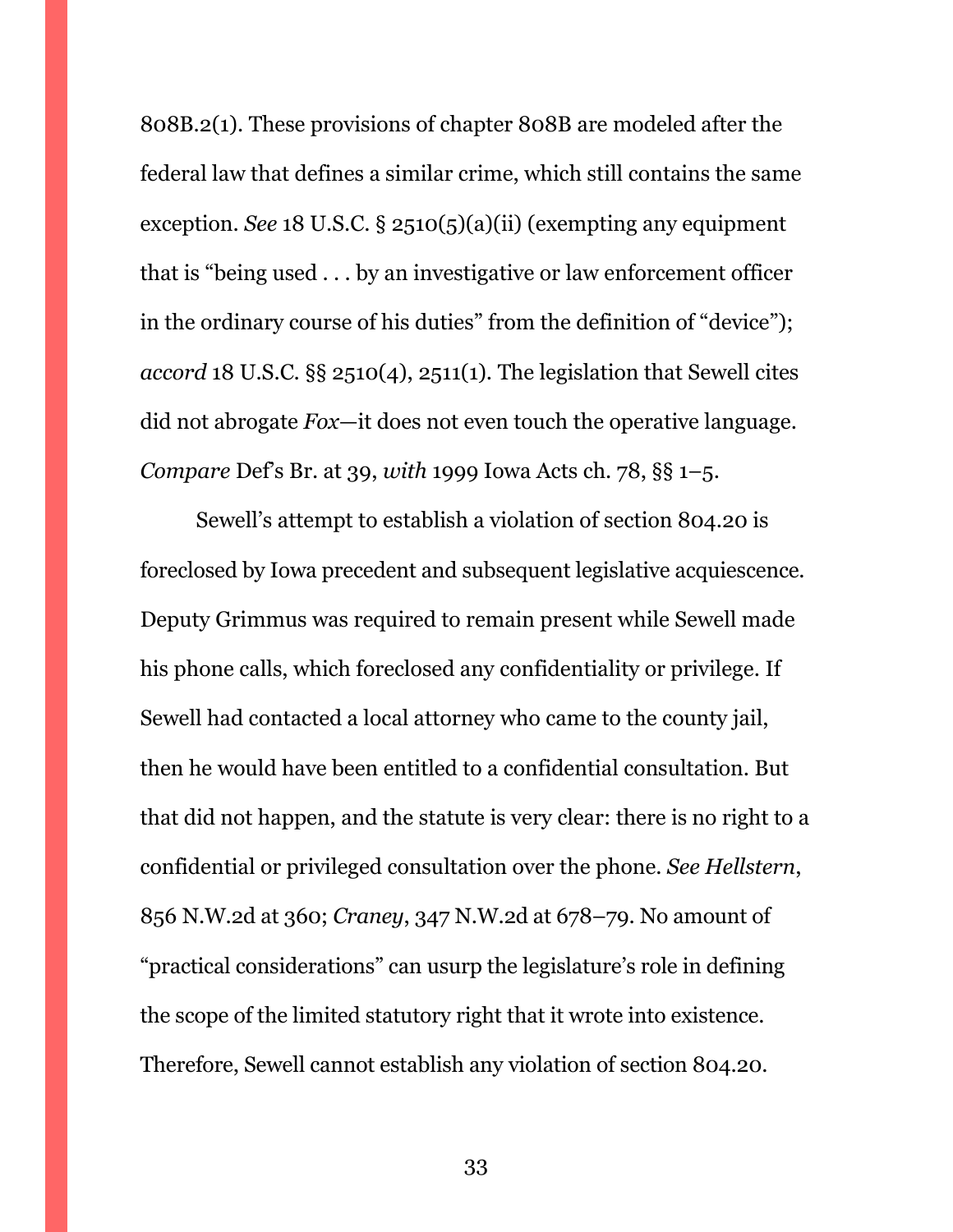808B.2(1). These provisions of chapter 808B are modeled after the federal law that defines a similar crime, which still contains the same exception. *See* 18 U.S.C. § 2510(5)(a)(ii) (exempting any equipment that is "being used . . . by an investigative or law enforcement officer in the ordinary course of his duties" from the definition of "device"); *accord* 18 U.S.C. §§ 2510(4), 2511(1). The legislation that Sewell cites did not abrogate *Fox*—it does not even touch the operative language. *Compare* Def's Br. at 39, *with* 1999 Iowa Acts ch. 78, §§ 1–5.

Sewell's attempt to establish a violation of section 804.20 is foreclosed by Iowa precedent and subsequent legislative acquiescence. Deputy Grimmus was required to remain present while Sewell made his phone calls, which foreclosed any confidentiality or privilege. If Sewell had contacted a local attorney who came to the county jail, then he would have been entitled to a confidential consultation. But that did not happen, and the statute is very clear: there is no right to a confidential or privileged consultation over the phone. *See Hellstern*, 856 N.W.2d at 360; *Craney*, 347 N.W.2d at 678–79. No amount of "practical considerations" can usurp the legislature's role in defining the scope of the limited statutory right that it wrote into existence. Therefore, Sewell cannot establish any violation of section 804.20.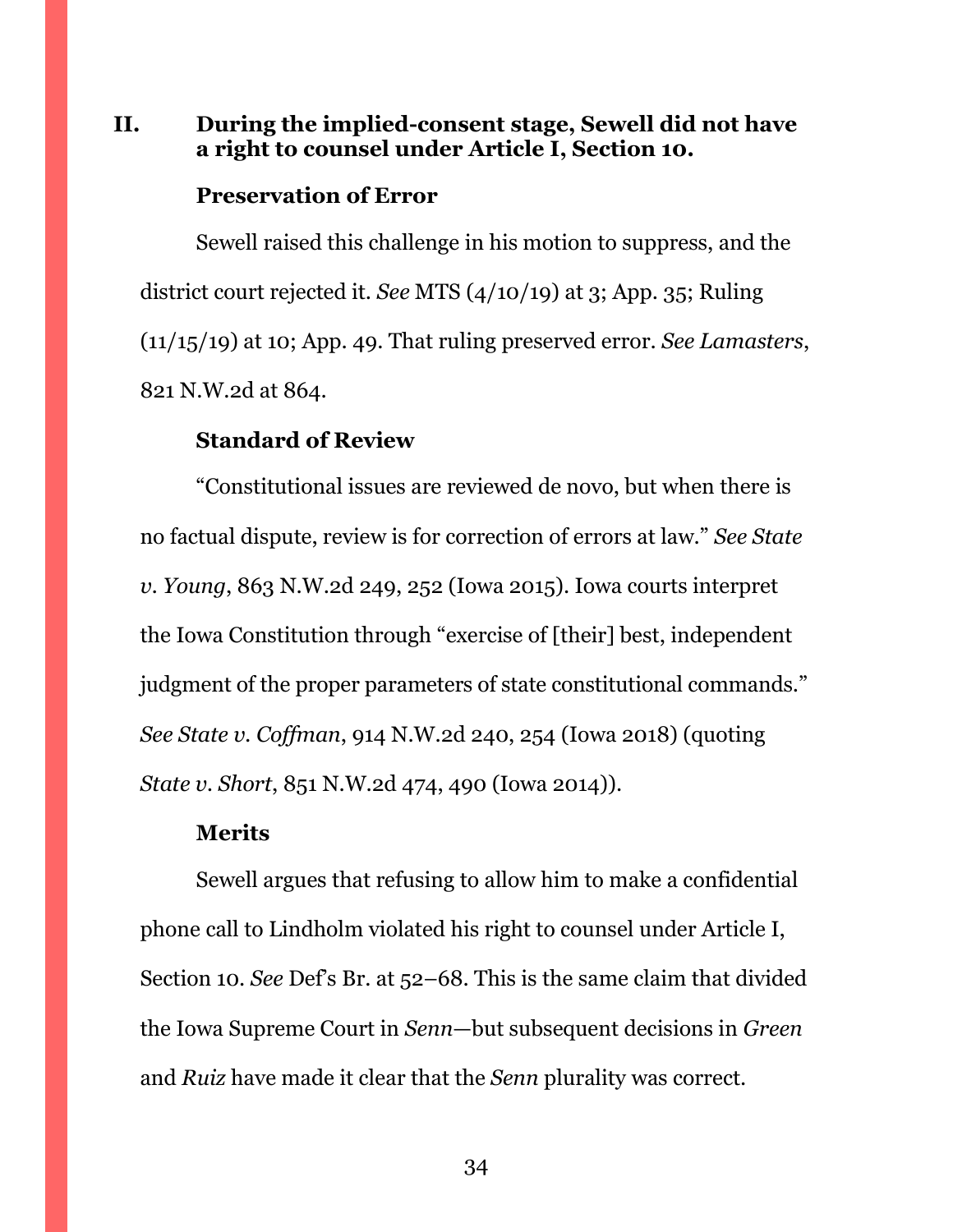## II. During the implied-consent stage, Sewell did not have a right to counsel under Article I, Section 10.

### Preservation of Error

Sewell raised this challenge in his motion to suppress, and the district court rejected it. *See* MTS (4/10/19) at 3; App. 35; Ruling (11/15/19) at 10; App. 49. That ruling preserved error. *See Lamasters*, 821 N.W.2d at 864.

### Standard of Review

"Constitutional issues are reviewed de novo, but when there is no factual dispute, review is for correction of errors at law." *See State v. Young*, 863 N.W.2d 249, 252 (Iowa 2015). Iowa courts interpret the Iowa Constitution through "exercise of [their] best, independent judgment of the proper parameters of state constitutional commands." *See State v. Coffman*, 914 N.W.2d 240, 254 (Iowa 2018) (quoting *State v. Short*, 851 N.W.2d 474, 490 (Iowa 2014)).

### Merits

Sewell argues that refusing to allow him to make a confidential phone call to Lindholm violated his right to counsel under Article I, Section 10. *See* Def's Br. at 52–68. This is the same claim that divided the Iowa Supreme Court in *Senn*—but subsequent decisions in *Green* and *Ruiz* have made it clear that the *Senn* plurality was correct.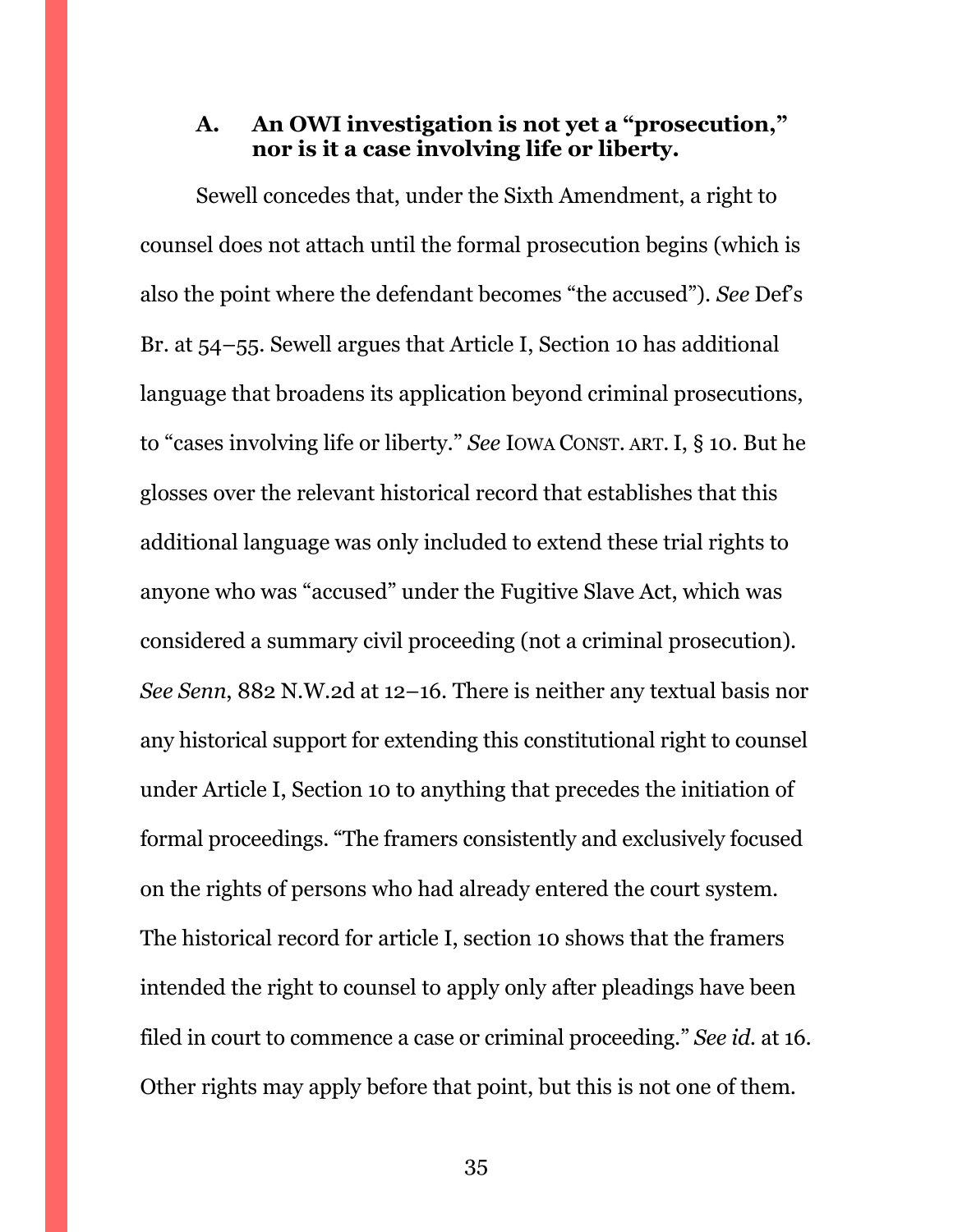### A. An OWI investigation is not yet a "prosecution," nor is it a case involving life or liberty.

Sewell concedes that, under the Sixth Amendment, a right to counsel does not attach until the formal prosecution begins (which is also the point where the defendant becomes "the accused"). *See* Def's Br. at 54–55. Sewell argues that Article I, Section 10 has additional language that broadens its application beyond criminal prosecutions, to "cases involving life or liberty." *See* IOWA CONST. ART. I, § 10. But he glosses over the relevant historical record that establishes that this additional language was only included to extend these trial rights to anyone who was "accused" under the Fugitive Slave Act, which was considered a summary civil proceeding (not a criminal prosecution). *See Senn*, 882 N.W.2d at 12–16. There is neither any textual basis nor any historical support for extending this constitutional right to counsel under Article I, Section 10 to anything that precedes the initiation of formal proceedings. "The framers consistently and exclusively focused on the rights of persons who had already entered the court system. The historical record for article I, section 10 shows that the framers intended the right to counsel to apply only after pleadings have been filed in court to commence a case or criminal proceeding." *See id.* at 16. Other rights may apply before that point, but this is not one of them.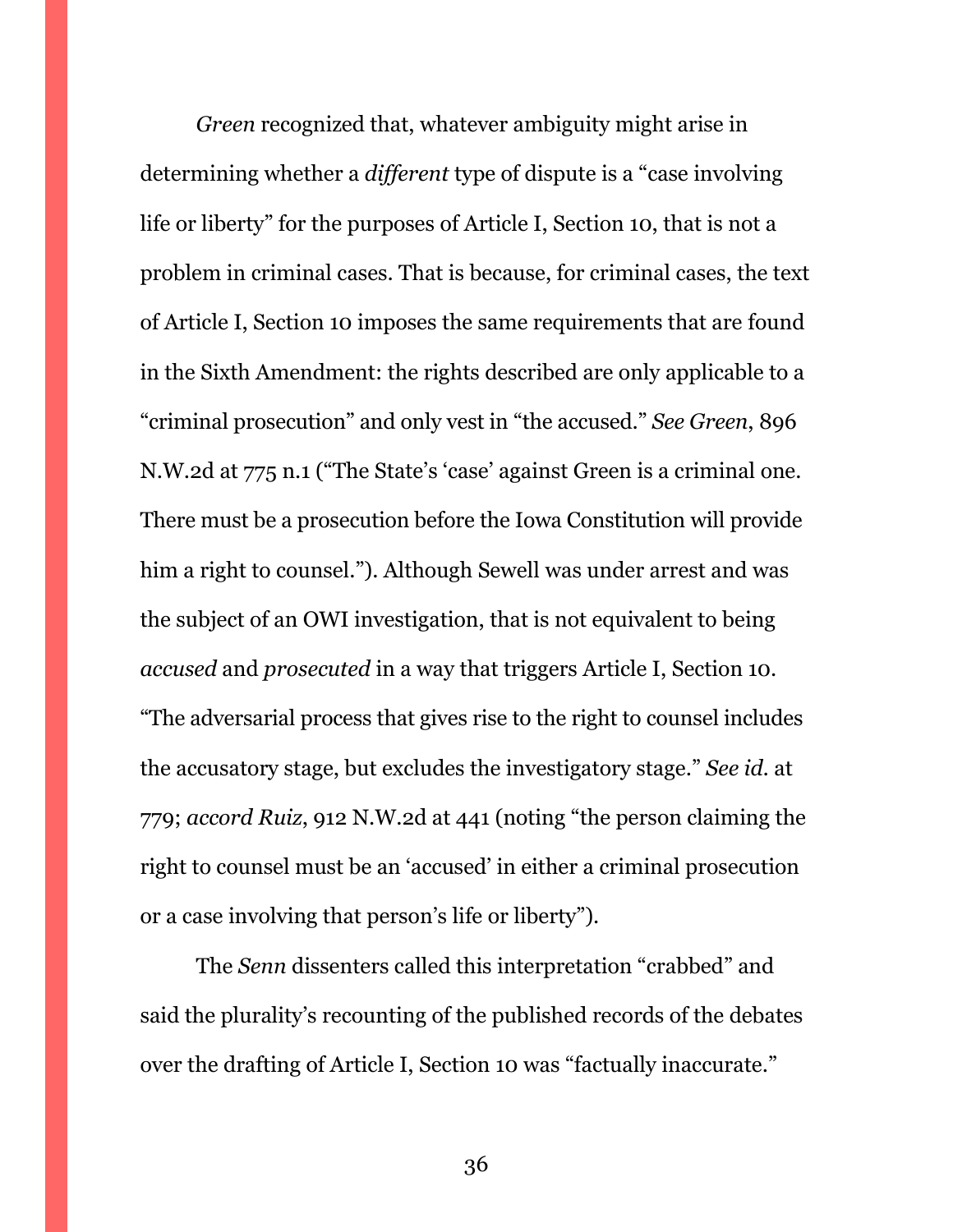*Green* recognized that, whatever ambiguity might arise in determining whether a *different* type of dispute is a "case involving life or liberty" for the purposes of Article I, Section 10, that is not a problem in criminal cases. That is because, for criminal cases, the text of Article I, Section 10 imposes the same requirements that are found in the Sixth Amendment: the rights described are only applicable to a "criminal prosecution" and only vest in "the accused." *See Green*, 896 N.W.2d at 775 n.1 ("The State's 'case' against Green is a criminal one. There must be a prosecution before the Iowa Constitution will provide him a right to counsel."). Although Sewell was under arrest and was the subject of an OWI investigation, that is not equivalent to being *accused* and *prosecuted* in a way that triggers Article I, Section 10. "The adversarial process that gives rise to the right to counsel includes the accusatory stage, but excludes the investigatory stage." *See id.* at 779; *accord Ruiz*, 912 N.W.2d at 441 (noting "the person claiming the right to counsel must be an 'accused' in either a criminal prosecution or a case involving that person's life or liberty").

The *Senn* dissenters called this interpretation "crabbed" and said the plurality's recounting of the published records of the debates over the drafting of Article I, Section 10 was "factually inaccurate."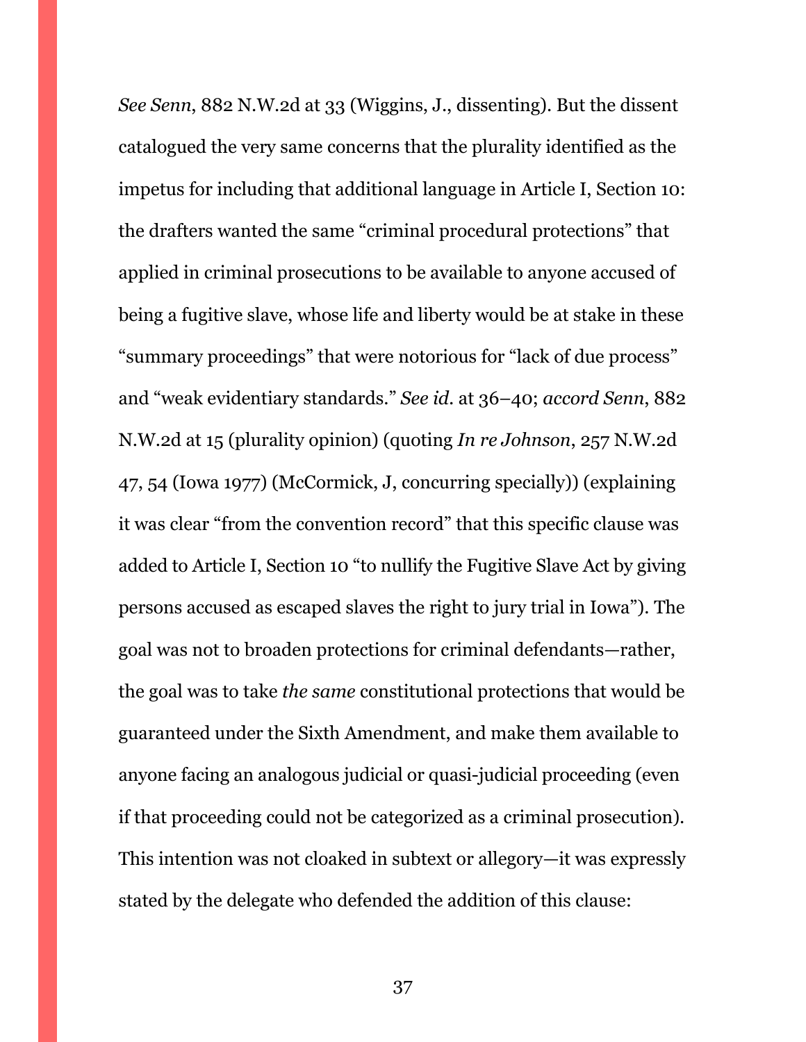*See Senn*, 882 N.W.2d at 33 (Wiggins, J., dissenting). But the dissent catalogued the very same concerns that the plurality identified as the impetus for including that additional language in Article I, Section 10: the drafters wanted the same "criminal procedural protections" that applied in criminal prosecutions to be available to anyone accused of being a fugitive slave, whose life and liberty would be at stake in these "summary proceedings" that were notorious for "lack of due process" and "weak evidentiary standards." *See id.* at 36–40; *accord Senn*, 882 N.W.2d at 15 (plurality opinion) (quoting *In re Johnson*, 257 N.W.2d 47, 54 (Iowa 1977) (McCormick, J, concurring specially)) (explaining it was clear "from the convention record" that this specific clause was added to Article I, Section 10 "to nullify the Fugitive Slave Act by giving persons accused as escaped slaves the right to jury trial in Iowa"). The goal was not to broaden protections for criminal defendants—rather, the goal was to take *the same* constitutional protections that would be guaranteed under the Sixth Amendment, and make them available to anyone facing an analogous judicial or quasi-judicial proceeding (even if that proceeding could not be categorized as a criminal prosecution). This intention was not cloaked in subtext or allegory—it was expressly stated by the delegate who defended the addition of this clause: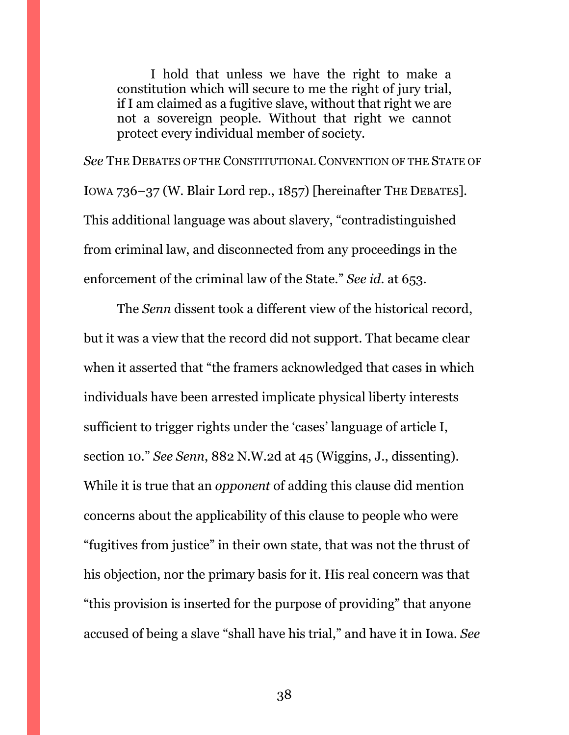> I hold that unless we have the right to make a constitution which will secure to me the right of jury trial, if I am claimed as a fugitive slave, without that right we are not a sovereign people. Without that right we cannot protect every individual member of society.

*See* THE DEBATES OF THE CONSTITUTIONAL CONVENTION OF THE STATE OF IOWA 736–37 (W. Blair Lord rep., 1857) [hereinafter THE DEBATES]. This additional language was about slavery, "contradistinguished from criminal law, and disconnected from any proceedings in the enforcement of the criminal law of the State." *See id.* at 653.

The *Senn* dissent took a different view of the historical record, but it was a view that the record did not support. That became clear when it asserted that "the framers acknowledged that cases in which individuals have been arrested implicate physical liberty interests sufficient to trigger rights under the 'cases' language of article I, section 10." *See Senn*, 882 N.W.2d at 45 (Wiggins, J., dissenting). While it is true that an *opponent* of adding this clause did mention concerns about the applicability of this clause to people who were "fugitives from justice" in their own state, that was not the thrust of his objection, nor the primary basis for it. His real concern was that "this provision is inserted for the purpose of providing" that anyone accused of being a slave "shall have his trial," and have it in Iowa. *See*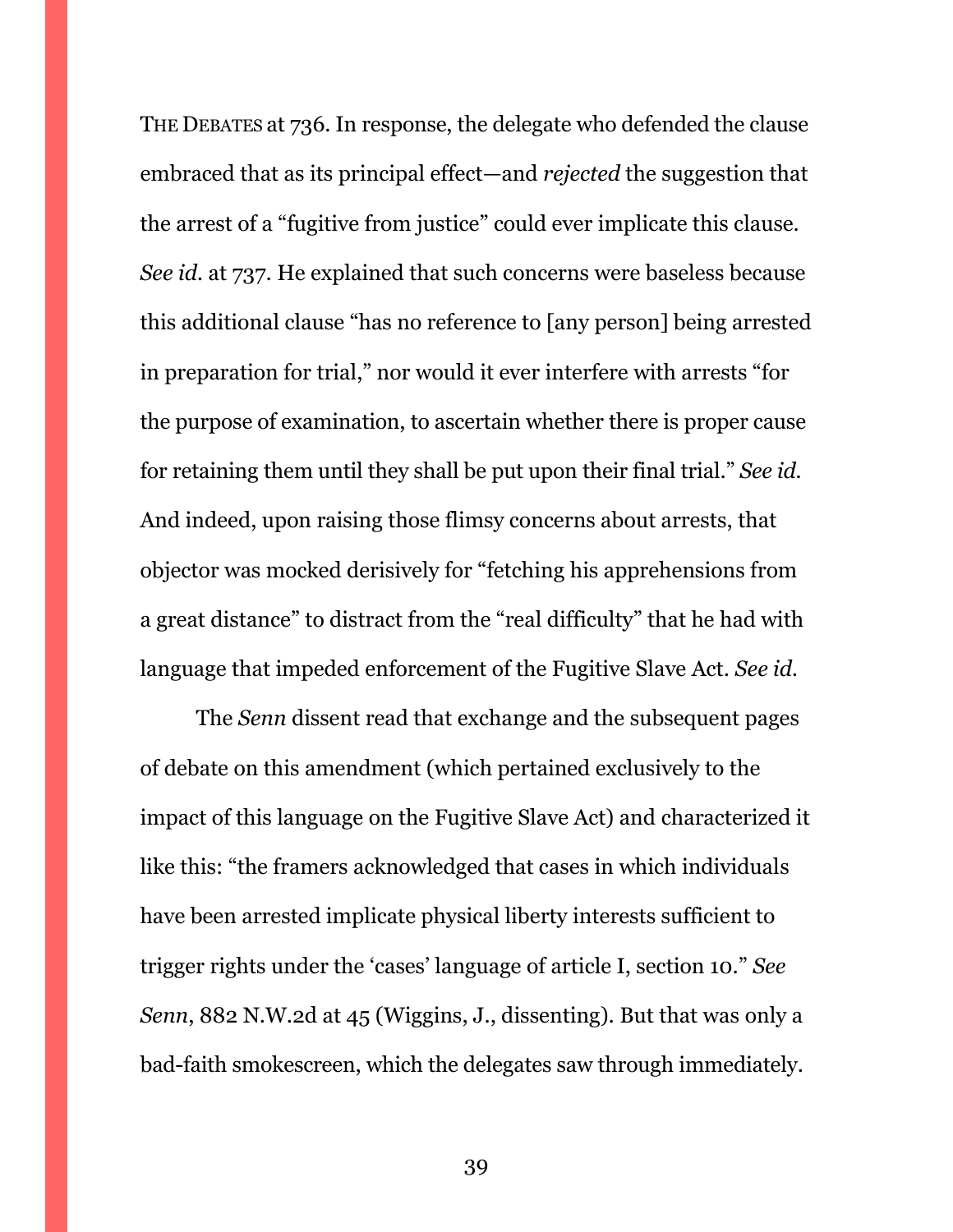THE DEBATES at 736. In response, the delegate who defended the clause embraced that as its principal effect—and *rejected* the suggestion that the arrest of a "fugitive from justice" could ever implicate this clause. *See id.* at 737. He explained that such concerns were baseless because this additional clause "has no reference to [any person] being arrested in preparation for trial," nor would it ever interfere with arrests "for the purpose of examination, to ascertain whether there is proper cause for retaining them until they shall be put upon their final trial." *See id.* And indeed, upon raising those flimsy concerns about arrests, that objector was mocked derisively for "fetching his apprehensions from a great distance" to distract from the "real difficulty" that he had with language that impeded enforcement of the Fugitive Slave Act. *See id.*

The *Senn* dissent read that exchange and the subsequent pages of debate on this amendment (which pertained exclusively to the impact of this language on the Fugitive Slave Act) and characterized it like this: "the framers acknowledged that cases in which individuals have been arrested implicate physical liberty interests sufficient to trigger rights under the 'cases' language of article I, section 10." *See Senn*, 882 N.W.2d at 45 (Wiggins, J., dissenting). But that was only a bad-faith smokescreen, which the delegates saw through immediately.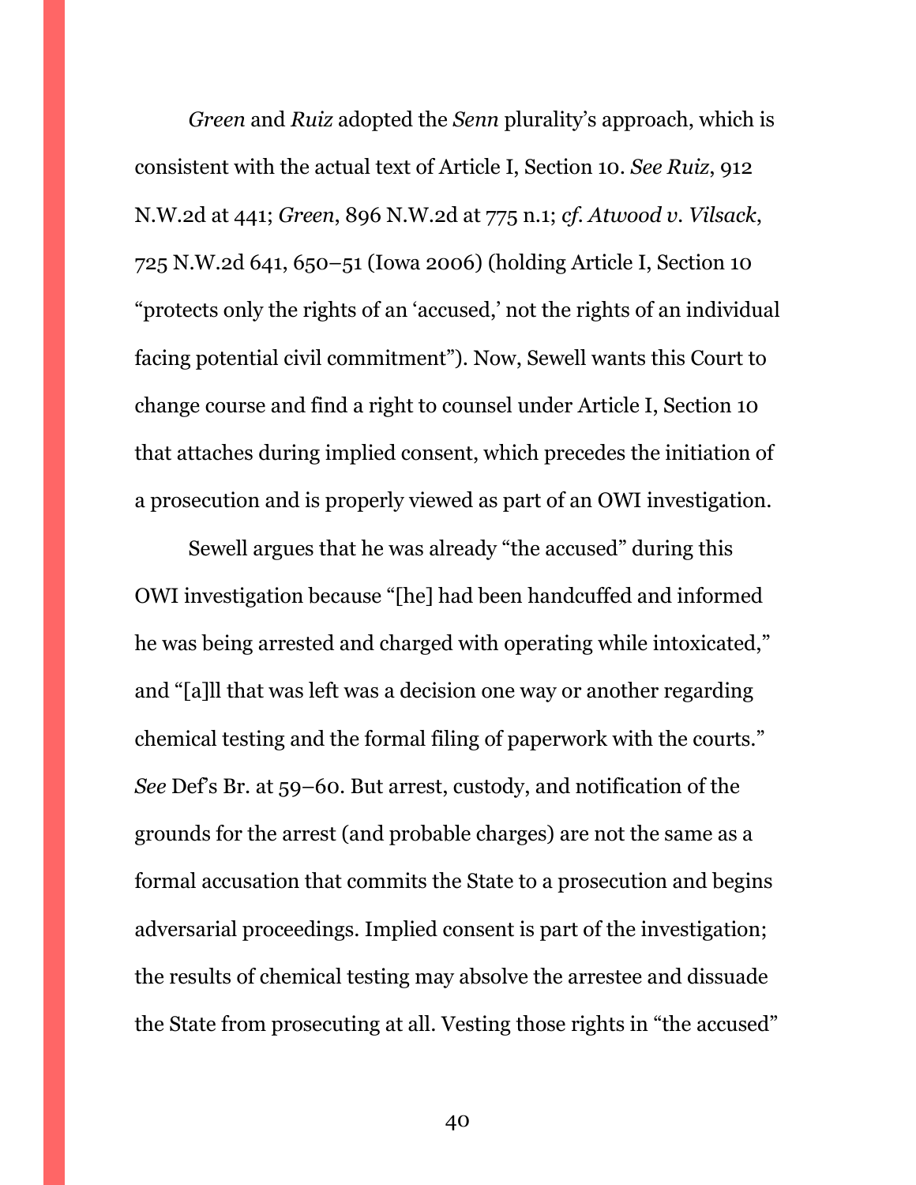*Green* and *Ruiz* adopted the *Senn* plurality's approach, which is consistent with the actual text of Article I, Section 10. *See Ruiz*, 912 N.W.2d at 441; *Green*, 896 N.W.2d at 775 n.1; *cf. Atwood v. Vilsack*, 725 N.W.2d 641, 650–51 (Iowa 2006) (holding Article I, Section 10 "protects only the rights of an 'accused,' not the rights of an individual facing potential civil commitment"). Now, Sewell wants this Court to change course and find a right to counsel under Article I, Section 10 that attaches during implied consent, which precedes the initiation of a prosecution and is properly viewed as part of an OWI investigation.

Sewell argues that he was already "the accused" during this OWI investigation because "[he] had been handcuffed and informed he was being arrested and charged with operating while intoxicated," and "[a]ll that was left was a decision one way or another regarding chemical testing and the formal filing of paperwork with the courts." *See* Def's Br. at 59–60. But arrest, custody, and notification of the grounds for the arrest (and probable charges) are not the same as a formal accusation that commits the State to a prosecution and begins adversarial proceedings. Implied consent is part of the investigation; the results of chemical testing may absolve the arrestee and dissuade the State from prosecuting at all. Vesting those rights in "the accused"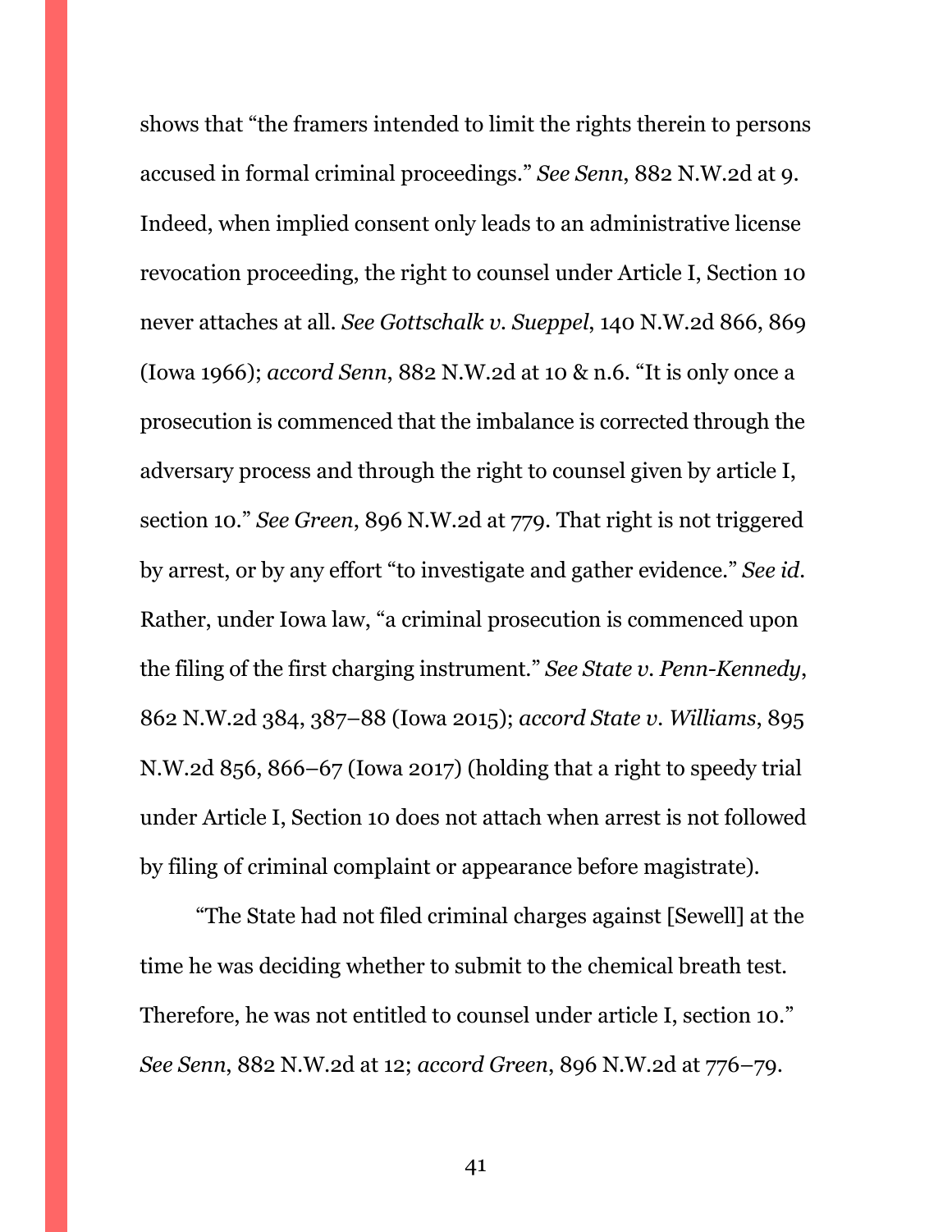shows that "the framers intended to limit the rights therein to persons accused in formal criminal proceedings." *See Senn*, 882 N.W.2d at 9. Indeed, when implied consent only leads to an administrative license revocation proceeding, the right to counsel under Article I, Section 10 never attaches at all. *See Gottschalk v. Sueppel*, 140 N.W.2d 866, 869 (Iowa 1966); *accord Senn*, 882 N.W.2d at 10 & n.6. "It is only once a prosecution is commenced that the imbalance is corrected through the adversary process and through the right to counsel given by article I, section 10." *See Green*, 896 N.W.2d at 779. That right is not triggered by arrest, or by any effort "to investigate and gather evidence." *See id*. Rather, under Iowa law, "a criminal prosecution is commenced upon the filing of the first charging instrument." *See State v. Penn-Kennedy*, 862 N.W.2d 384, 387–88 (Iowa 2015); *accord State v. Williams*, 895 N.W.2d 856, 866–67 (Iowa 2017) (holding that a right to speedy trial under Article I, Section 10 does not attach when arrest is not followed by filing of criminal complaint or appearance before magistrate).

"The State had not filed criminal charges against [Sewell] at the time he was deciding whether to submit to the chemical breath test. Therefore, he was not entitled to counsel under article I, section 10." *See Senn*, 882 N.W.2d at 12; *accord Green*, 896 N.W.2d at 776–79.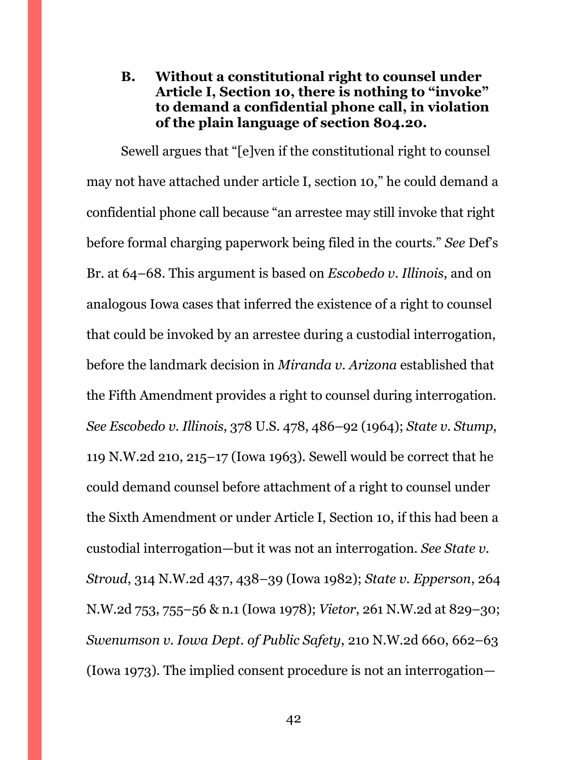### B. Without a constitutional right to counsel under Article I, Section 10, there is nothing to "invoke" to demand a confidential phone call, in violation of the plain language of section 804.20.

Sewell argues that "[e]ven if the constitutional right to counsel may not have attached under article I, section 10," he could demand a confidential phone call because "an arrestee may still invoke that right before formal charging paperwork being filed in the courts." *See* Def's Br. at 64–68. This argument is based on *Escobedo v. Illinois*, and on analogous Iowa cases that inferred the existence of a right to counsel that could be invoked by an arrestee during a custodial interrogation, before the landmark decision in *Miranda v. Arizona* established that the Fifth Amendment provides a right to counsel during interrogation. *See Escobedo v. Illinois*, 378 U.S. 478, 486–92 (1964); *State v. Stump*, 119 N.W.2d 210, 215–17 (Iowa 1963). Sewell would be correct that he could demand counsel before attachment of a right to counsel under the Sixth Amendment or under Article I, Section 10, if this had been a custodial interrogation—but it was not an interrogation. *See State v. Stroud*, 314 N.W.2d 437, 438–39 (Iowa 1982); *State v. Epperson*, 264 N.W.2d 753, 755–56 & n.1 (Iowa 1978); *Vietor*, 261 N.W.2d at 829–30; *Swenumson v. Iowa Dept. of Public Safety*, 210 N.W.2d 660, 662–63 (Iowa 1973). The implied consent procedure is not an interrogation—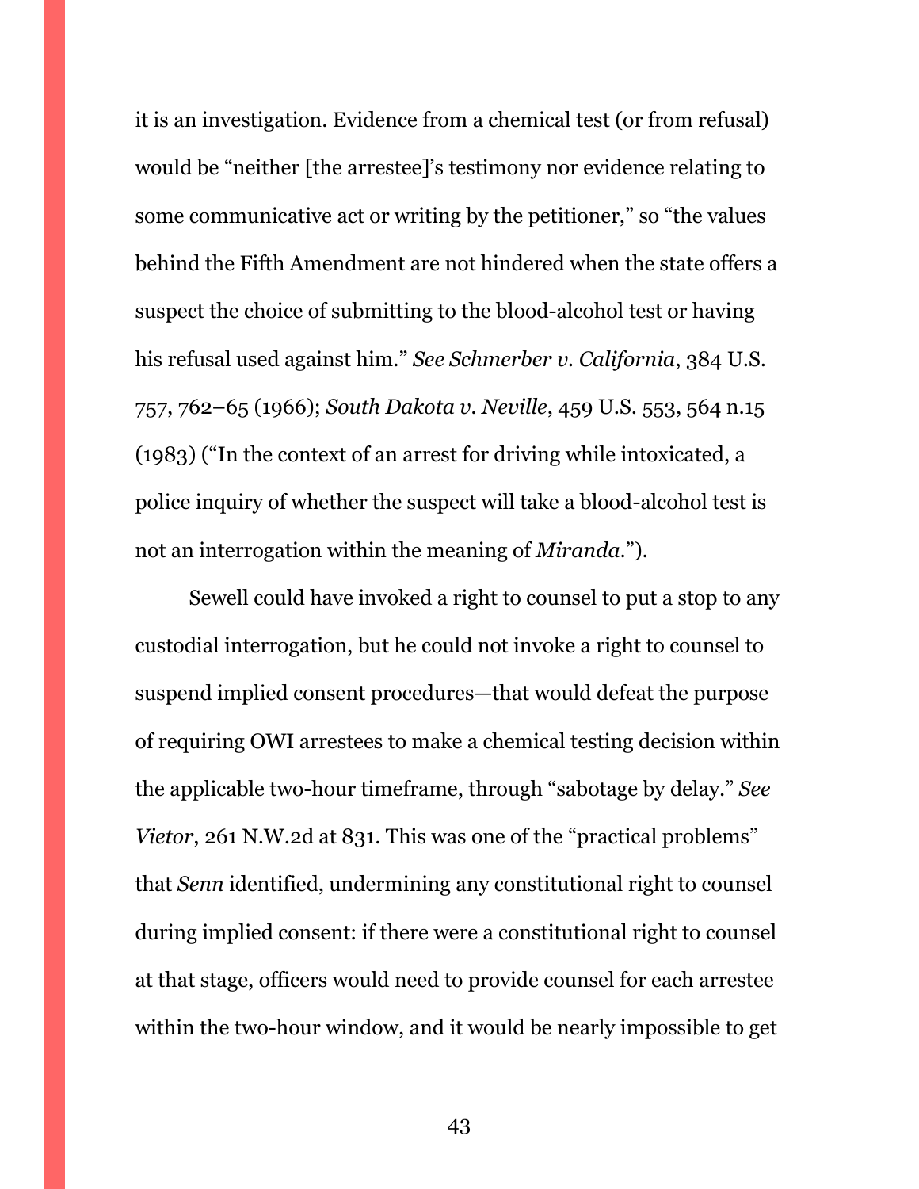it is an investigation. Evidence from a chemical test (or from refusal) would be "neither [the arrestee]'s testimony nor evidence relating to some communicative act or writing by the petitioner," so "the values behind the Fifth Amendment are not hindered when the state offers a suspect the choice of submitting to the blood-alcohol test or having his refusal used against him." *See Schmerber v. California*, 384 U.S. 757, 762–65 (1966); *South Dakota v. Neville*, 459 U.S. 553, 564 n.15 (1983) ("In the context of an arrest for driving while intoxicated, a police inquiry of whether the suspect will take a blood-alcohol test is not an interrogation within the meaning of *Miranda*.").

Sewell could have invoked a right to counsel to put a stop to any custodial interrogation, but he could not invoke a right to counsel to suspend implied consent procedures—that would defeat the purpose of requiring OWI arrestees to make a chemical testing decision within the applicable two-hour timeframe, through "sabotage by delay." *See Vietor*, 261 N.W.2d at 831. This was one of the "practical problems" that *Senn* identified, undermining any constitutional right to counsel during implied consent: if there were a constitutional right to counsel at that stage, officers would need to provide counsel for each arrestee within the two-hour window, and it would be nearly impossible to get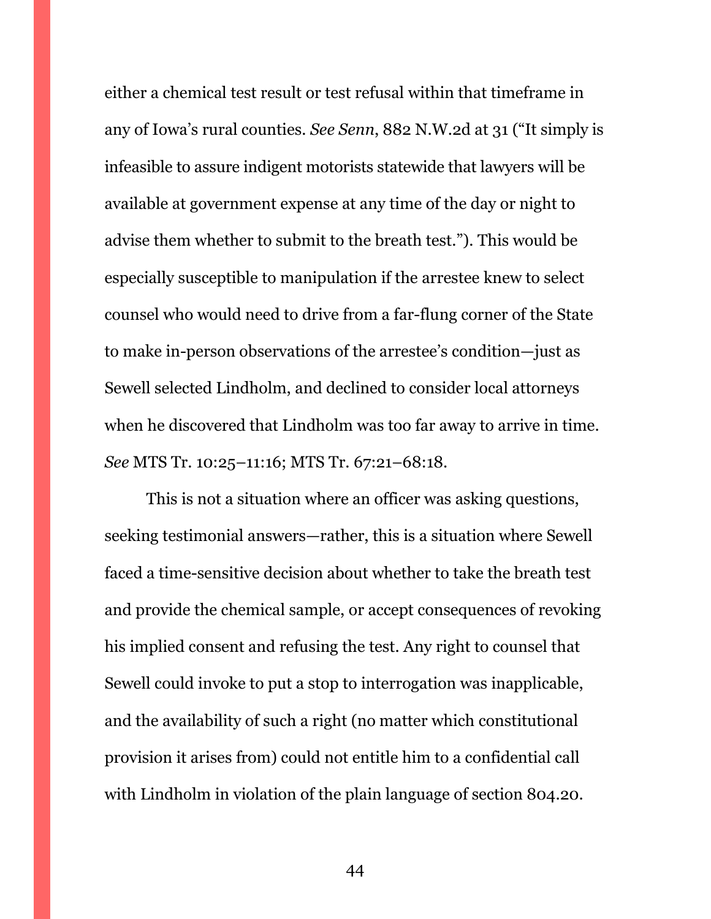either a chemical test result or test refusal within that timeframe in any of Iowa's rural counties. *See Senn*, 882 N.W.2d at 31 ("It simply is infeasible to assure indigent motorists statewide that lawyers will be available at government expense at any time of the day or night to advise them whether to submit to the breath test."). This would be especially susceptible to manipulation if the arrestee knew to select counsel who would need to drive from a far-flung corner of the State to make in-person observations of the arrestee's condition—just as Sewell selected Lindholm, and declined to consider local attorneys when he discovered that Lindholm was too far away to arrive in time. *See* MTS Tr. 10:25–11:16; MTS Tr. 67:21–68:18.

This is not a situation where an officer was asking questions, seeking testimonial answers—rather, this is a situation where Sewell faced a time-sensitive decision about whether to take the breath test and provide the chemical sample, or accept consequences of revoking his implied consent and refusing the test. Any right to counsel that Sewell could invoke to put a stop to interrogation was inapplicable, and the availability of such a right (no matter which constitutional provision it arises from) could not entitle him to a confidential call with Lindholm in violation of the plain language of section 804.20.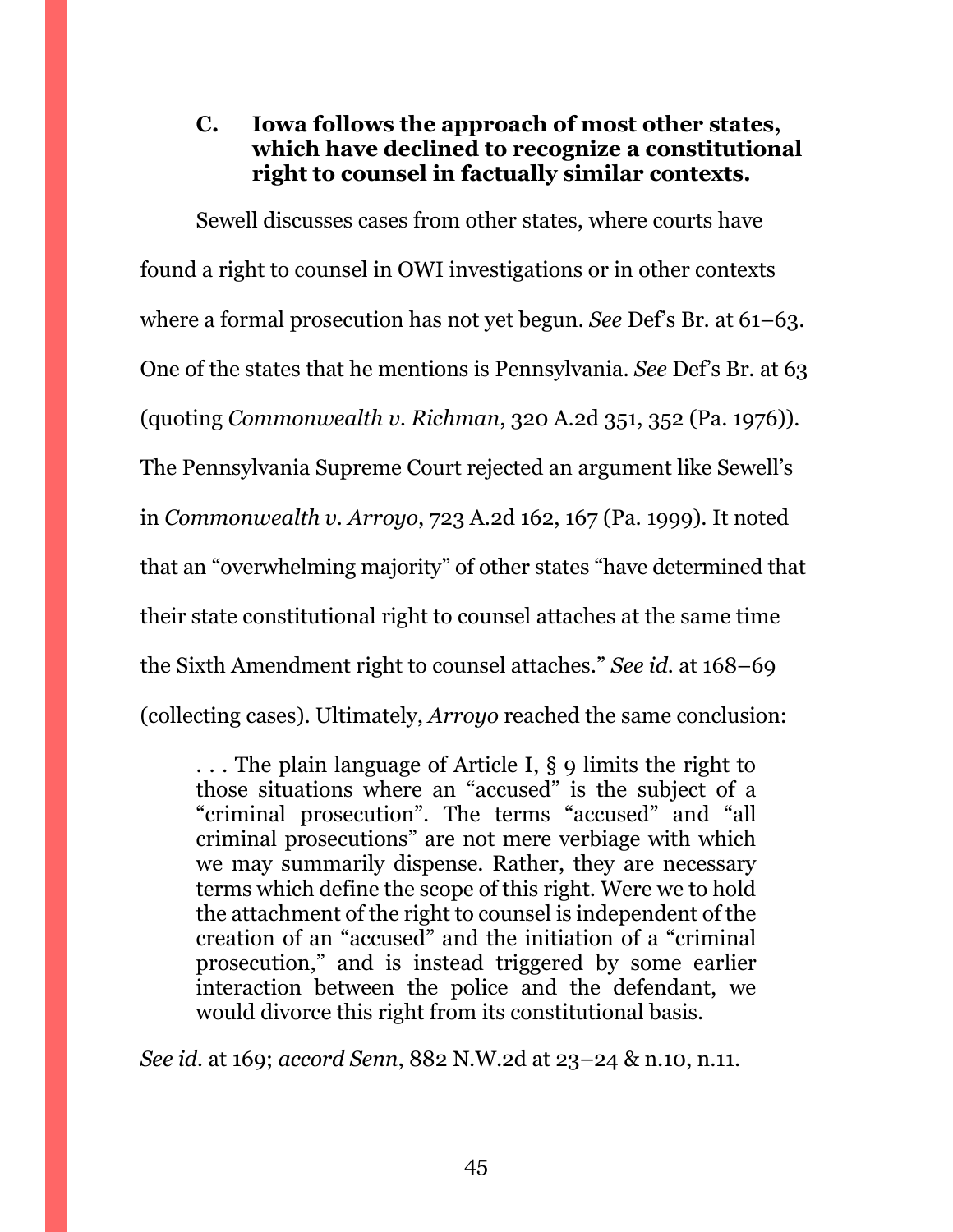### C. Iowa follows the approach of most other states, which have declined to recognize a constitutional right to counsel in factually similar contexts.

Sewell discusses cases from other states, where courts have found a right to counsel in OWI investigations or in other contexts where a formal prosecution has not yet begun. *See* Def's Br. at 61–63. One of the states that he mentions is Pennsylvania. *See* Def's Br. at 63 (quoting *Commonwealth v. Richman*, 320 A.2d 351, 352 (Pa. 1976)). The Pennsylvania Supreme Court rejected an argument like Sewell's in *Commonwealth v. Arroyo*, 723 A.2d 162, 167 (Pa. 1999). It noted that an "overwhelming majority" of other states "have determined that their state constitutional right to counsel attaches at the same time the Sixth Amendment right to counsel attaches." *See id.* at 168–69 (collecting cases). Ultimately, *Arroyo* reached the same conclusion:

> . . . The plain language of Article I, § 9 limits the right to those situations where an "accused" is the subject of a "criminal prosecution". The terms "accused" and "all criminal prosecutions" are not mere verbiage with which we may summarily dispense. Rather, they are necessary terms which define the scope of this right. Were we to hold the attachment of the right to counsel is independent of the creation of an "accused" and the initiation of a "criminal prosecution," and is instead triggered by some earlier interaction between the police and the defendant, we would divorce this right from its constitutional basis.

*See id.* at 169; *accord Senn*, 882 N.W.2d at 23–24 & n.10, n.11.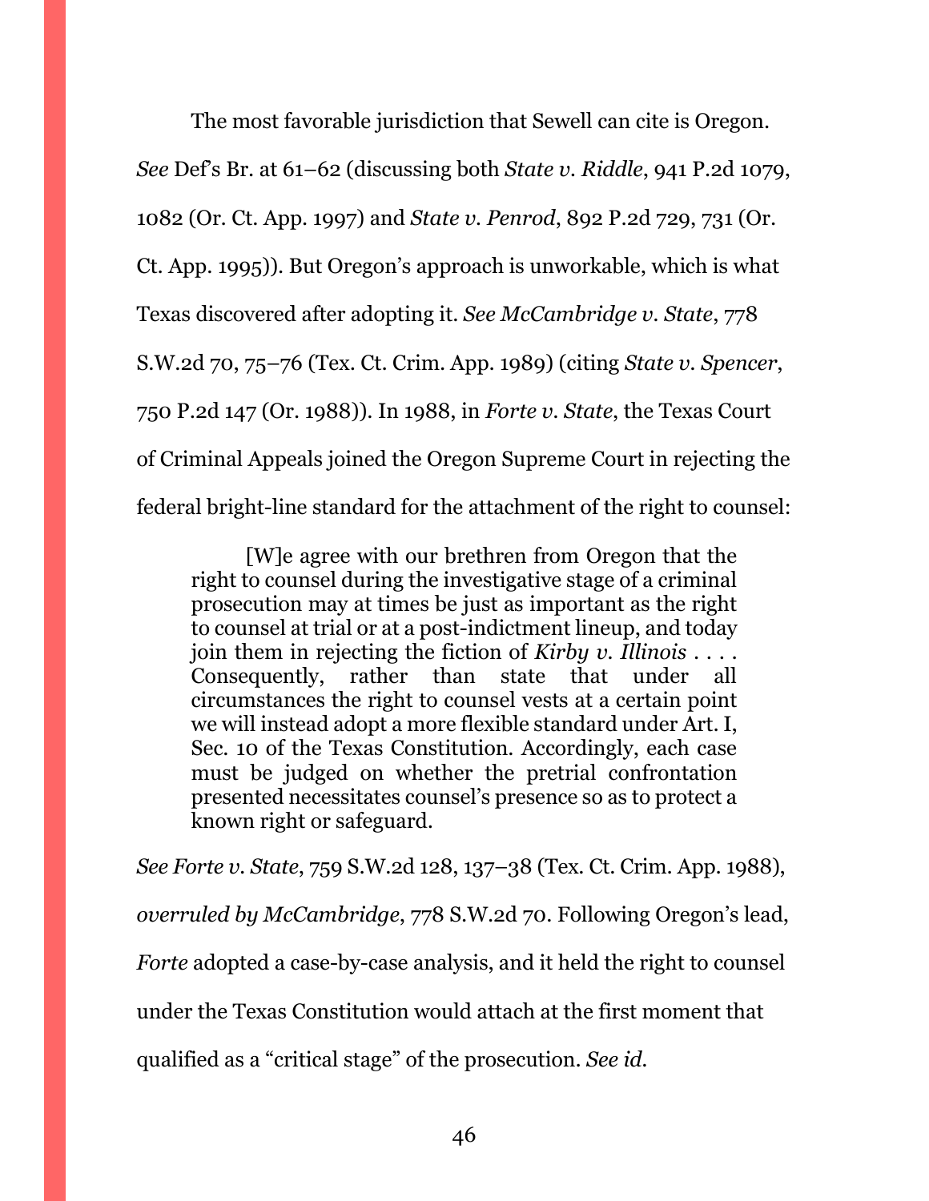The most favorable jurisdiction that Sewell can cite is Oregon. *See* Def's Br. at 61–62 (discussing both *State v. Riddle*, 941 P.2d 1079, 1082 (Or. Ct. App. 1997) and *State v. Penrod*, 892 P.2d 729, 731 (Or. Ct. App. 1995)). But Oregon's approach is unworkable, which is what Texas discovered after adopting it. *See McCambridge v. State*, 778 S.W.2d 70, 75–76 (Tex. Ct. Crim. App. 1989) (citing *State v. Spencer*, 750 P.2d 147 (Or. 1988)). In 1988, in *Forte v. State*, the Texas Court of Criminal Appeals joined the Oregon Supreme Court in rejecting the federal bright-line standard for the attachment of the right to counsel:

> [W]e agree with our brethren from Oregon that the right to counsel during the investigative stage of a criminal prosecution may at times be just as important as the right to counsel at trial or at a post-indictment lineup, and today join them in rejecting the fiction of *Kirby v. Illinois* . . . . Consequently, rather than state that under all circumstances the right to counsel vests at a certain point we will instead adopt a more flexible standard under Art. I, Sec. 10 of the Texas Constitution. Accordingly, each case must be judged on whether the pretrial confrontation presented necessitates counsel's presence so as to protect a known right or safeguard.

*See Forte v. State*, 759 S.W.2d 128, 137–38 (Tex. Ct. Crim. App. 1988), *overruled by McCambridge*, 778 S.W.2d 70. Following Oregon's lead, *Forte* adopted a case-by-case analysis, and it held the right to counsel under the Texas Constitution would attach at the first moment that qualified as a "critical stage" of the prosecution. *See id.*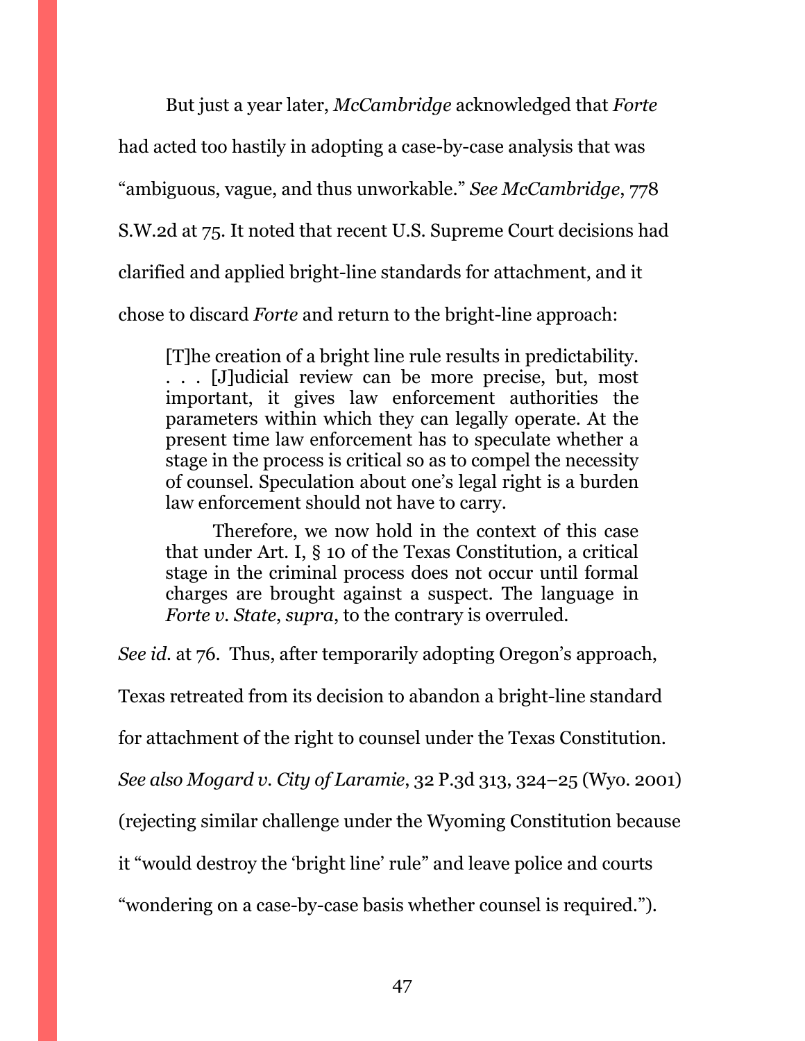But just a year later, *McCambridge* acknowledged that *Forte* had acted too hastily in adopting a case-by-case analysis that was "ambiguous, vague, and thus unworkable." *See McCambridge*, 778 S.W.2d at 75. It noted that recent U.S. Supreme Court decisions had clarified and applied bright-line standards for attachment, and it chose to discard *Forte* and return to the bright-line approach:

> [T]he creation of a bright line rule results in predictability. . . . [J]udicial review can be more precise, but, most important, it gives law enforcement authorities the parameters within which they can legally operate. At the present time law enforcement has to speculate whether a stage in the process is critical so as to compel the necessity of counsel. Speculation about one's legal right is a burden law enforcement should not have to carry.
>
> Therefore, we now hold in the context of this case that under Art. I, § 10 of the Texas Constitution, a critical stage in the criminal process does not occur until formal charges are brought against a suspect. The language in *Forte v. State*, *supra*, to the contrary is overruled.

*See id.* at 76. Thus, after temporarily adopting Oregon's approach, Texas retreated from its decision to abandon a bright-line standard for attachment of the right to counsel under the Texas Constitution. *See also Mogard v. City of Laramie*, 32 P.3d 313, 324–25 (Wyo. 2001) (rejecting similar challenge under the Wyoming Constitution because it "would destroy the 'bright line' rule" and leave police and courts "wondering on a case-by-case basis whether counsel is required.").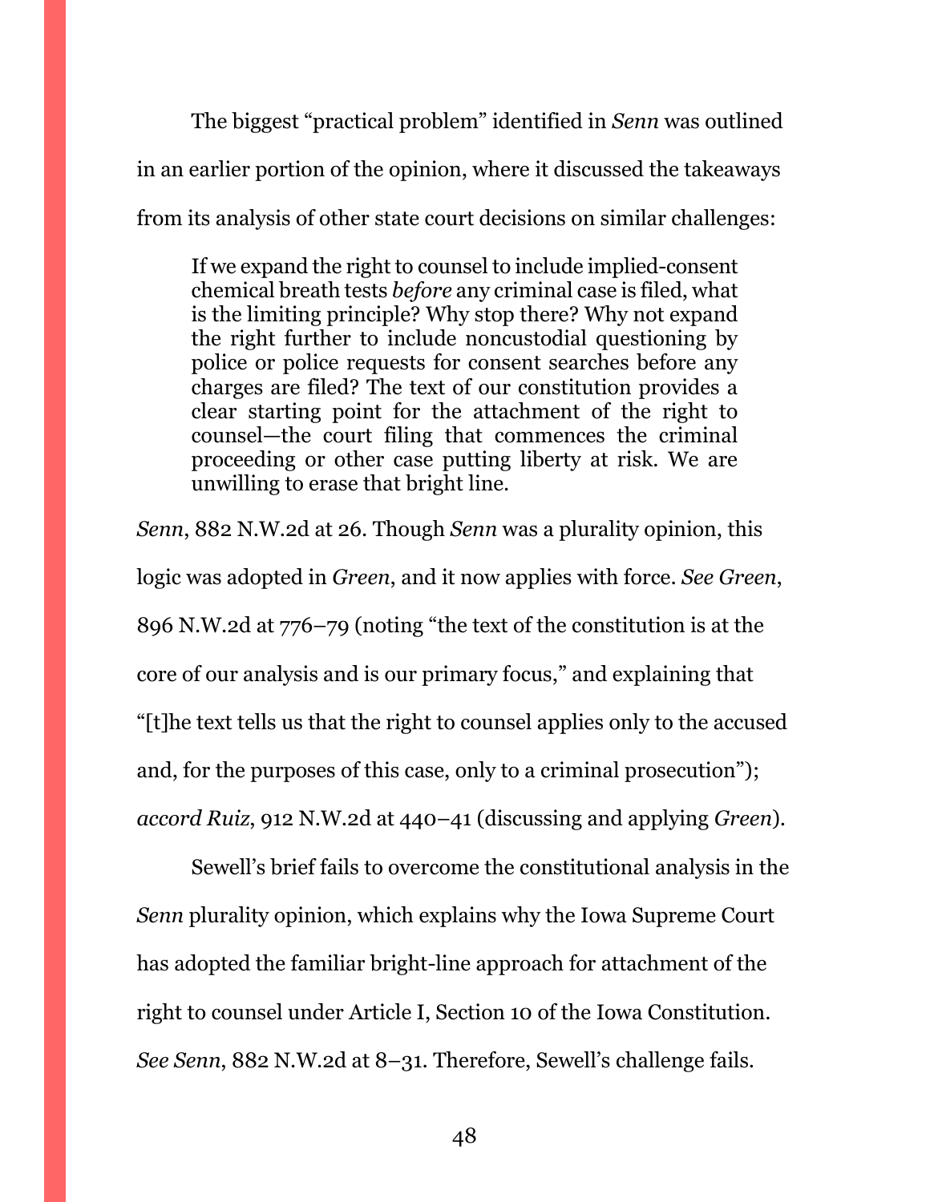The biggest "practical problem" identified in *Senn* was outlined in an earlier portion of the opinion, where it discussed the takeaways from its analysis of other state court decisions on similar challenges:

> If we expand the right to counsel to include implied-consent chemical breath tests *before* any criminal case is filed, what is the limiting principle? Why stop there? Why not expand the right further to include noncustodial questioning by police or police requests for consent searches before any charges are filed? The text of our constitution provides a clear starting point for the attachment of the right to counsel—the court filing that commences the criminal proceeding or other case putting liberty at risk. We are unwilling to erase that bright line.

*Senn*, 882 N.W.2d at 26. Though *Senn* was a plurality opinion, this logic was adopted in *Green*, and it now applies with force. *See Green*, 896 N.W.2d at 776–79 (noting "the text of the constitution is at the core of our analysis and is our primary focus," and explaining that "[t]he text tells us that the right to counsel applies only to the accused and, for the purposes of this case, only to a criminal prosecution"); *accord Ruiz*, 912 N.W.2d at 440–41 (discussing and applying *Green*).

Sewell's brief fails to overcome the constitutional analysis in the *Senn* plurality opinion, which explains why the Iowa Supreme Court has adopted the familiar bright-line approach for attachment of the right to counsel under Article I, Section 10 of the Iowa Constitution. *See Senn*, 882 N.W.2d at 8–31. Therefore, Sewell's challenge fails.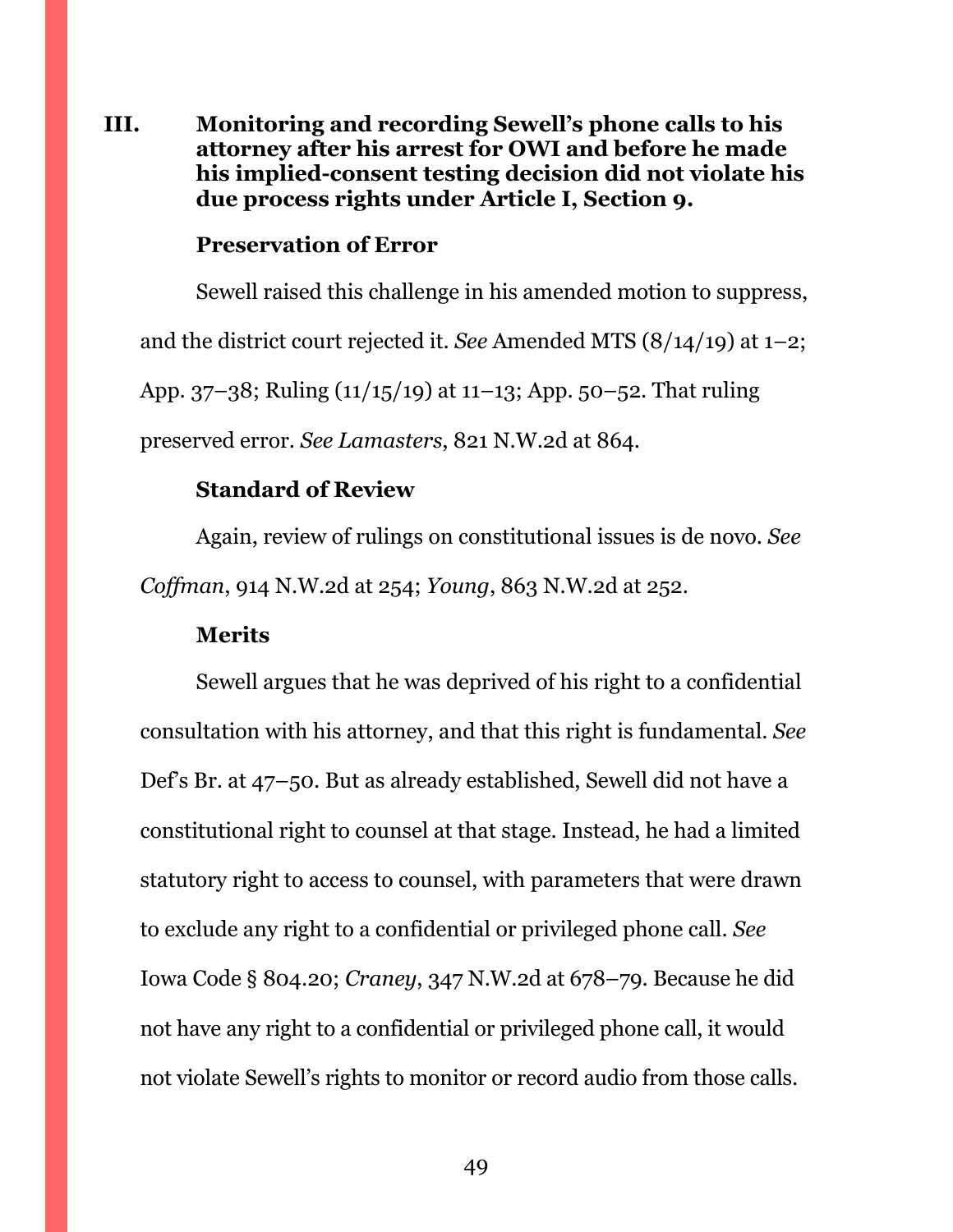## III. Monitoring and recording Sewell's phone calls to his attorney after his arrest for OWI and before he made his implied-consent testing decision did not violate his due process rights under Article I, Section 9.

### Preservation of Error

Sewell raised this challenge in his amended motion to suppress, and the district court rejected it. *See* Amended MTS (8/14/19) at 1–2; App. 37–38; Ruling (11/15/19) at 11–13; App. 50–52. That ruling preserved error. *See Lamasters*, 821 N.W.2d at 864.

### Standard of Review

Again, review of rulings on constitutional issues is de novo. *See Coffman*, 914 N.W.2d at 254; *Young*, 863 N.W.2d at 252.

### Merits

Sewell argues that he was deprived of his right to a confidential consultation with his attorney, and that this right is fundamental. *See* Def's Br. at 47–50. But as already established, Sewell did not have a constitutional right to counsel at that stage. Instead, he had a limited statutory right to access to counsel, with parameters that were drawn to exclude any right to a confidential or privileged phone call. *See* Iowa Code § 804.20; *Craney*, 347 N.W.2d at 678–79. Because he did not have any right to a confidential or privileged phone call, it would not violate Sewell's rights to monitor or record audio from those calls.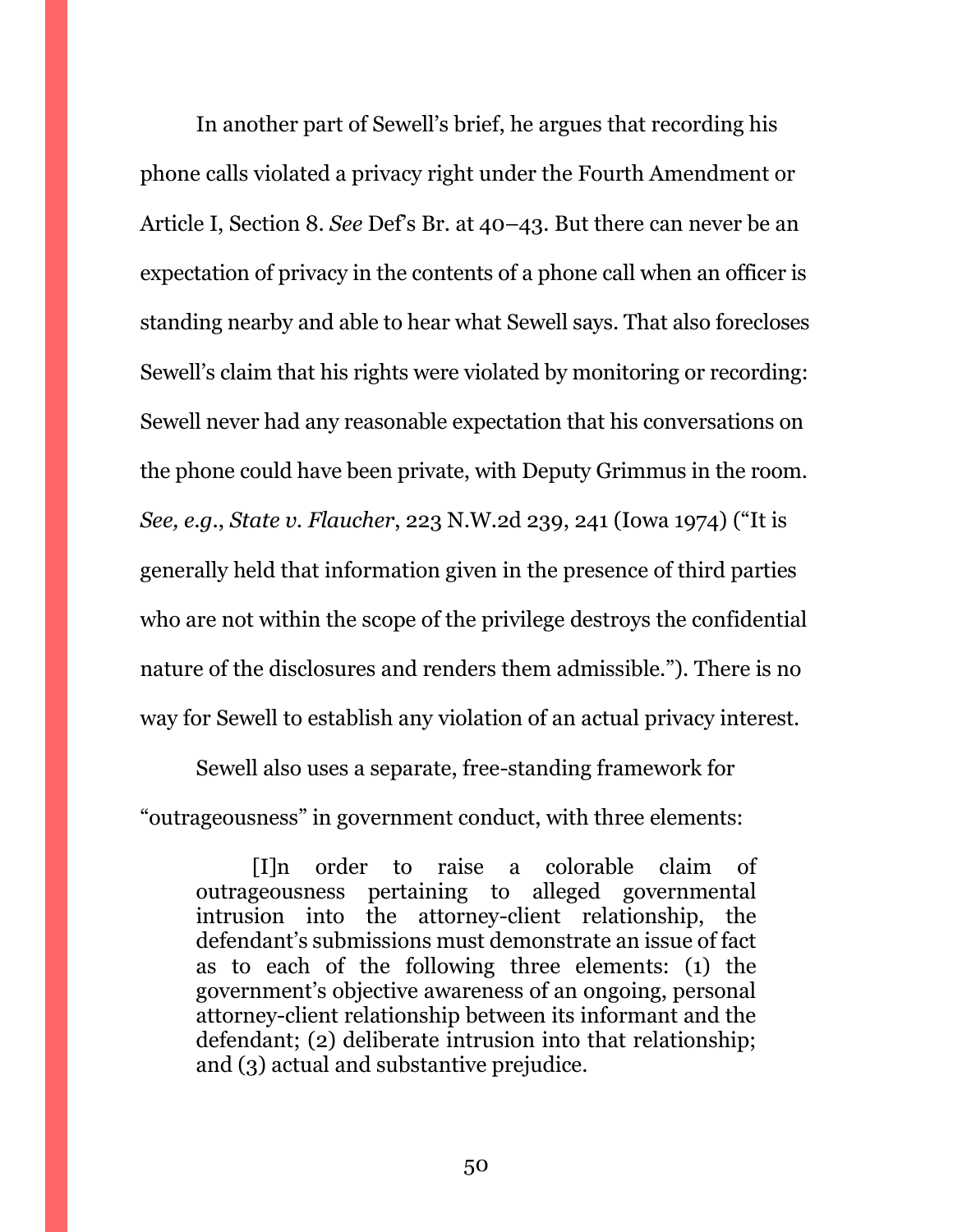In another part of Sewell's brief, he argues that recording his phone calls violated a privacy right under the Fourth Amendment or Article I, Section 8. *See* Def's Br. at 40–43. But there can never be an expectation of privacy in the contents of a phone call when an officer is standing nearby and able to hear what Sewell says. That also forecloses Sewell's claim that his rights were violated by monitoring or recording: Sewell never had any reasonable expectation that his conversations on the phone could have been private, with Deputy Grimmus in the room. *See, e.g.*, *State v. Flaucher*, 223 N.W.2d 239, 241 (Iowa 1974) ("It is generally held that information given in the presence of third parties who are not within the scope of the privilege destroys the confidential nature of the disclosures and renders them admissible."). There is no way for Sewell to establish any violation of an actual privacy interest.

Sewell also uses a separate, free-standing framework for "outrageousness" in government conduct, with three elements:

> [I]n order to raise a colorable claim of outrageousness pertaining to alleged governmental intrusion into the attorney-client relationship, the defendant's submissions must demonstrate an issue of fact as to each of the following three elements: (1) the government's objective awareness of an ongoing, personal attorney-client relationship between its informant and the defendant; (2) deliberate intrusion into that relationship; and (3) actual and substantive prejudice.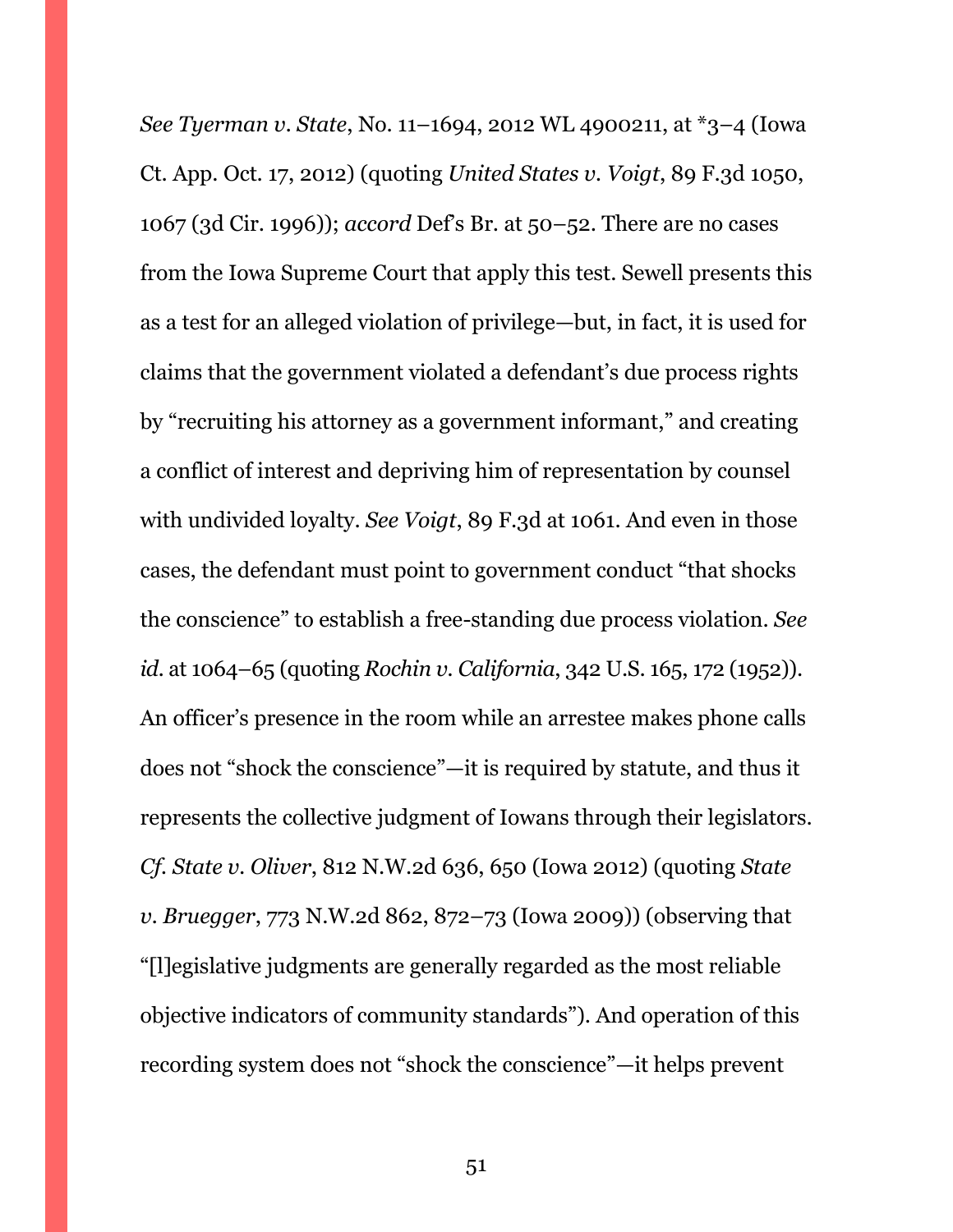*See Tyerman v. State*, No. 11–1694, 2012 WL 4900211, at *3–4 (Iowa Ct. App. Oct. 17, 2012) (quoting *United States v. Voigt*, 89 F.3d 1050, 1067 (3d Cir. 1996)); *accord* Def's Br. at 50–52. There are no cases from the Iowa Supreme Court that apply this test. Sewell presents this as a test for an alleged violation of privilege—but, in fact, it is used for claims that the government violated a defendant's due process rights by "recruiting his attorney as a government informant," and creating a conflict of interest and depriving him of representation by counsel with undivided loyalty. *See Voigt*, 89 F.3d at 1061. And even in those cases, the defendant must point to government conduct "that shocks the conscience" to establish a free-standing due process violation. *See id.* at 1064–65 (quoting *Rochin v. California*, 342 U.S. 165, 172 (1952)). An officer's presence in the room while an arrestee makes phone calls does not "shock the conscience"—it is required by statute, and thus it represents the collective judgment of Iowans through their legislators. *Cf. State v. Oliver*, 812 N.W.2d 636, 650 (Iowa 2012) (quoting *State v. Bruegger*, 773 N.W.2d 862, 872–73 (Iowa 2009)) (observing that "[l]egislative judgments are generally regarded as the most reliable objective indicators of community standards"). And operation of this recording system does not "shock the conscience"—it helps prevent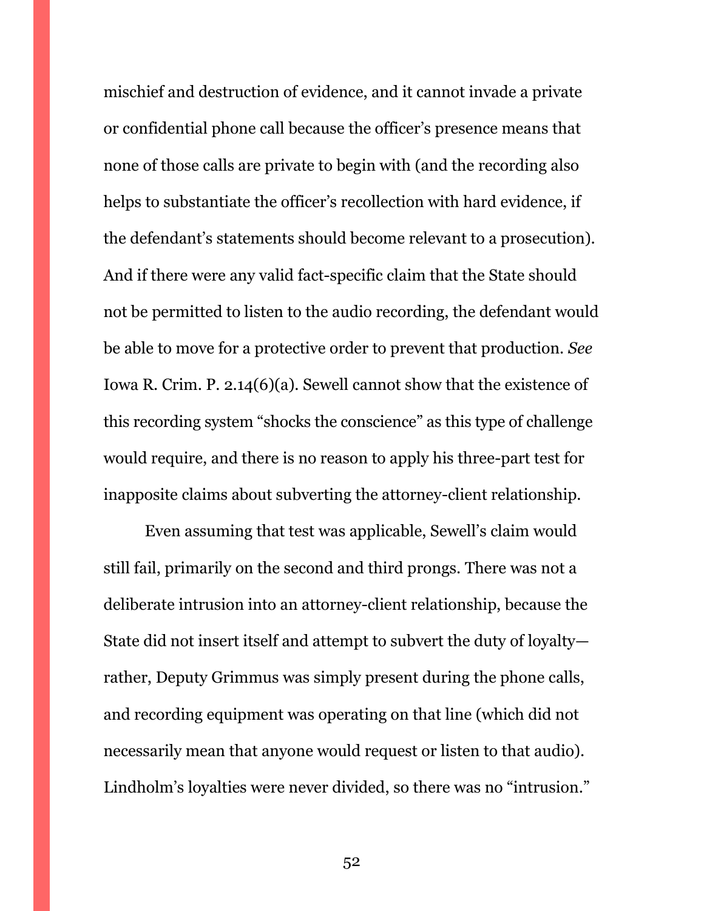mischief and destruction of evidence, and it cannot invade a private or confidential phone call because the officer's presence means that none of those calls are private to begin with (and the recording also helps to substantiate the officer's recollection with hard evidence, if the defendant's statements should become relevant to a prosecution). And if there were any valid fact-specific claim that the State should not be permitted to listen to the audio recording, the defendant would be able to move for a protective order to prevent that production. *See* Iowa R. Crim. P. 2.14(6)(a). Sewell cannot show that the existence of this recording system "shocks the conscience" as this type of challenge would require, and there is no reason to apply his three-part test for inapposite claims about subverting the attorney-client relationship.

Even assuming that test was applicable, Sewell's claim would still fail, primarily on the second and third prongs. There was not a deliberate intrusion into an attorney-client relationship, because the State did not insert itself and attempt to subvert the duty of loyalty—rather, Deputy Grimmus was simply present during the phone calls, and recording equipment was operating on that line (which did not necessarily mean that anyone would request or listen to that audio). Lindholm's loyalties were never divided, so there was no "intrusion."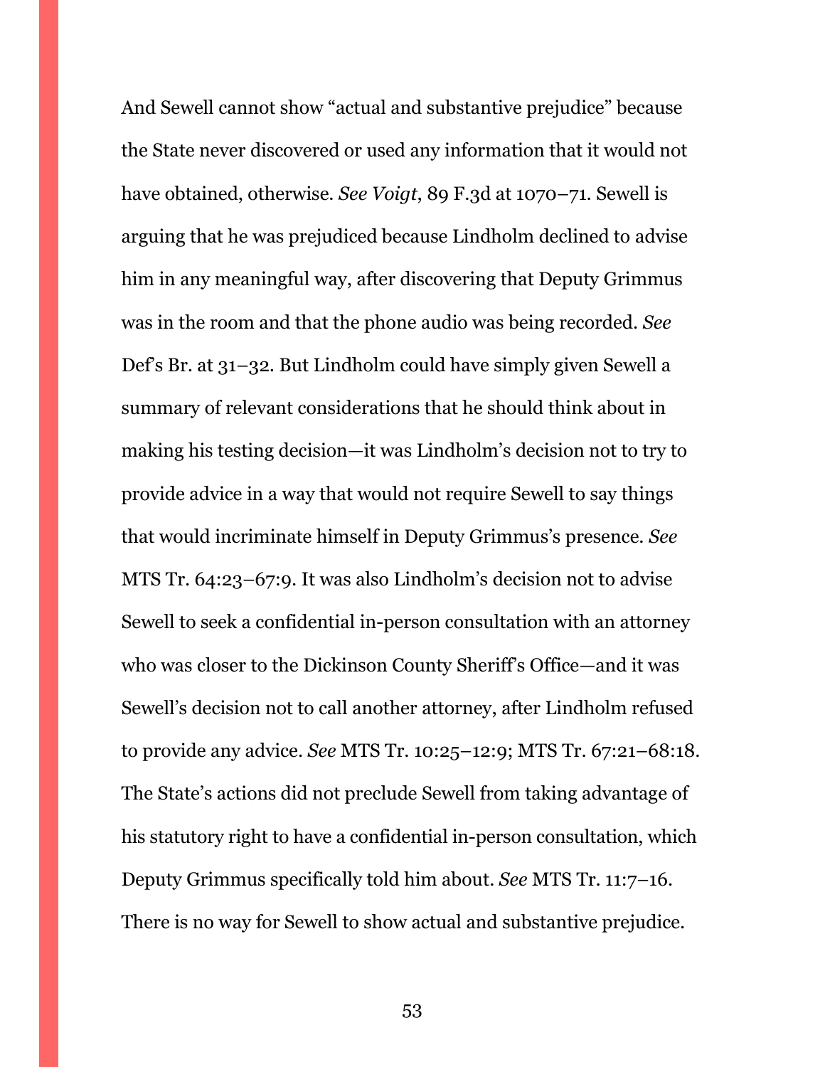And Sewell cannot show "actual and substantive prejudice" because the State never discovered or used any information that it would not have obtained, otherwise. *See Voigt*, 89 F.3d at 1070–71. Sewell is arguing that he was prejudiced because Lindholm declined to advise him in any meaningful way, after discovering that Deputy Grimmus was in the room and that the phone audio was being recorded. *See* Def's Br. at 31–32. But Lindholm could have simply given Sewell a summary of relevant considerations that he should think about in making his testing decision—it was Lindholm's decision not to try to provide advice in a way that would not require Sewell to say things that would incriminate himself in Deputy Grimmus's presence. *See* MTS Tr. 64:23–67:9. It was also Lindholm's decision not to advise Sewell to seek a confidential in-person consultation with an attorney who was closer to the Dickinson County Sheriff's Office—and it was Sewell's decision not to call another attorney, after Lindholm refused to provide any advice. *See* MTS Tr. 10:25–12:9; MTS Tr. 67:21–68:18. The State's actions did not preclude Sewell from taking advantage of his statutory right to have a confidential in-person consultation, which Deputy Grimmus specifically told him about. *See* MTS Tr. 11:7–16. There is no way for Sewell to show actual and substantive prejudice.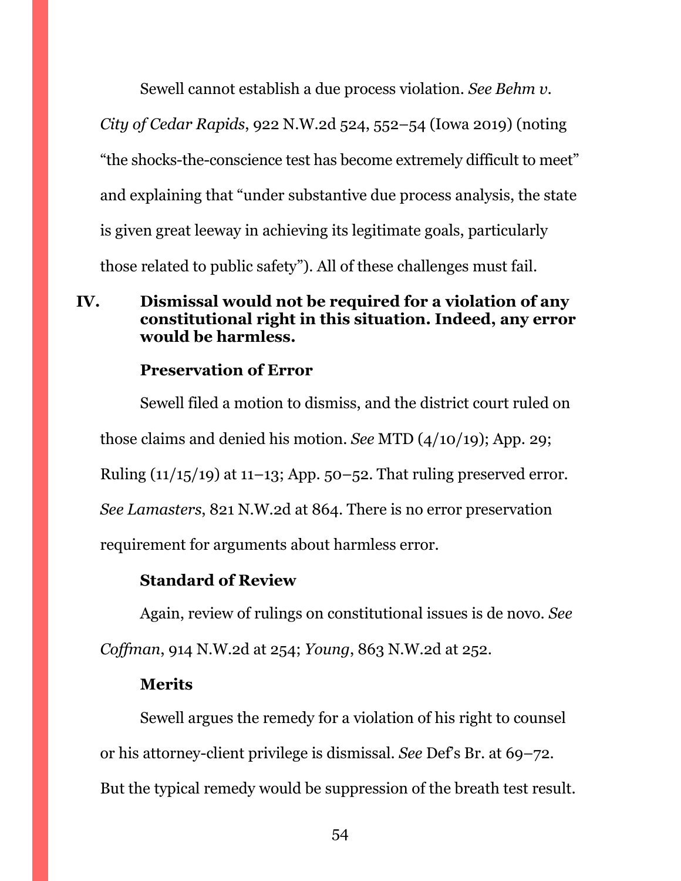Sewell cannot establish a due process violation. *See Behm v. City of Cedar Rapids*, 922 N.W.2d 524, 552–54 (Iowa 2019) (noting "the shocks-the-conscience test has become extremely difficult to meet" and explaining that "under substantive due process analysis, the state is given great leeway in achieving its legitimate goals, particularly those related to public safety"). All of these challenges must fail.

## IV. Dismissal would not be required for a violation of any constitutional right in this situation. Indeed, any error would be harmless.

### Preservation of Error

Sewell filed a motion to dismiss, and the district court ruled on those claims and denied his motion. *See* MTD (4/10/19); App. 29; Ruling (11/15/19) at 11–13; App. 50–52. That ruling preserved error. *See Lamasters*, 821 N.W.2d at 864. There is no error preservation requirement for arguments about harmless error.

### Standard of Review

Again, review of rulings on constitutional issues is de novo. *See Coffman*, 914 N.W.2d at 254; *Young*, 863 N.W.2d at 252.

### Merits

Sewell argues the remedy for a violation of his right to counsel or his attorney-client privilege is dismissal. *See* Def's Br. at 69–72. But the typical remedy would be suppression of the breath test result.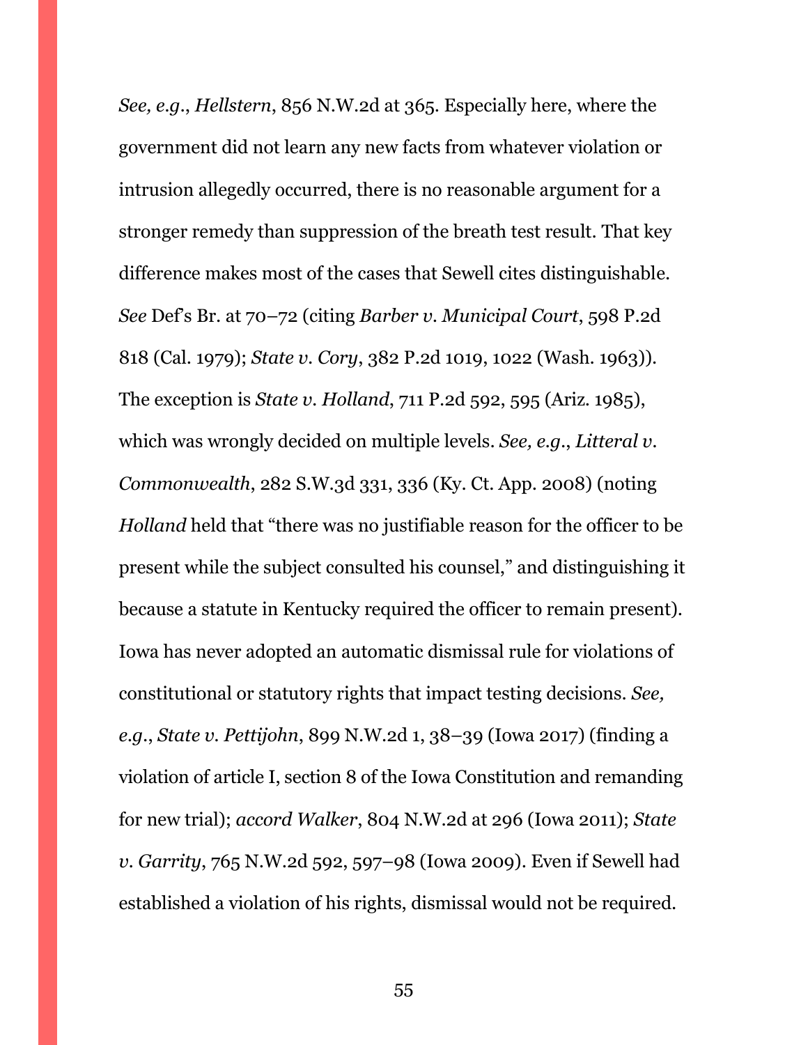*See, e.g.*, *Hellstern*, 856 N.W.2d at 365. Especially here, where the government did not learn any new facts from whatever violation or intrusion allegedly occurred, there is no reasonable argument for a stronger remedy than suppression of the breath test result. That key difference makes most of the cases that Sewell cites distinguishable. *See* Def's Br. at 70–72 (citing *Barber v. Municipal Court*, 598 P.2d 818 (Cal. 1979); *State v. Cory*, 382 P.2d 1019, 1022 (Wash. 1963)). The exception is *State v. Holland*, 711 P.2d 592, 595 (Ariz. 1985), which was wrongly decided on multiple levels. *See, e.g.*, *Litteral v. Commonwealth*, 282 S.W.3d 331, 336 (Ky. Ct. App. 2008) (noting *Holland* held that "there was no justifiable reason for the officer to be present while the subject consulted his counsel," and distinguishing it because a statute in Kentucky required the officer to remain present). Iowa has never adopted an automatic dismissal rule for violations of constitutional or statutory rights that impact testing decisions. *See, e.g.*, *State v. Pettijohn*, 899 N.W.2d 1, 38–39 (Iowa 2017) (finding a violation of article I, section 8 of the Iowa Constitution and remanding for new trial); *accord Walker*, 804 N.W.2d at 296 (Iowa 2011); *State v. Garrity*, 765 N.W.2d 592, 597–98 (Iowa 2009). Even if Sewell had established a violation of his rights, dismissal would not be required.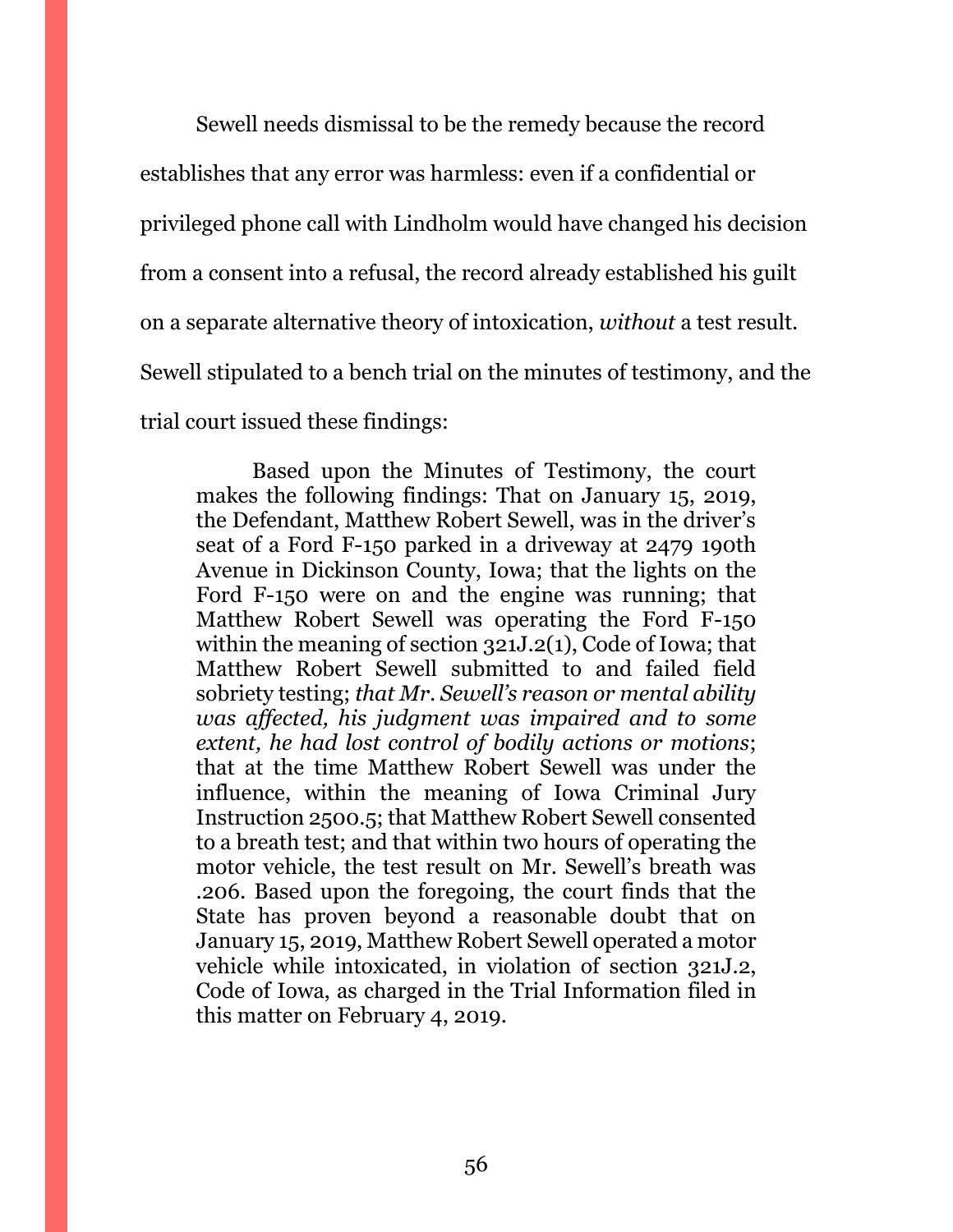Sewell needs dismissal to be the remedy because the record establishes that any error was harmless: even if a confidential or privileged phone call with Lindholm would have changed his decision from a consent into a refusal, the record already established his guilt on a separate alternative theory of intoxication, *without* a test result. Sewell stipulated to a bench trial on the minutes of testimony, and the trial court issued these findings:

> Based upon the Minutes of Testimony, the court makes the following findings: That on January 15, 2019, the Defendant, Matthew Robert Sewell, was in the driver's seat of a Ford F-150 parked in a driveway at 2479 190th Avenue in Dickinson County, Iowa; that the lights on the Ford F-150 were on and the engine was running; that Matthew Robert Sewell was operating the Ford F-150 within the meaning of section 321J.2(1), Code of Iowa; that Matthew Robert Sewell submitted to and failed field sobriety testing; *that Mr. Sewell's reason or mental ability was affected, his judgment was impaired and to some extent, he had lost control of bodily actions or motions*; that at the time Matthew Robert Sewell was under the influence, within the meaning of Iowa Criminal Jury Instruction 2500.5; that Matthew Robert Sewell consented to a breath test; and that within two hours of operating the motor vehicle, the test result on Mr. Sewell's breath was .206. Based upon the foregoing, the court finds that the State has proven beyond a reasonable doubt that on January 15, 2019, Matthew Robert Sewell operated a motor vehicle while intoxicated, in violation of section 321J.2, Code of Iowa, as charged in the Trial Information filed in this matter on February 4, 2019.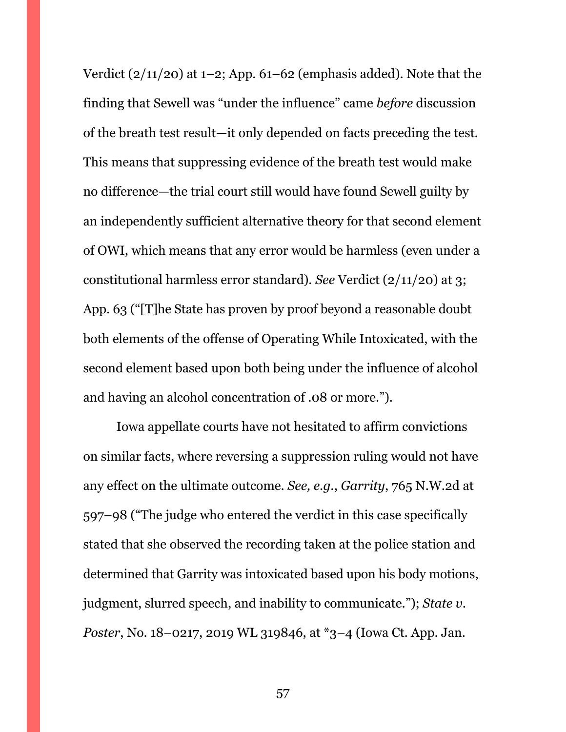Verdict (2/11/20) at 1–2; App. 61–62 (emphasis added). Note that the finding that Sewell was "under the influence" came *before* discussion of the breath test result—it only depended on facts preceding the test. This means that suppressing evidence of the breath test would make no difference—the trial court still would have found Sewell guilty by an independently sufficient alternative theory for that second element of OWI, which means that any error would be harmless (even under a constitutional harmless error standard). *See* Verdict (2/11/20) at 3; App. 63 ("[T]he State has proven by proof beyond a reasonable doubt both elements of the offense of Operating While Intoxicated, with the second element based upon both being under the influence of alcohol and having an alcohol concentration of .08 or more.").

Iowa appellate courts have not hesitated to affirm convictions on similar facts, where reversing a suppression ruling would not have any effect on the ultimate outcome. *See, e.g.*, *Garrity*, 765 N.W.2d at 597–98 ("The judge who entered the verdict in this case specifically stated that she observed the recording taken at the police station and determined that Garrity was intoxicated based upon his body motions, judgment, slurred speech, and inability to communicate."); *State v. Poster*, No. 18–0217, 2019 WL 319846, at *3–4 (Iowa Ct. App. Jan.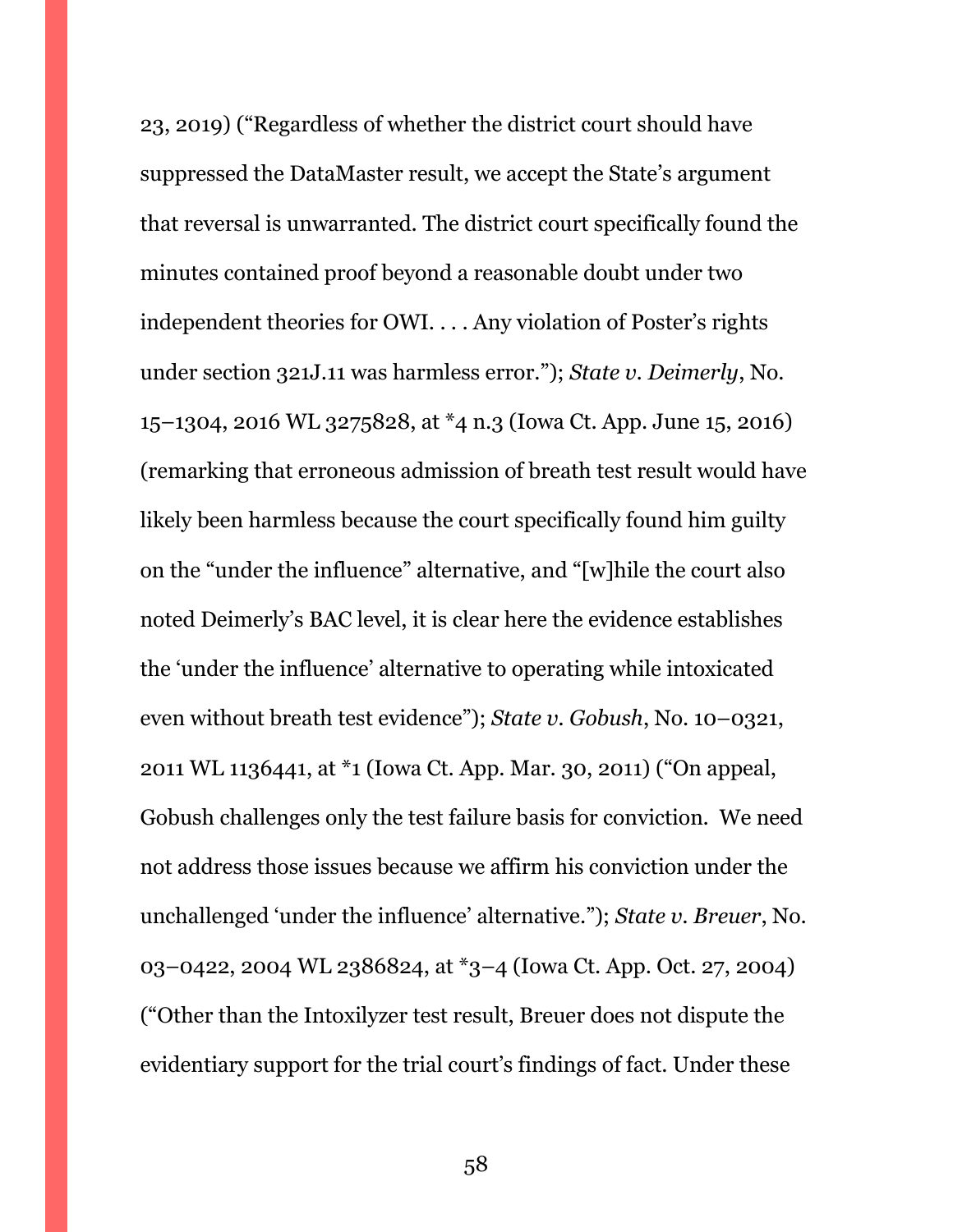23, 2019) ("Regardless of whether the district court should have suppressed the DataMaster result, we accept the State's argument that reversal is unwarranted. The district court specifically found the minutes contained proof beyond a reasonable doubt under two independent theories for OWI. . . . Any violation of Poster's rights under section 321J.11 was harmless error."); *State v. Deimerly*, No. 15–1304, 2016 WL 3275828, at *4 n.3 (Iowa Ct. App. June 15, 2016) (remarking that erroneous admission of breath test result would have likely been harmless because the court specifically found him guilty on the "under the influence" alternative, and "[w]hile the court also noted Deimerly's BAC level, it is clear here the evidence establishes the 'under the influence' alternative to operating while intoxicated even without breath test evidence"); *State v. Gobush*, No. 10–0321, 2011 WL 1136441, at *1 (Iowa Ct. App. Mar. 30, 2011) ("On appeal, Gobush challenges only the test failure basis for conviction. We need not address those issues because we affirm his conviction under the unchallenged 'under the influence' alternative."); *State v. Breuer*, No. 03–0422, 2004 WL 2386824, at *3–4 (Iowa Ct. App. Oct. 27, 2004) ("Other than the Intoxilyzer test result, Breuer does not dispute the evidentiary support for the trial court's findings of fact. Under these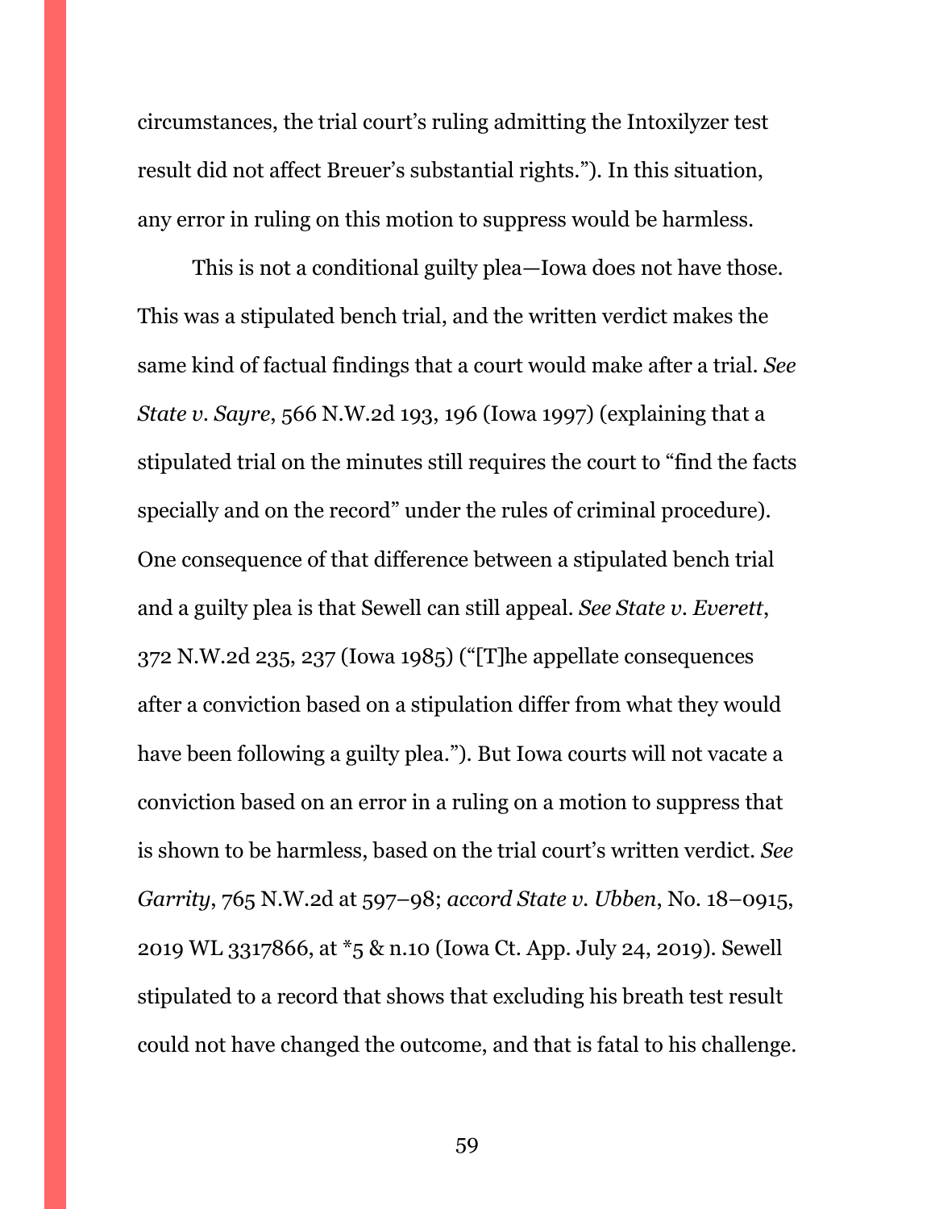circumstances, the trial court's ruling admitting the Intoxilyzer test result did not affect Breuer's substantial rights."). In this situation, any error in ruling on this motion to suppress would be harmless.

This is not a conditional guilty plea—Iowa does not have those. This was a stipulated bench trial, and the written verdict makes the same kind of factual findings that a court would make after a trial. *See State v. Sayre*, 566 N.W.2d 193, 196 (Iowa 1997) (explaining that a stipulated trial on the minutes still requires the court to "find the facts specially and on the record" under the rules of criminal procedure). One consequence of that difference between a stipulated bench trial and a guilty plea is that Sewell can still appeal. *See State v. Everett*, 372 N.W.2d 235, 237 (Iowa 1985) ("[T]he appellate consequences after a conviction based on a stipulation differ from what they would have been following a guilty plea."). But Iowa courts will not vacate a conviction based on an error in a ruling on a motion to suppress that is shown to be harmless, based on the trial court's written verdict. *See Garrity*, 765 N.W.2d at 597–98; *accord State v. Ubben*, No. 18–0915, 2019 WL 3317866, at *5 & n.10 (Iowa Ct. App. July 24, 2019). Sewell stipulated to a record that shows that excluding his breath test result could not have changed the outcome, and that is fatal to his challenge.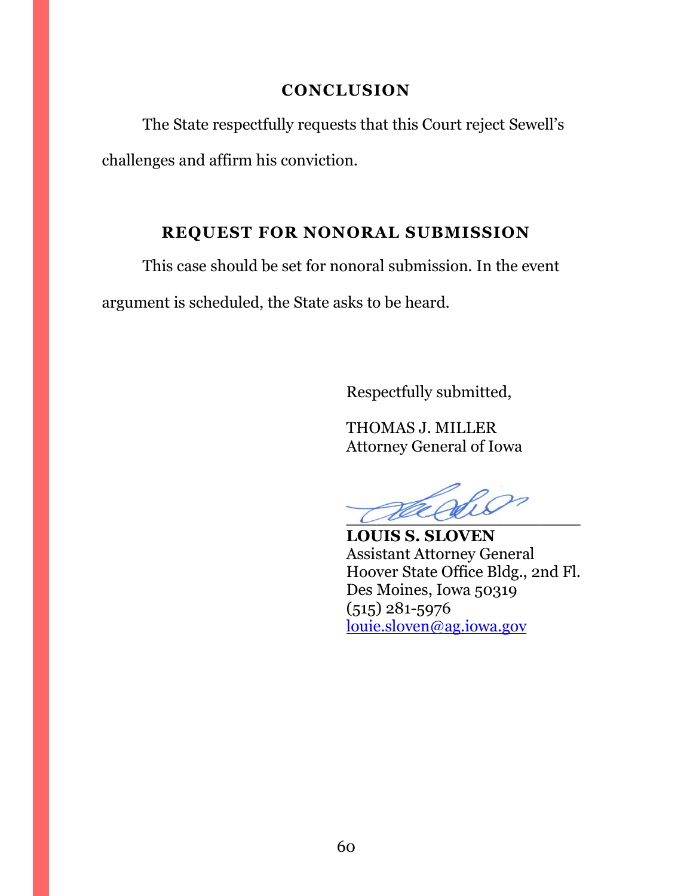## CONCLUSION

The State respectfully requests that this Court reject Sewell's challenges and affirm his conviction.

## REQUEST FOR NONORAL SUBMISSION

This case should be set for nonoral submission. In the event argument is scheduled, the State asks to be heard.

Respectfully submitted,

THOMAS J. MILLER
Attorney General of Iowa

\_\_\_\_\_\_\_\_\_\_\_\_\_\_\_\_\_\_\_\_\_\_\_\_\_\_

**LOUIS S. SLOVEN**
Assistant Attorney General
Hoover State Office Bldg., 2nd Fl.
Des Moines, Iowa 50319
(515) 281-5976
louie.sloven@ag.iowa.gov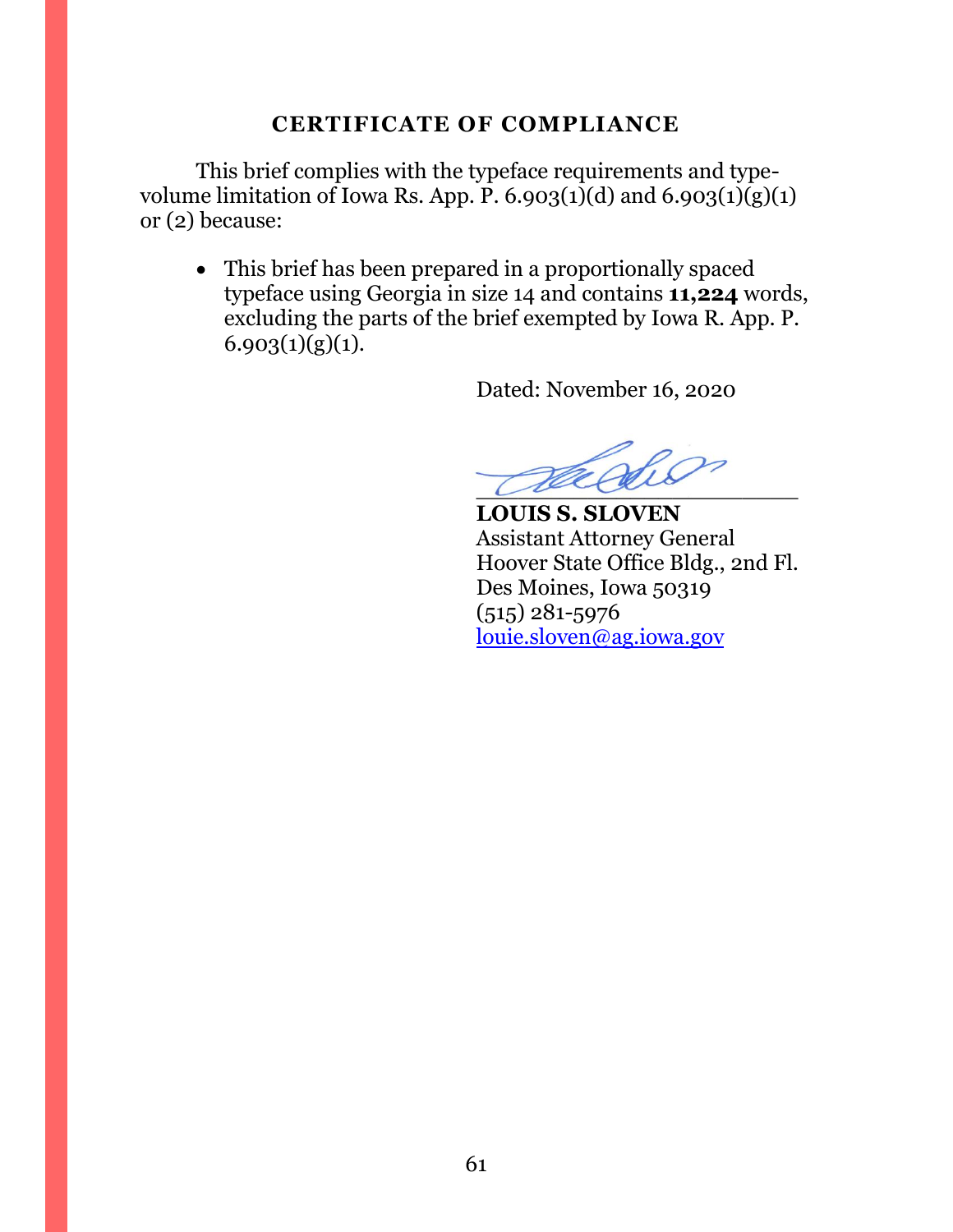## CERTIFICATE OF COMPLIANCE

This brief complies with the typeface requirements and type-volume limitation of Iowa Rs. App. P. 6.903(1)(d) and 6.903(1)(g)(1) or (2) because:

- This brief has been prepared in a proportionally spaced typeface using Georgia in size 14 and contains **11,224** words, excluding the parts of the brief exempted by Iowa R. App. P. 6.903(1)(g)(1).

Dated: November 16, 2020

\_\_\_\_\_\_\_\_\_\_\_\_\_\_\_\_\_\_\_\_\_\_\_\_\_\_\_\_

**LOUIS S. SLOVEN**
Assistant Attorney General
Hoover State Office Bldg., 2nd Fl.
Des Moines, Iowa 50319
(515) 281-5976
louie.sloven@ag.iowa.gov